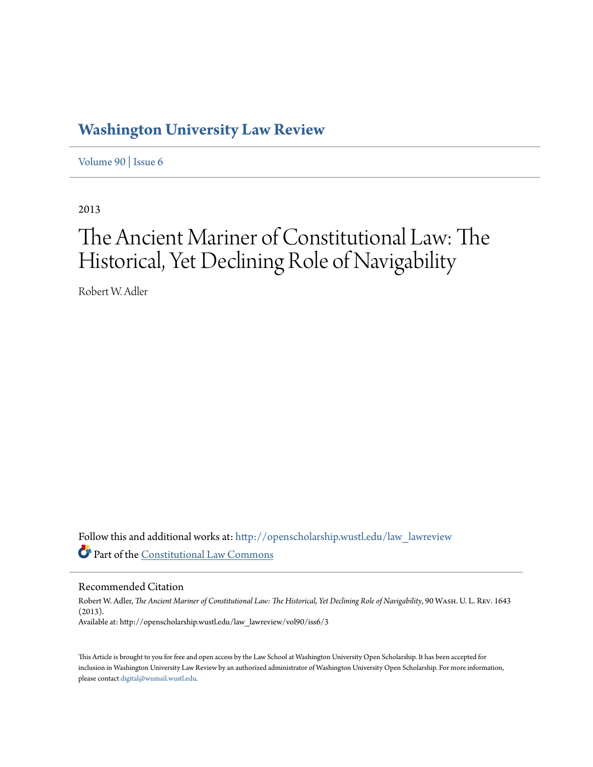# Washington University Law Review

Volume 90 | Issue 6

2013

# The Ancient Mariner of Constitutional Law: The Historical, Yet Declining Role of Navigability

Robert W. Adler

Follow this and additional works at: http://openscholarship.wustl.edu/law_lawreview

Part of the Constitutional Law Commons

## Recommended Citation

Robert W. Adler, *The Ancient Mariner of Constitutional Law: The Historical, Yet Declining Role of Navigability*, 90 Wash. U. L. Rev. 1643 (2013).
Available at: http://openscholarship.wustl.edu/law_lawreview/vol90/iss6/3

This Article is brought to you for free and open access by the Law School at Washington University Open Scholarship. It has been accepted for inclusion in Washington University Law Review by an authorized administrator of Washington University Open Scholarship. For more information, please contact digital@wumail.wustl.edu.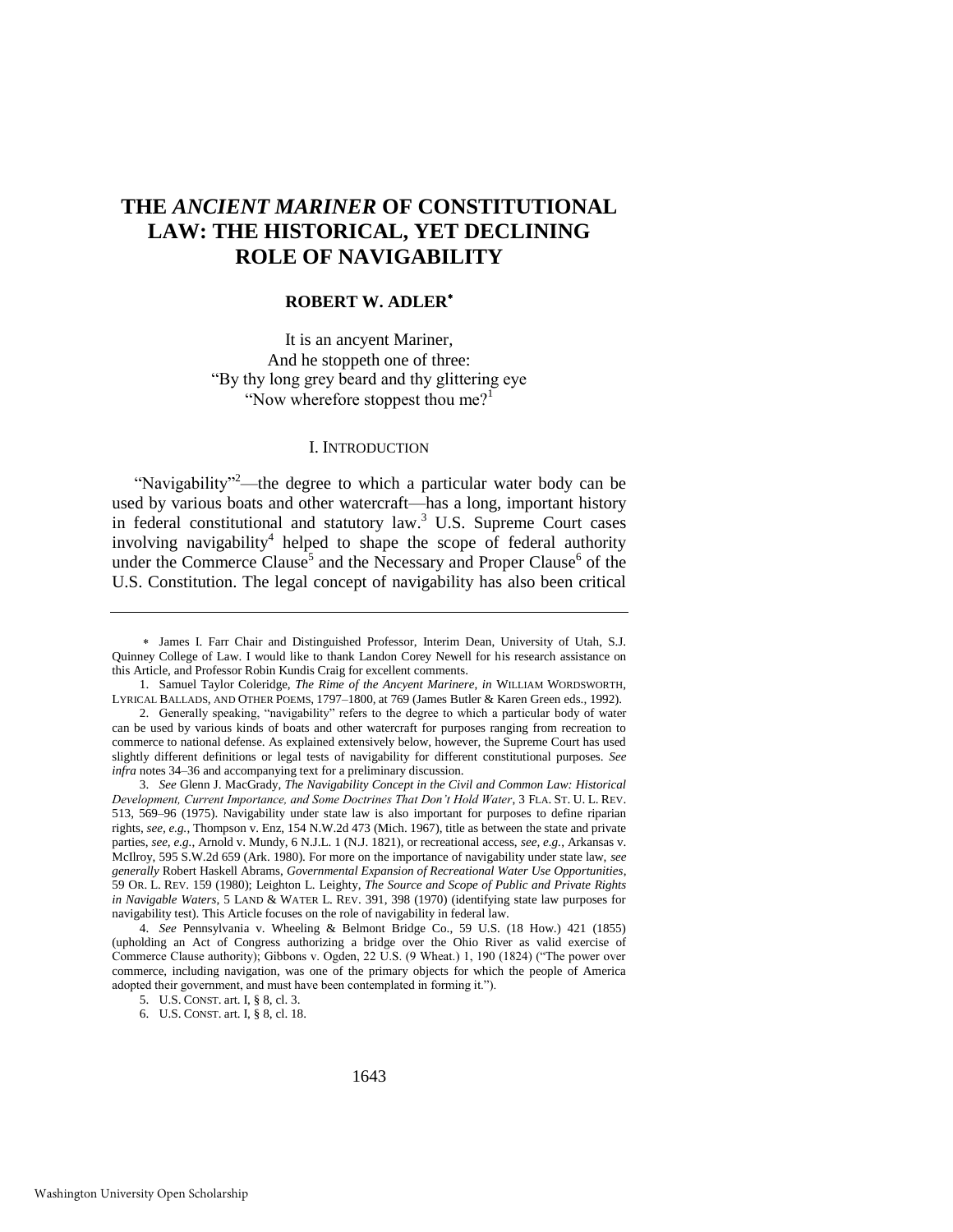# THE *ANCIENT MARINER* OF CONSTITUTIONAL LAW: THE HISTORICAL, YET DECLINING ROLE OF NAVIGABILITY

**ROBERT W. ADLER**[*]

It is an ancyent Mariner,
And he stoppeth one of three:
"By thy long grey beard and thy glittering eye
"Now wherefore stoppest thou me?[1]

## I. INTRODUCTION

"Navigability"[2]—the degree to which a particular water body can be used by various boats and other watercraft—has a long, important history in federal constitutional and statutory law.[3] U.S. Supreme Court cases involving navigability[4] helped to shape the scope of federal authority under the Commerce Clause[5] and the Necessary and Proper Clause[6] of the U.S. Constitution. The legal concept of navigability has also been critical

---

[*] James I. Farr Chair and Distinguished Professor, Interim Dean, University of Utah, S.J. Quinney College of Law. I would like to thank Landon Corey Newell for his research assistance on this Article, and Professor Robin Kundis Craig for excellent comments.

1. Samuel Taylor Coleridge, *The Rime of the Ancyent Marinere*, *in* WILLIAM WORDSWORTH, LYRICAL BALLADS, AND OTHER POEMS, 1797–1800, at 769 (James Butler & Karen Green eds., 1992).

2. Generally speaking, "navigability" refers to the degree to which a particular body of water can be used by various kinds of boats and other watercraft for purposes ranging from recreation to commerce to national defense. As explained extensively below, however, the Supreme Court has used slightly different definitions or legal tests of navigability for different constitutional purposes. *See infra* notes 34–36 and accompanying text for a preliminary discussion.

3. *See* Glenn J. MacGrady, *The Navigability Concept in the Civil and Common Law: Historical Development, Current Importance, and Some Doctrines That Don't Hold Water*, 3 FLA. ST. U. L. REV. 513, 569–96 (1975). Navigability under state law is also important for purposes to define riparian rights, *see, e.g.*, Thompson v. Enz, 154 N.W.2d 473 (Mich. 1967), title as between the state and private parties, *see, e.g.*, Arnold v. Mundy, 6 N.J.L. 1 (N.J. 1821), or recreational access, *see, e.g.*, Arkansas v. McIlroy, 595 S.W.2d 659 (Ark. 1980). For more on the importance of navigability under state law, *see generally* Robert Haskell Abrams, *Governmental Expansion of Recreational Water Use Opportunities*, 59 OR. L. REV. 159 (1980); Leighton L. Leighty, *The Source and Scope of Public and Private Rights in Navigable Waters*, 5 LAND & WATER L. REV. 391, 398 (1970) (identifying state law purposes for navigability test). This Article focuses on the role of navigability in federal law.

4. *See* Pennsylvania v. Wheeling & Belmont Bridge Co., 59 U.S. (18 How.) 421 (1855) (upholding an Act of Congress authorizing a bridge over the Ohio River as valid exercise of Commerce Clause authority); Gibbons v. Ogden, 22 U.S. (9 Wheat.) 1, 190 (1824) ("The power over commerce, including navigation, was one of the primary objects for which the people of America adopted their government, and must have been contemplated in forming it.").

5. U.S. CONST. art. I, § 8, cl. 3.

6. U.S. CONST. art. I, § 8, cl. 18.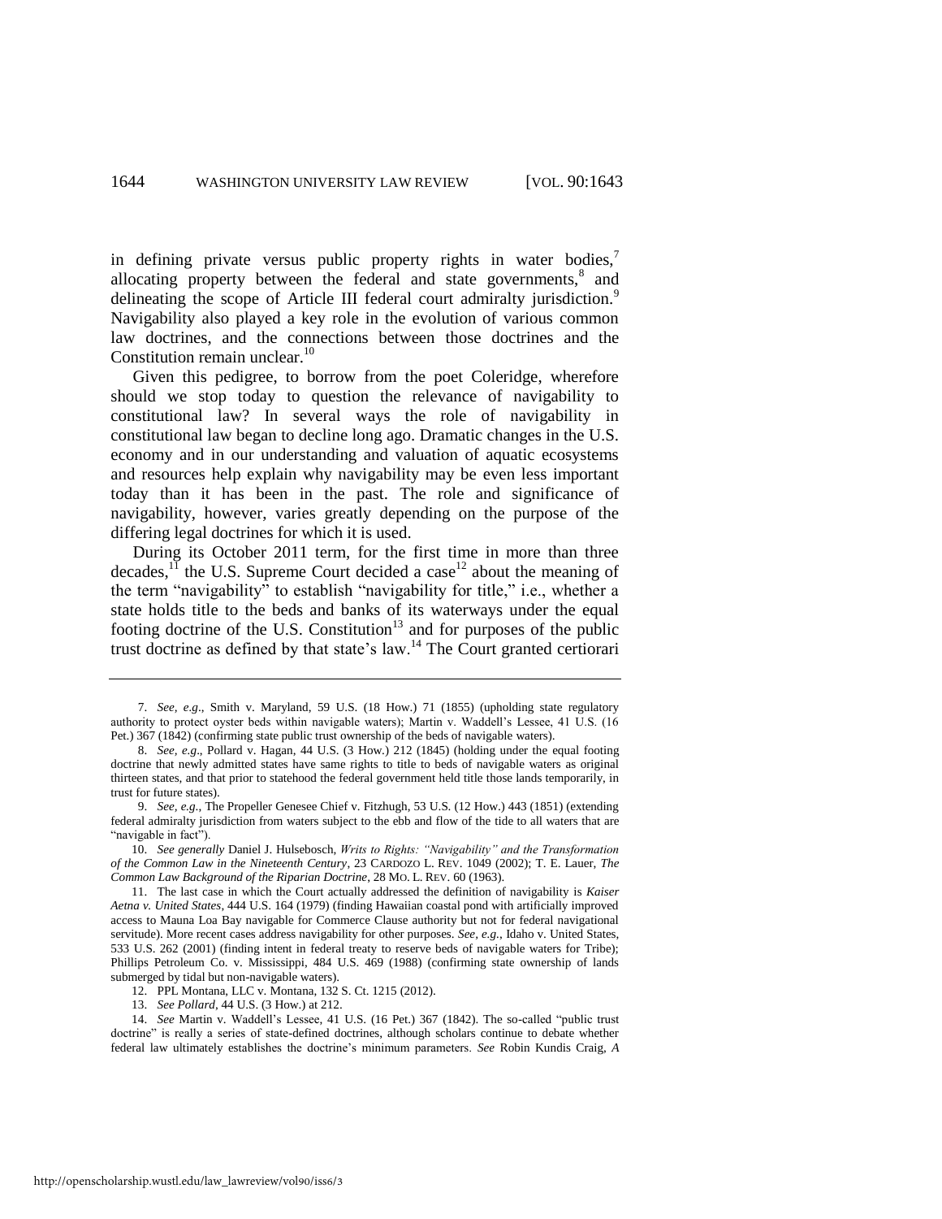in defining private versus public property rights in water bodies,[7] allocating property between the federal and state governments,[8] and delineating the scope of Article III federal court admiralty jurisdiction.[9] Navigability also played a key role in the evolution of various common law doctrines, and the connections between those doctrines and the Constitution remain unclear.[10]

Given this pedigree, to borrow from the poet Coleridge, wherefore should we stop today to question the relevance of navigability to constitutional law? In several ways the role of navigability in constitutional law began to decline long ago. Dramatic changes in the U.S. economy and in our understanding and valuation of aquatic ecosystems and resources help explain why navigability may be even less important today than it has been in the past. The role and significance of navigability, however, varies greatly depending on the purpose of the differing legal doctrines for which it is used.

During its October 2011 term, for the first time in more than three decades,[11] the U.S. Supreme Court decided a case[12] about the meaning of the term "navigability" to establish "navigability for title," i.e., whether a state holds title to the beds and banks of its waterways under the equal footing doctrine of the U.S. Constitution[13] and for purposes of the public trust doctrine as defined by that state's law.[14] The Court granted certiorari

---

7. *See, e.g.*, Smith v. Maryland, 59 U.S. (18 How.) 71 (1855) (upholding state regulatory authority to protect oyster beds within navigable waters); Martin v. Waddell's Lessee, 41 U.S. (16 Pet.) 367 (1842) (confirming state public trust ownership of the beds of navigable waters).

8. *See, e.g.*, Pollard v. Hagan, 44 U.S. (3 How.) 212 (1845) (holding under the equal footing doctrine that newly admitted states have same rights to title to beds of navigable waters as original thirteen states, and that prior to statehood the federal government held title those lands temporarily, in trust for future states).

9. *See, e.g.*, The Propeller Genesee Chief v. Fitzhugh, 53 U.S. (12 How.) 443 (1851) (extending federal admiralty jurisdiction from waters subject to the ebb and flow of the tide to all waters that are "navigable in fact").

10. *See generally* Daniel J. Hulsebosch, *Writs to Rights: "Navigability" and the Transformation of the Common Law in the Nineteenth Century*, 23 CARDOZO L. REV. 1049 (2002); T. E. Lauer, *The Common Law Background of the Riparian Doctrine*, 28 MO. L. REV. 60 (1963).

11. The last case in which the Court actually addressed the definition of navigability is *Kaiser Aetna v. United States*, 444 U.S. 164 (1979) (finding Hawaiian coastal pond with artificially improved access to Mauna Loa Bay navigable for Commerce Clause authority but not for federal navigational servitude). More recent cases address navigability for other purposes. *See, e.g.*, Idaho v. United States, 533 U.S. 262 (2001) (finding intent in federal treaty to reserve beds of navigable waters for Tribe); Phillips Petroleum Co. v. Mississippi, 484 U.S. 469 (1988) (confirming state ownership of lands submerged by tidal but non-navigable waters).

12. PPL Montana, LLC v. Montana, 132 S. Ct. 1215 (2012).

13. *See Pollard*, 44 U.S. (3 How.) at 212.

14. *See* Martin v. Waddell's Lessee, 41 U.S. (16 Pet.) 367 (1842). The so-called "public trust doctrine" is really a series of state-defined doctrines, although scholars continue to debate whether federal law ultimately establishes the doctrine's minimum parameters. *See* Robin Kundis Craig, *A*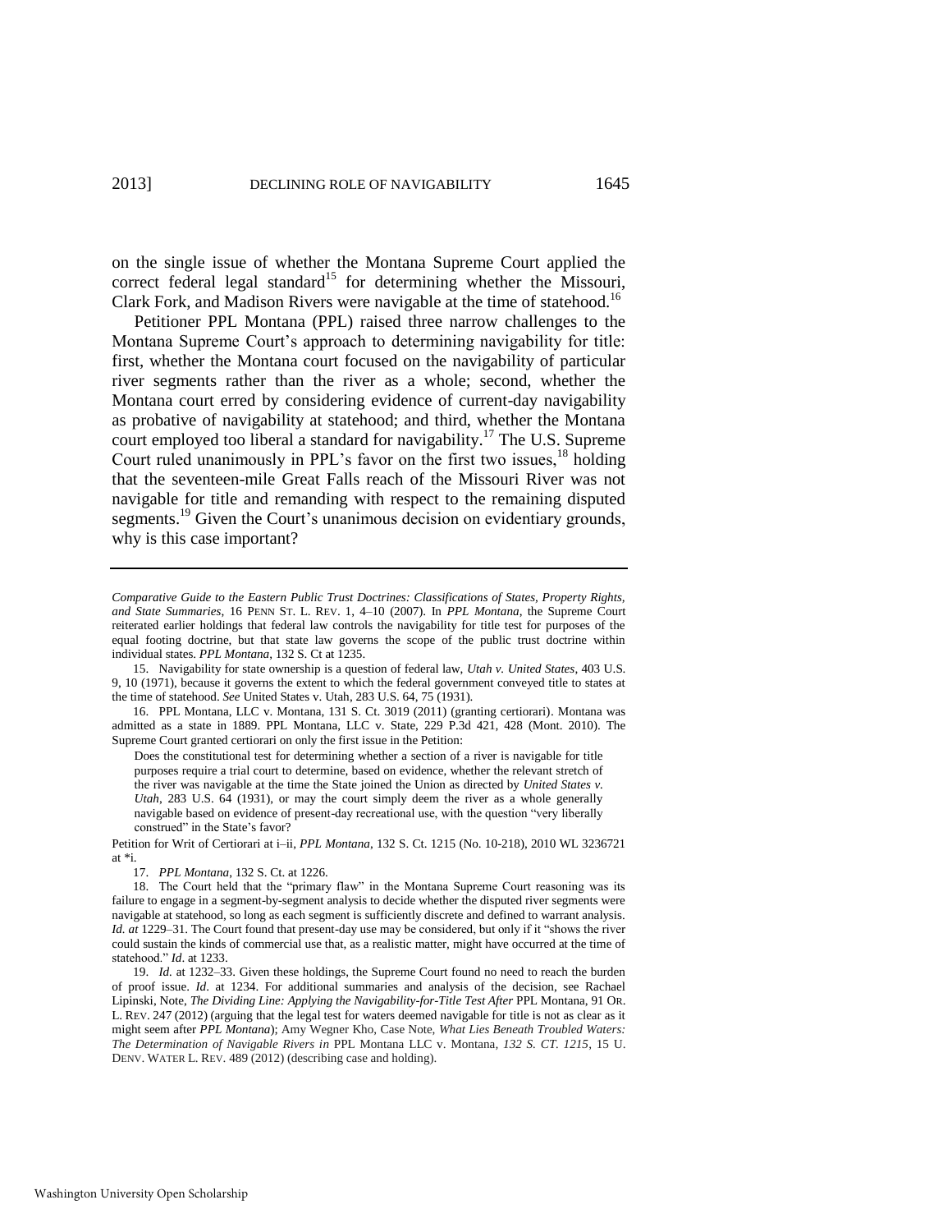on the single issue of whether the Montana Supreme Court applied the correct federal legal standard[15] for determining whether the Missouri, Clark Fork, and Madison Rivers were navigable at the time of statehood.[16]

Petitioner PPL Montana (PPL) raised three narrow challenges to the Montana Supreme Court's approach to determining navigability for title: first, whether the Montana court focused on the navigability of particular river segments rather than the river as a whole; second, whether the Montana court erred by considering evidence of current-day navigability as probative of navigability at statehood; and third, whether the Montana court employed too liberal a standard for navigability.[17] The U.S. Supreme Court ruled unanimously in PPL's favor on the first two issues,[18] holding that the seventeen-mile Great Falls reach of the Missouri River was not navigable for title and remanding with respect to the remaining disputed segments.[19] Given the Court's unanimous decision on evidentiary grounds, why is this case important?

---

*Comparative Guide to the Eastern Public Trust Doctrines: Classifications of States, Property Rights, and State Summaries*, 16 PENN ST. L. REV. 1, 4–10 (2007). In *PPL Montana*, the Supreme Court reiterated earlier holdings that federal law controls the navigability for title test for purposes of the equal footing doctrine, but that state law governs the scope of the public trust doctrine within individual states. *PPL Montana*, 132 S. Ct at 1235.

15. Navigability for state ownership is a question of federal law, *Utah v. United States*, 403 U.S. 9, 10 (1971), because it governs the extent to which the federal government conveyed title to states at the time of statehood. *See* United States v. Utah, 283 U.S. 64, 75 (1931).

16. PPL Montana, LLC v. Montana, 131 S. Ct. 3019 (2011) (granting certiorari). Montana was admitted as a state in 1889. PPL Montana, LLC v. State, 229 P.3d 421, 428 (Mont. 2010). The Supreme Court granted certiorari on only the first issue in the Petition:

> Does the constitutional test for determining whether a section of a river is navigable for title purposes require a trial court to determine, based on evidence, whether the relevant stretch of the river was navigable at the time the State joined the Union as directed by *United States v. Utah*, 283 U.S. 64 (1931), or may the court simply deem the river as a whole generally navigable based on evidence of present-day recreational use, with the question "very liberally construed" in the State's favor?

Petition for Writ of Certiorari at i–ii, *PPL Montana*, 132 S. Ct. 1215 (No. 10-218), 2010 WL 3236721 at *i.

17. *PPL Montana*, 132 S. Ct. at 1226.

18. The Court held that the "primary flaw" in the Montana Supreme Court reasoning was its failure to engage in a segment-by-segment analysis to decide whether the disputed river segments were navigable at statehood, so long as each segment is sufficiently discrete and defined to warrant analysis. *Id. at* 1229–31. The Court found that present-day use may be considered, but only if it "shows the river could sustain the kinds of commercial use that, as a realistic matter, might have occurred at the time of statehood." *Id*. at 1233.

19. *Id.* at 1232–33. Given these holdings, the Supreme Court found no need to reach the burden of proof issue. *Id*. at 1234. For additional summaries and analysis of the decision, see Rachael Lipinski, Note, *The Dividing Line: Applying the Navigability-for-Title Test After* PPL Montana, 91 OR. L. REV. 247 (2012) (arguing that the legal test for waters deemed navigable for title is not as clear as it might seem after *PPL Montana*); Amy Wegner Kho, Case Note, *What Lies Beneath Troubled Waters: The Determination of Navigable Rivers in* PPL Montana LLC v. Montana*, 132 S. CT. 1215*, 15 U. DENV. WATER L. REV. 489 (2012) (describing case and holding).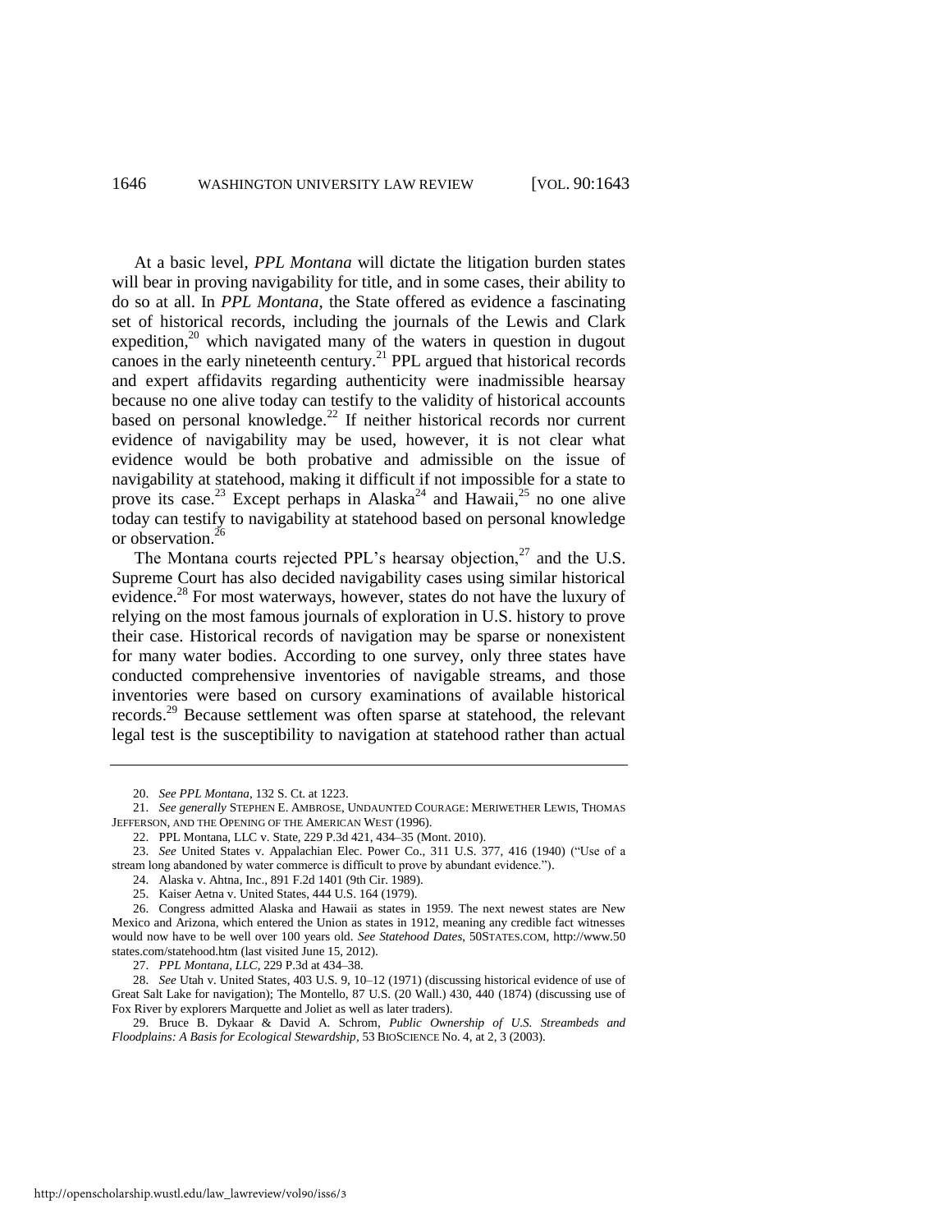At a basic level, *PPL Montana* will dictate the litigation burden states will bear in proving navigability for title, and in some cases, their ability to do so at all. In *PPL Montana*, the State offered as evidence a fascinating set of historical records, including the journals of the Lewis and Clark expedition,[20] which navigated many of the waters in question in dugout canoes in the early nineteenth century.[21] PPL argued that historical records and expert affidavits regarding authenticity were inadmissible hearsay because no one alive today can testify to the validity of historical accounts based on personal knowledge.[22] If neither historical records nor current evidence of navigability may be used, however, it is not clear what evidence would be both probative and admissible on the issue of navigability at statehood, making it difficult if not impossible for a state to prove its case.[23] Except perhaps in Alaska[24] and Hawaii,[25] no one alive today can testify to navigability at statehood based on personal knowledge or observation.[26]

The Montana courts rejected PPL's hearsay objection,[27] and the U.S. Supreme Court has also decided navigability cases using similar historical evidence.[28] For most waterways, however, states do not have the luxury of relying on the most famous journals of exploration in U.S. history to prove their case. Historical records of navigation may be sparse or nonexistent for many water bodies. According to one survey, only three states have conducted comprehensive inventories of navigable streams, and those inventories were based on cursory examinations of available historical records.[29] Because settlement was often sparse at statehood, the relevant legal test is the susceptibility to navigation at statehood rather than actual

---

20. *See PPL Montana*, 132 S. Ct. at 1223.

21. *See generally* STEPHEN E. AMBROSE, UNDAUNTED COURAGE: MERIWETHER LEWIS, THOMAS JEFFERSON, AND THE OPENING OF THE AMERICAN WEST (1996).

22. PPL Montana, LLC v. State, 229 P.3d 421, 434–35 (Mont. 2010).

23. *See* United States v. Appalachian Elec. Power Co., 311 U.S. 377, 416 (1940) ("Use of a stream long abandoned by water commerce is difficult to prove by abundant evidence.").

24. Alaska v. Ahtna, Inc., 891 F.2d 1401 (9th Cir. 1989).

25. Kaiser Aetna v. United States, 444 U.S. 164 (1979).

26. Congress admitted Alaska and Hawaii as states in 1959. The next newest states are New Mexico and Arizona, which entered the Union as states in 1912, meaning any credible fact witnesses would now have to be well over 100 years old. *See Statehood Dates*, 50STATES.COM, http://www.50states.com/statehood.htm (last visited June 15, 2012).

27. *PPL Montana, LLC*, 229 P.3d at 434–38.

28. *See* Utah v. United States, 403 U.S. 9, 10–12 (1971) (discussing historical evidence of use of Great Salt Lake for navigation); The Montello, 87 U.S. (20 Wall.) 430, 440 (1874) (discussing use of Fox River by explorers Marquette and Joliet as well as later traders).

29. Bruce B. Dykaar & David A. Schrom, *Public Ownership of U.S. Streambeds and Floodplains: A Basis for Ecological Stewardship*, 53 BIOSCIENCE No. 4, at 2, 3 (2003).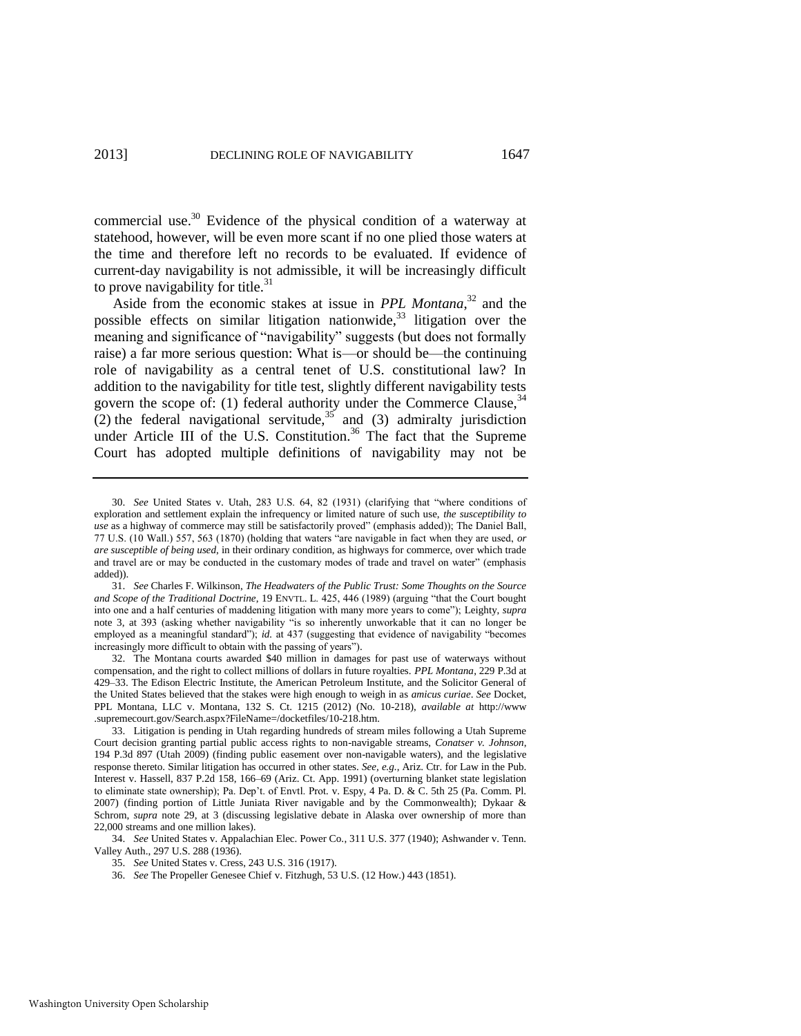commercial use.[30] Evidence of the physical condition of a waterway at statehood, however, will be even more scant if no one plied those waters at the time and therefore left no records to be evaluated. If evidence of current-day navigability is not admissible, it will be increasingly difficult to prove navigability for title.[31]

Aside from the economic stakes at issue in *PPL Montana*,[32] and the possible effects on similar litigation nationwide,[33] litigation over the meaning and significance of "navigability" suggests (but does not formally raise) a far more serious question: What is—or should be—the continuing role of navigability as a central tenet of U.S. constitutional law? In addition to the navigability for title test, slightly different navigability tests govern the scope of: (1) federal authority under the Commerce Clause,[34] (2) the federal navigational servitude,[35] and (3) admiralty jurisdiction under Article III of the U.S. Constitution.[36] The fact that the Supreme Court has adopted multiple definitions of navigability may not be

---

30. *See* United States v. Utah, 283 U.S. 64, 82 (1931) (clarifying that "where conditions of exploration and settlement explain the infrequency or limited nature of such use, *the susceptibility to use* as a highway of commerce may still be satisfactorily proved" (emphasis added)); The Daniel Ball, 77 U.S. (10 Wall.) 557, 563 (1870) (holding that waters "are navigable in fact when they are used, *or are susceptible of being used*, in their ordinary condition, as highways for commerce, over which trade and travel are or may be conducted in the customary modes of trade and travel on water" (emphasis added)).

31. *See* Charles F. Wilkinson, *The Headwaters of the Public Trust: Some Thoughts on the Source and Scope of the Traditional Doctrine*, 19 ENVTL. L. 425, 446 (1989) (arguing "that the Court bought into one and a half centuries of maddening litigation with many more years to come"); Leighty, *supra* note 3, at 393 (asking whether navigability "is so inherently unworkable that it can no longer be employed as a meaningful standard"); *id.* at 437 (suggesting that evidence of navigability "becomes increasingly more difficult to obtain with the passing of years").

32. The Montana courts awarded $40 million in damages for past use of waterways without compensation, and the right to collect millions of dollars in future royalties. *PPL Montana*, 229 P.3d at 429–33. The Edison Electric Institute, the American Petroleum Institute, and the Solicitor General of the United States believed that the stakes were high enough to weigh in as *amicus curiae*. *See* Docket, PPL Montana, LLC v. Montana, 132 S. Ct. 1215 (2012) (No. 10-218), *available at* http://www.supremecourt.gov/Search.aspx?FileName=/docketfiles/10-218.htm.

33. Litigation is pending in Utah regarding hundreds of stream miles following a Utah Supreme Court decision granting partial public access rights to non-navigable streams, *Conatser v. Johnson*, 194 P.3d 897 (Utah 2009) (finding public easement over non-navigable waters), and the legislative response thereto. Similar litigation has occurred in other states. *See, e.g.*, Ariz. Ctr. for Law in the Pub. Interest v. Hassell, 837 P.2d 158, 166–69 (Ariz. Ct. App. 1991) (overturning blanket state legislation to eliminate state ownership); Pa. Dep't. of Envtl. Prot. v. Espy, 4 Pa. D. & C. 5th 25 (Pa. Comm. Pl. 2007) (finding portion of Little Juniata River navigable and by the Commonwealth); Dykaar & Schrom, *supra* note 29, at 3 (discussing legislative debate in Alaska over ownership of more than 22,000 streams and one million lakes).

34. *See* United States v. Appalachian Elec. Power Co., 311 U.S. 377 (1940); Ashwander v. Tenn. Valley Auth., 297 U.S. 288 (1936).

35. *See* United States v. Cress, 243 U.S. 316 (1917).

36. *See* The Propeller Genesee Chief v. Fitzhugh, 53 U.S. (12 How.) 443 (1851).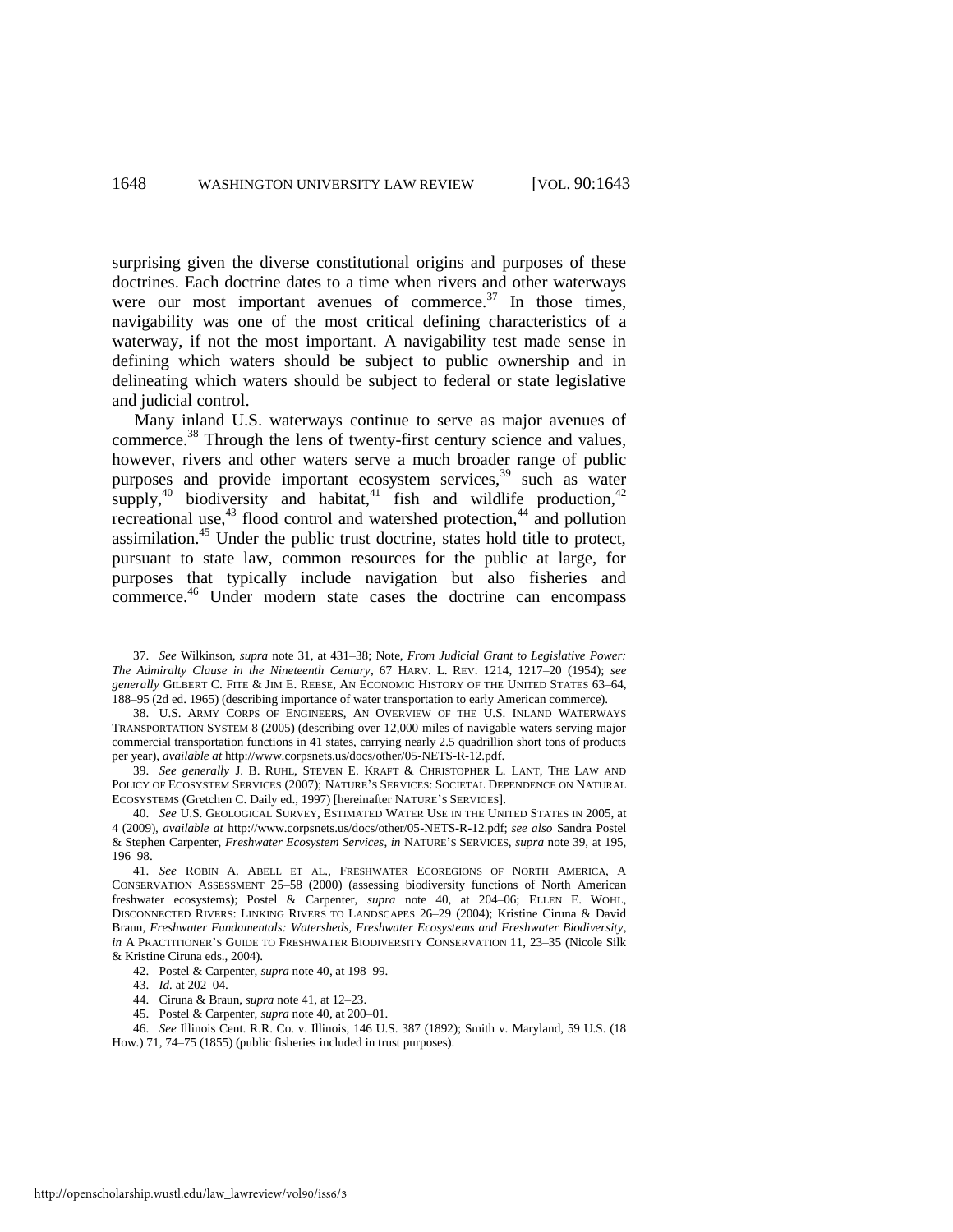surprising given the diverse constitutional origins and purposes of these doctrines. Each doctrine dates to a time when rivers and other waterways were our most important avenues of commerce.[37] In those times, navigability was one of the most critical defining characteristics of a waterway, if not the most important. A navigability test made sense in defining which waters should be subject to public ownership and in delineating which waters should be subject to federal or state legislative and judicial control.

Many inland U.S. waterways continue to serve as major avenues of commerce.[38] Through the lens of twenty-first century science and values, however, rivers and other waters serve a much broader range of public purposes and provide important ecosystem services,[39] such as water supply,[40] biodiversity and habitat,[41] fish and wildlife production,[42] recreational use,[43] flood control and watershed protection,[44] and pollution assimilation.[45] Under the public trust doctrine, states hold title to protect, pursuant to state law, common resources for the public at large, for purposes that typically include navigation but also fisheries and commerce.[46] Under modern state cases the doctrine can encompass

---

37. *See* Wilkinson, *supra* note 31, at 431–38; Note, *From Judicial Grant to Legislative Power: The Admiralty Clause in the Nineteenth Century*, 67 HARV. L. REV. 1214, 1217–20 (1954); *see generally* GILBERT C. FITE & JIM E. REESE, AN ECONOMIC HISTORY OF THE UNITED STATES 63–64, 188–95 (2d ed. 1965) (describing importance of water transportation to early American commerce).

38. U.S. ARMY CORPS OF ENGINEERS, AN OVERVIEW OF THE U.S. INLAND WATERWAYS TRANSPORTATION SYSTEM 8 (2005) (describing over 12,000 miles of navigable waters serving major commercial transportation functions in 41 states, carrying nearly 2.5 quadrillion short tons of products per year), *available at* http://www.corpsnets.us/docs/other/05-NETS-R-12.pdf.

39. *See generally* J. B. RUHL, STEVEN E. KRAFT & CHRISTOPHER L. LANT, THE LAW AND POLICY OF ECOSYSTEM SERVICES (2007); NATURE'S SERVICES: SOCIETAL DEPENDENCE ON NATURAL ECOSYSTEMS (Gretchen C. Daily ed., 1997) [hereinafter NATURE'S SERVICES].

40. *See* U.S. GEOLOGICAL SURVEY, ESTIMATED WATER USE IN THE UNITED STATES IN 2005, at 4 (2009), *available at* http://www.corpsnets.us/docs/other/05-NETS-R-12.pdf; *see also* Sandra Postel & Stephen Carpenter, *Freshwater Ecosystem Services*, *in* NATURE'S SERVICES, *supra* note 39, at 195, 196–98.

41. *See* ROBIN A. ABELL ET AL., FRESHWATER ECOREGIONS OF NORTH AMERICA, A CONSERVATION ASSESSMENT 25–58 (2000) (assessing biodiversity functions of North American freshwater ecosystems); Postel & Carpenter, *supra* note 40, at 204–06; ELLEN E. WOHL, DISCONNECTED RIVERS: LINKING RIVERS TO LANDSCAPES 26–29 (2004); Kristine Ciruna & David Braun, *Freshwater Fundamentals: Watersheds, Freshwater Ecosystems and Freshwater Biodiversity*, *in* A PRACTITIONER'S GUIDE TO FRESHWATER BIODIVERSITY CONSERVATION 11, 23–35 (Nicole Silk & Kristine Ciruna eds., 2004).

42. Postel & Carpenter, *supra* note 40, at 198–99.

43. *Id.* at 202–04.

44. Ciruna & Braun, *supra* note 41, at 12–23.

45. Postel & Carpenter, *supra* note 40, at 200–01.

46. *See* Illinois Cent. R.R. Co. v. Illinois, 146 U.S. 387 (1892); Smith v. Maryland, 59 U.S. (18 How.) 71, 74–75 (1855) (public fisheries included in trust purposes).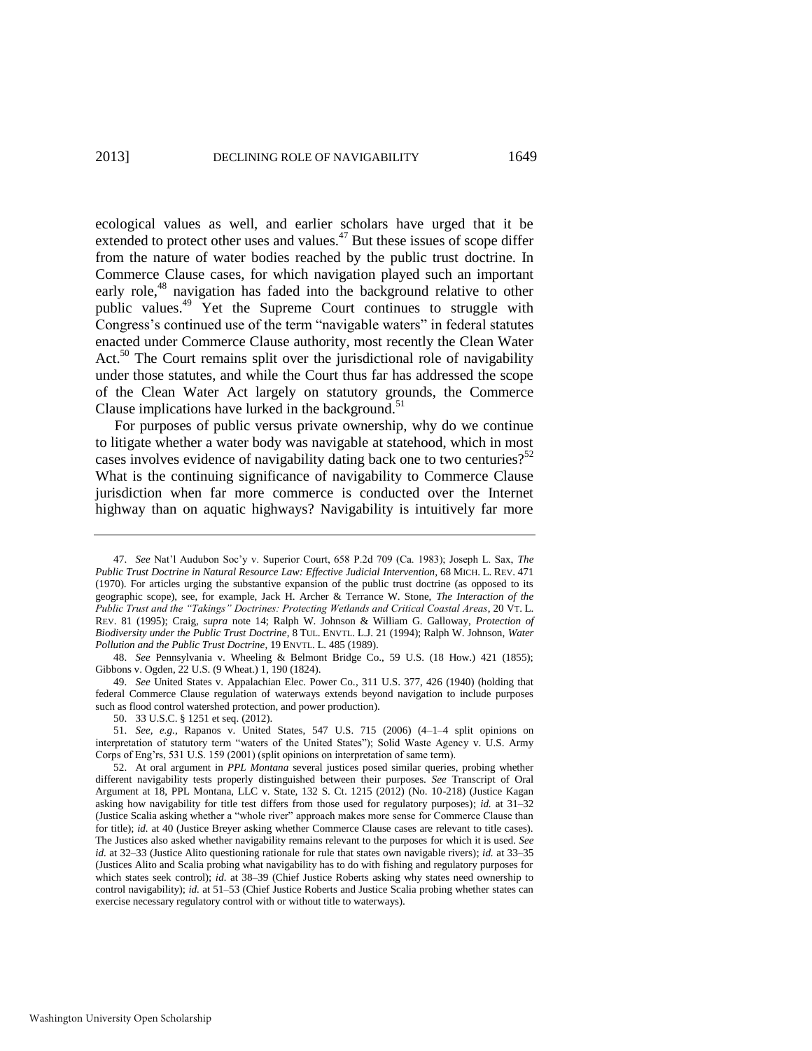ecological values as well, and earlier scholars have urged that it be extended to protect other uses and values.[47] But these issues of scope differ from the nature of water bodies reached by the public trust doctrine. In Commerce Clause cases, for which navigation played such an important early role,[48] navigation has faded into the background relative to other public values.[49] Yet the Supreme Court continues to struggle with Congress's continued use of the term "navigable waters" in federal statutes enacted under Commerce Clause authority, most recently the Clean Water Act.[50] The Court remains split over the jurisdictional role of navigability under those statutes, and while the Court thus far has addressed the scope of the Clean Water Act largely on statutory grounds, the Commerce Clause implications have lurked in the background.[51]

For purposes of public versus private ownership, why do we continue to litigate whether a water body was navigable at statehood, which in most cases involves evidence of navigability dating back one to two centuries?[52] What is the continuing significance of navigability to Commerce Clause jurisdiction when far more commerce is conducted over the Internet highway than on aquatic highways? Navigability is intuitively far more

---

47. *See* Nat'l Audubon Soc'y v. Superior Court, 658 P.2d 709 (Ca. 1983); Joseph L. Sax, *The Public Trust Doctrine in Natural Resource Law: Effective Judicial Intervention*, 68 MICH. L. REV. 471 (1970). For articles urging the substantive expansion of the public trust doctrine (as opposed to its geographic scope), see, for example, Jack H. Archer & Terrance W. Stone, *The Interaction of the Public Trust and the "Takings" Doctrines: Protecting Wetlands and Critical Coastal Areas*, 20 VT. L. REV. 81 (1995); Craig, *supra* note 14; Ralph W. Johnson & William G. Galloway, *Protection of Biodiversity under the Public Trust Doctrine*, 8 TUL. ENVTL. L.J. 21 (1994); Ralph W. Johnson, *Water Pollution and the Public Trust Doctrine*, 19 ENVTL. L. 485 (1989).

48. *See* Pennsylvania v. Wheeling & Belmont Bridge Co., 59 U.S. (18 How.) 421 (1855); Gibbons v. Ogden, 22 U.S. (9 Wheat.) 1, 190 (1824).

49. *See* United States v. Appalachian Elec. Power Co., 311 U.S. 377, 426 (1940) (holding that federal Commerce Clause regulation of waterways extends beyond navigation to include purposes such as flood control watershed protection, and power production).

50. 33 U.S.C. § 1251 et seq. (2012).

51. *See, e.g.*, Rapanos v. United States, 547 U.S. 715 (2006) (4–1–4 split opinions on interpretation of statutory term "waters of the United States"); Solid Waste Agency v. U.S. Army Corps of Eng'rs, 531 U.S. 159 (2001) (split opinions on interpretation of same term).

52. At oral argument in *PPL Montana* several justices posed similar queries, probing whether different navigability tests properly distinguished between their purposes. *See* Transcript of Oral Argument at 18, PPL Montana, LLC v. State, 132 S. Ct. 1215 (2012) (No. 10-218) (Justice Kagan asking how navigability for title test differs from those used for regulatory purposes); *id.* at 31–32 (Justice Scalia asking whether a "whole river" approach makes more sense for Commerce Clause than for title); *id.* at 40 (Justice Breyer asking whether Commerce Clause cases are relevant to title cases). The Justices also asked whether navigability remains relevant to the purposes for which it is used. *See id.* at 32–33 (Justice Alito questioning rationale for rule that states own navigable rivers); *id.* at 33–35 (Justices Alito and Scalia probing what navigability has to do with fishing and regulatory purposes for which states seek control); *id.* at 38–39 (Chief Justice Roberts asking why states need ownership to control navigability); *id.* at 51–53 (Chief Justice Roberts and Justice Scalia probing whether states can exercise necessary regulatory control with or without title to waterways).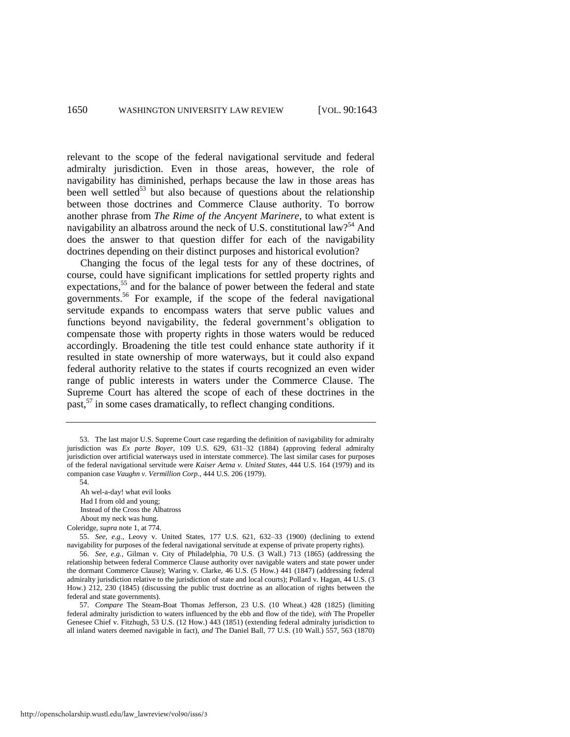relevant to the scope of the federal navigational servitude and federal admiralty jurisdiction. Even in those areas, however, the role of navigability has diminished, perhaps because the law in those areas has been well settled[53] but also because of questions about the relationship between those doctrines and Commerce Clause authority. To borrow another phrase from *The Rime of the Ancyent Marinere*, to what extent is navigability an albatross around the neck of U.S. constitutional law?[54] And does the answer to that question differ for each of the navigability doctrines depending on their distinct purposes and historical evolution?

Changing the focus of the legal tests for any of these doctrines, of course, could have significant implications for settled property rights and expectations,[55] and for the balance of power between the federal and state governments.[56] For example, if the scope of the federal navigational servitude expands to encompass waters that serve public values and functions beyond navigability, the federal government's obligation to compensate those with property rights in those waters would be reduced accordingly. Broadening the title test could enhance state authority if it resulted in state ownership of more waterways, but it could also expand federal authority relative to the states if courts recognized an even wider range of public interests in waters under the Commerce Clause. The Supreme Court has altered the scope of each of these doctrines in the past,[57] in some cases dramatically, to reflect changing conditions.

---

53. The last major U.S. Supreme Court case regarding the definition of navigability for admiralty jurisdiction was *Ex parte Boyer*, 109 U.S. 629, 631–32 (1884) (approving federal admiralty jurisdiction over artificial waterways used in interstate commerce). The last similar cases for purposes of the federal navigational servitude were *Kaiser Aetna v. United States*, 444 U.S. 164 (1979) and its companion case *Vaughn v. Vermillion Corp.*, 444 U.S. 206 (1979).

54.

> Ah wel-a-day! what evil looks
> Had I from old and young;
> Instead of the Cross the Albatross
> About my neck was hung.

Coleridge, *supra* note 1, at 774.

55. *See, e.g.*, Leovy v. United States, 177 U.S. 621, 632–33 (1900) (declining to extend navigability for purposes of the federal navigational servitude at expense of private property rights).

56. *See, e.g.*, Gilman v. City of Philadelphia, 70 U.S. (3 Wall.) 713 (1865) (addressing the relationship between federal Commerce Clause authority over navigable waters and state power under the dormant Commerce Clause); Waring v. Clarke, 46 U.S. (5 How.) 441 (1847) (addressing federal admiralty jurisdiction relative to the jurisdiction of state and local courts); Pollard v. Hagan, 44 U.S. (3 How.) 212, 230 (1845) (discussing the public trust doctrine as an allocation of rights between the federal and state governments).

57. *Compare* The Steam-Boat Thomas Jefferson, 23 U.S. (10 Wheat.) 428 (1825) (limiting federal admiralty jurisdiction to waters influenced by the ebb and flow of the tide), *with* The Propeller Genesee Chief v. Fitzhugh, 53 U.S. (12 How.) 443 (1851) (extending federal admiralty jurisdiction to all inland waters deemed navigable in fact), *and* The Daniel Ball, 77 U.S. (10 Wall.) 557, 563 (1870)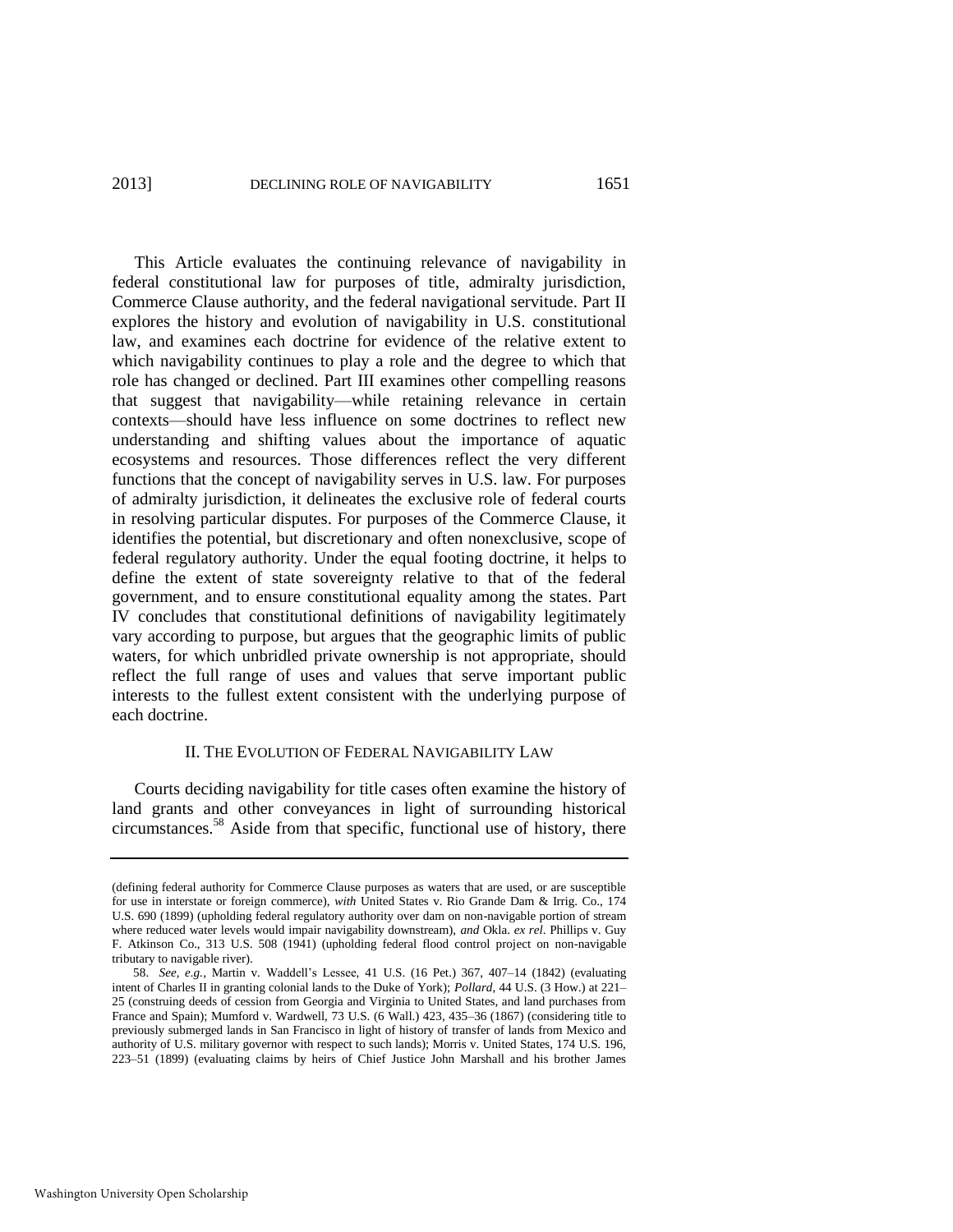This Article evaluates the continuing relevance of navigability in federal constitutional law for purposes of title, admiralty jurisdiction, Commerce Clause authority, and the federal navigational servitude. Part II explores the history and evolution of navigability in U.S. constitutional law, and examines each doctrine for evidence of the relative extent to which navigability continues to play a role and the degree to which that role has changed or declined. Part III examines other compelling reasons that suggest that navigability—while retaining relevance in certain contexts—should have less influence on some doctrines to reflect new understanding and shifting values about the importance of aquatic ecosystems and resources. Those differences reflect the very different functions that the concept of navigability serves in U.S. law. For purposes of admiralty jurisdiction, it delineates the exclusive role of federal courts in resolving particular disputes. For purposes of the Commerce Clause, it identifies the potential, but discretionary and often nonexclusive, scope of federal regulatory authority. Under the equal footing doctrine, it helps to define the extent of state sovereignty relative to that of the federal government, and to ensure constitutional equality among the states. Part IV concludes that constitutional definitions of navigability legitimately vary according to purpose, but argues that the geographic limits of public waters, for which unbridled private ownership is not appropriate, should reflect the full range of uses and values that serve important public interests to the fullest extent consistent with the underlying purpose of each doctrine.

## II. THE EVOLUTION OF FEDERAL NAVIGABILITY LAW

Courts deciding navigability for title cases often examine the history of land grants and other conveyances in light of surrounding historical circumstances.[58] Aside from that specific, functional use of history, there

---

(defining federal authority for Commerce Clause purposes as waters that are used, or are susceptible for use in interstate or foreign commerce), *with* United States v. Rio Grande Dam & Irrig. Co., 174 U.S. 690 (1899) (upholding federal regulatory authority over dam on non-navigable portion of stream where reduced water levels would impair navigability downstream), *and* Okla. *ex rel.* Phillips v. Guy F. Atkinson Co., 313 U.S. 508 (1941) (upholding federal flood control project on non-navigable tributary to navigable river).

58. *See, e.g.*, Martin v. Waddell's Lessee, 41 U.S. (16 Pet.) 367, 407–14 (1842) (evaluating intent of Charles II in granting colonial lands to the Duke of York); *Pollard*, 44 U.S. (3 How.) at 221–25 (construing deeds of cession from Georgia and Virginia to United States, and land purchases from France and Spain); Mumford v. Wardwell, 73 U.S. (6 Wall.) 423, 435–36 (1867) (considering title to previously submerged lands in San Francisco in light of history of transfer of lands from Mexico and authority of U.S. military governor with respect to such lands); Morris v. United States, 174 U.S. 196, 223–51 (1899) (evaluating claims by heirs of Chief Justice John Marshall and his brother James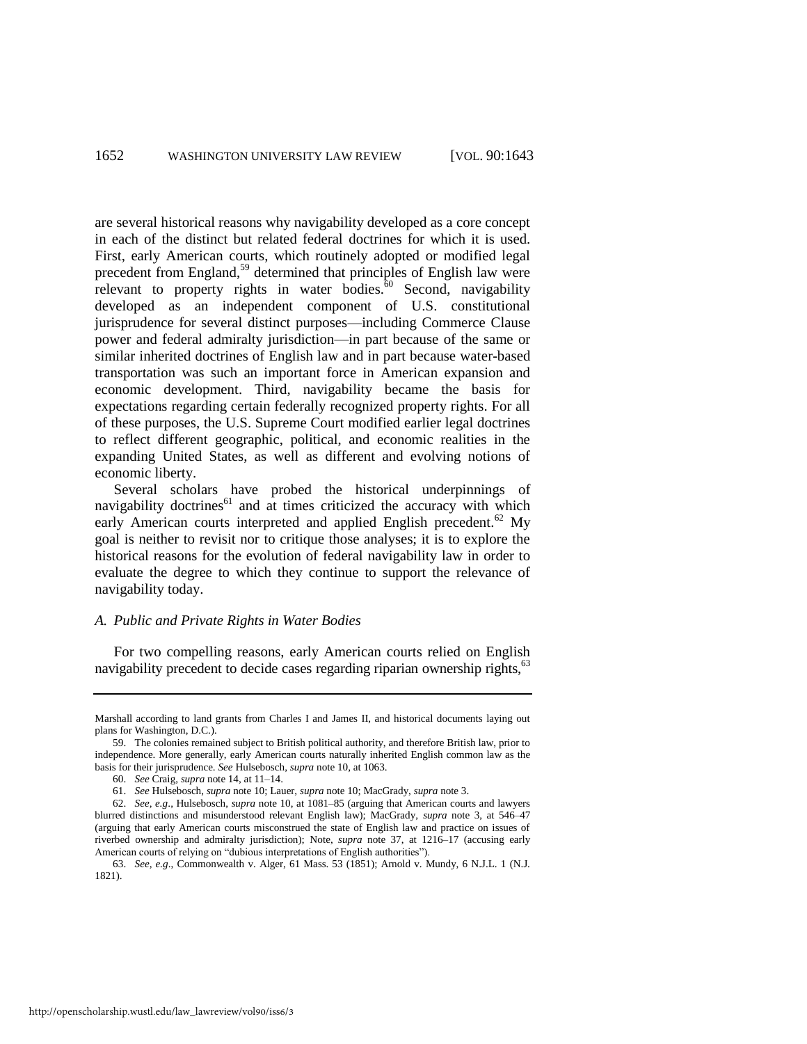are several historical reasons why navigability developed as a core concept in each of the distinct but related federal doctrines for which it is used. First, early American courts, which routinely adopted or modified legal precedent from England,[59] determined that principles of English law were relevant to property rights in water bodies.[60] Second, navigability developed as an independent component of U.S. constitutional jurisprudence for several distinct purposes—including Commerce Clause power and federal admiralty jurisdiction—in part because of the same or similar inherited doctrines of English law and in part because water-based transportation was such an important force in American expansion and economic development. Third, navigability became the basis for expectations regarding certain federally recognized property rights. For all of these purposes, the U.S. Supreme Court modified earlier legal doctrines to reflect different geographic, political, and economic realities in the expanding United States, as well as different and evolving notions of economic liberty.

Several scholars have probed the historical underpinnings of navigability doctrines[61] and at times criticized the accuracy with which early American courts interpreted and applied English precedent.[62] My goal is neither to revisit nor to critique those analyses; it is to explore the historical reasons for the evolution of federal navigability law in order to evaluate the degree to which they continue to support the relevance of navigability today.

### *A. Public and Private Rights in Water Bodies*

For two compelling reasons, early American courts relied on English navigability precedent to decide cases regarding riparian ownership rights,[63]

---

Marshall according to land grants from Charles I and James II, and historical documents laying out plans for Washington, D.C.).

59. The colonies remained subject to British political authority, and therefore British law, prior to independence. More generally, early American courts naturally inherited English common law as the basis for their jurisprudence. *See* Hulsebosch, *supra* note 10, at 1063.

60. *See* Craig, *supra* note 14, at 11–14.

61. *See* Hulsebosch, *supra* note 10; Lauer, *supra* note 10; MacGrady, *supra* note 3.

62. *See, e.g.*, Hulsebosch, *supra* note 10, at 1081–85 (arguing that American courts and lawyers blurred distinctions and misunderstood relevant English law); MacGrady, *supra* note 3, at 546–47 (arguing that early American courts misconstrued the state of English law and practice on issues of riverbed ownership and admiralty jurisdiction); Note, *supra* note 37, at 1216–17 (accusing early American courts of relying on "dubious interpretations of English authorities").

63. *See, e.g.*, Commonwealth v. Alger, 61 Mass. 53 (1851); Arnold v. Mundy, 6 N.J.L. 1 (N.J. 1821).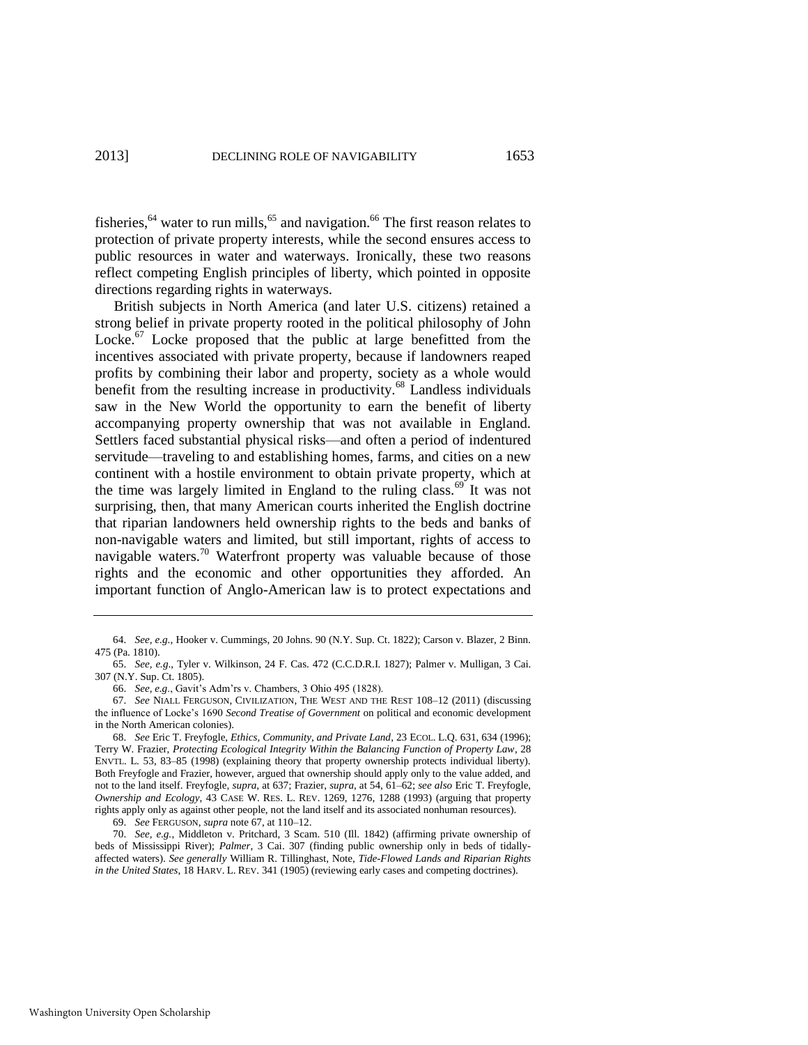fisheries,[64] water to run mills,[65] and navigation.[66] The first reason relates to protection of private property interests, while the second ensures access to public resources in water and waterways. Ironically, these two reasons reflect competing English principles of liberty, which pointed in opposite directions regarding rights in waterways.

British subjects in North America (and later U.S. citizens) retained a strong belief in private property rooted in the political philosophy of John Locke.[67] Locke proposed that the public at large benefitted from the incentives associated with private property, because if landowners reaped profits by combining their labor and property, society as a whole would benefit from the resulting increase in productivity.[68] Landless individuals saw in the New World the opportunity to earn the benefit of liberty accompanying property ownership that was not available in England. Settlers faced substantial physical risks—and often a period of indentured servitude—traveling to and establishing homes, farms, and cities on a new continent with a hostile environment to obtain private property, which at the time was largely limited in England to the ruling class.[69] It was not surprising, then, that many American courts inherited the English doctrine that riparian landowners held ownership rights to the beds and banks of non-navigable waters and limited, but still important, rights of access to navigable waters.[70] Waterfront property was valuable because of those rights and the economic and other opportunities they afforded. An important function of Anglo-American law is to protect expectations and

---

64. *See, e.g.*, Hooker v. Cummings, 20 Johns. 90 (N.Y. Sup. Ct. 1822); Carson v. Blazer, 2 Binn. 475 (Pa. 1810).

65. *See, e.g.*, Tyler v. Wilkinson, 24 F. Cas. 472 (C.C.D.R.I. 1827); Palmer v. Mulligan, 3 Cai. 307 (N.Y. Sup. Ct. 1805).

66. *See, e.g.*, Gavit's Adm'rs v. Chambers, 3 Ohio 495 (1828).

67. *See* NIALL FERGUSON, CIVILIZATION, THE WEST AND THE REST 108–12 (2011) (discussing the influence of Locke's 1690 *Second Treatise of Government* on political and economic development in the North American colonies).

68. *See* Eric T. Freyfogle, *Ethics, Community, and Private Land*, 23 ECOL. L.Q. 631, 634 (1996); Terry W. Frazier, *Protecting Ecological Integrity Within the Balancing Function of Property Law*, 28 ENVTL. L. 53, 83–85 (1998) (explaining theory that property ownership protects individual liberty). Both Freyfogle and Frazier, however, argued that ownership should apply only to the value added, and not to the land itself. Freyfogle, *supra*, at 637; Frazier, *supra*, at 54, 61–62; *see also* Eric T. Freyfogle, *Ownership and Ecology*, 43 CASE W. RES. L. REV. 1269, 1276, 1288 (1993) (arguing that property rights apply only as against other people, not the land itself and its associated nonhuman resources).

69. *See* FERGUSON, *supra* note 67, at 110–12.

70. *See, e.g.*, Middleton v. Pritchard, 3 Scam. 510 (Ill. 1842) (affirming private ownership of beds of Mississippi River); *Palmer*, 3 Cai. 307 (finding public ownership only in beds of tidally-affected waters). *See generally* William R. Tillinghast, Note, *Tide-Flowed Lands and Riparian Rights in the United States*, 18 HARV. L. REV. 341 (1905) (reviewing early cases and competing doctrines).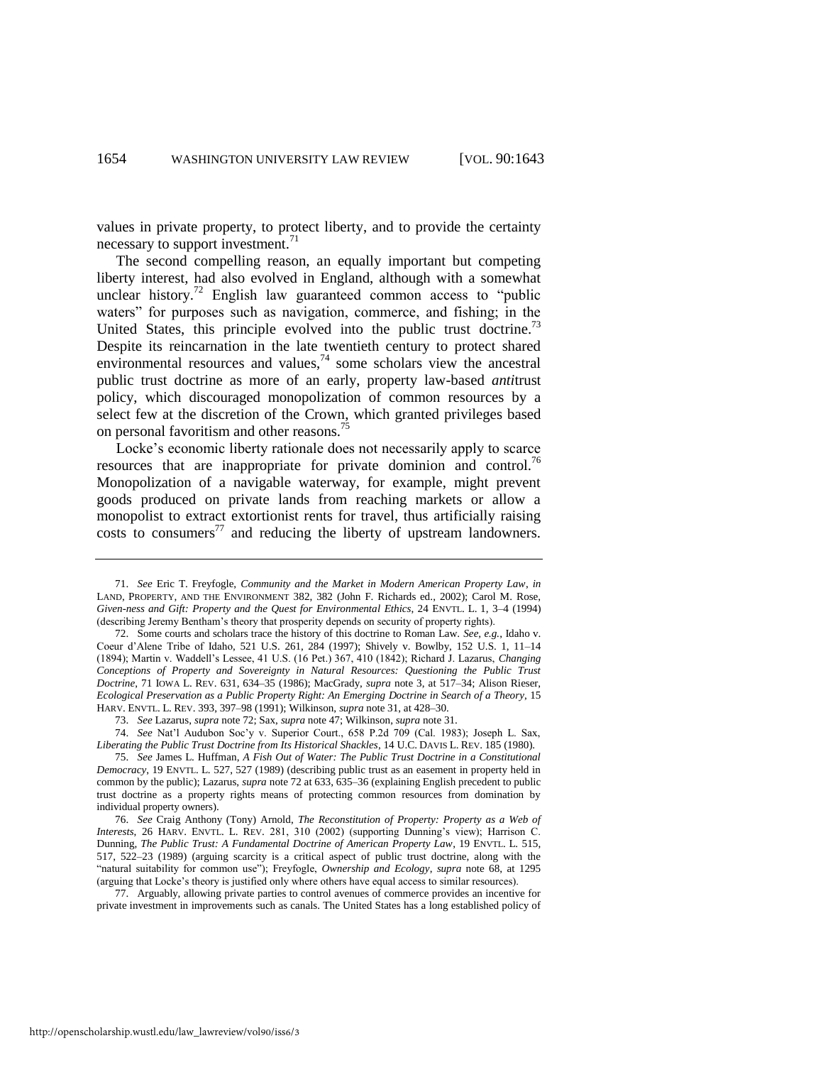values in private property, to protect liberty, and to provide the certainty necessary to support investment.[71]

The second compelling reason, an equally important but competing liberty interest, had also evolved in England, although with a somewhat unclear history.[72] English law guaranteed common access to "public waters" for purposes such as navigation, commerce, and fishing; in the United States, this principle evolved into the public trust doctrine.[73] Despite its reincarnation in the late twentieth century to protect shared environmental resources and values,[74] some scholars view the ancestral public trust doctrine as more of an early, property law-based *anti*trust policy, which discouraged monopolization of common resources by a select few at the discretion of the Crown, which granted privileges based on personal favoritism and other reasons.[75]

Locke's economic liberty rationale does not necessarily apply to scarce resources that are inappropriate for private dominion and control.[76] Monopolization of a navigable waterway, for example, might prevent goods produced on private lands from reaching markets or allow a monopolist to extract extortionist rents for travel, thus artificially raising costs to consumers[77] and reducing the liberty of upstream landowners.

---

71. *See* Eric T. Freyfogle, *Community and the Market in Modern American Property Law*, *in* LAND, PROPERTY, AND THE ENVIRONMENT 382, 382 (John F. Richards ed., 2002); Carol M. Rose, *Given-ness and Gift: Property and the Quest for Environmental Ethics*, 24 ENVTL. L. 1, 3–4 (1994) (describing Jeremy Bentham's theory that prosperity depends on security of property rights).

72. Some courts and scholars trace the history of this doctrine to Roman Law. *See, e.g.*, Idaho v. Coeur d'Alene Tribe of Idaho, 521 U.S. 261, 284 (1997); Shively v. Bowlby, 152 U.S. 1, 11–14 (1894); Martin v. Waddell's Lessee, 41 U.S. (16 Pet.) 367, 410 (1842); Richard J. Lazarus, *Changing Conceptions of Property and Sovereignty in Natural Resources: Questioning the Public Trust Doctrine*, 71 IOWA L. REV. 631, 634–35 (1986); MacGrady, *supra* note 3, at 517–34; Alison Rieser, *Ecological Preservation as a Public Property Right: An Emerging Doctrine in Search of a Theory*, 15 HARV. ENVTL. L. REV. 393, 397–98 (1991); Wilkinson, *supra* note 31, at 428–30.

73. *See* Lazarus, *supra* note 72; Sax, *supra* note 47; Wilkinson, *supra* note 31.

74. *See* Nat'l Audubon Soc'y v. Superior Court., 658 P.2d 709 (Cal. 1983); Joseph L. Sax, *Liberating the Public Trust Doctrine from Its Historical Shackles*, 14 U.C. DAVIS L. REV. 185 (1980).

75. *See* James L. Huffman, *A Fish Out of Water: The Public Trust Doctrine in a Constitutional Democracy*, 19 ENVTL. L. 527, 527 (1989) (describing public trust as an easement in property held in common by the public); Lazarus, *supra* note 72 at 633, 635–36 (explaining English precedent to public trust doctrine as a property rights means of protecting common resources from domination by individual property owners).

76. *See* Craig Anthony (Tony) Arnold, *The Reconstitution of Property: Property as a Web of Interests*, 26 HARV. ENVTL. L. REV. 281, 310 (2002) (supporting Dunning's view); Harrison C. Dunning, *The Public Trust: A Fundamental Doctrine of American Property Law*, 19 ENVTL. L. 515, 517, 522–23 (1989) (arguing scarcity is a critical aspect of public trust doctrine, along with the "natural suitability for common use"); Freyfogle, *Ownership and Ecology*, *supra* note 68, at 1295 (arguing that Locke's theory is justified only where others have equal access to similar resources).

77. Arguably, allowing private parties to control avenues of commerce provides an incentive for private investment in improvements such as canals. The United States has a long established policy of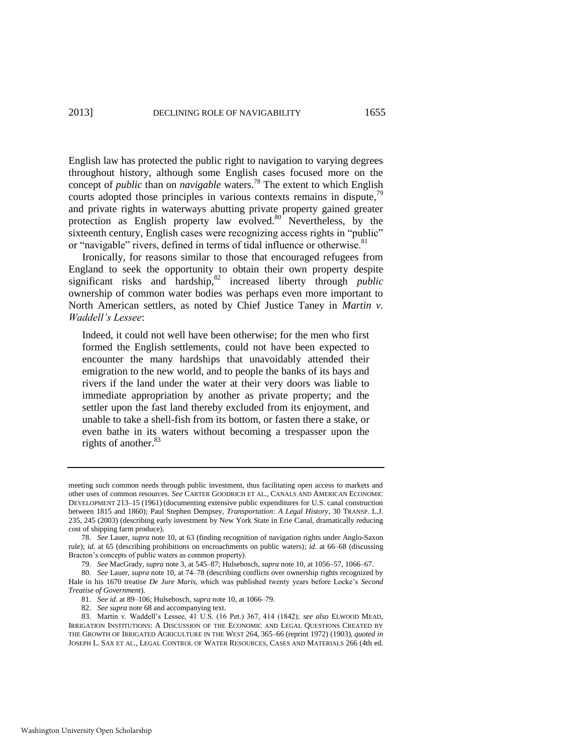English law has protected the public right to navigation to varying degrees throughout history, although some English cases focused more on the concept of *public* than on *navigable* waters.[78] The extent to which English courts adopted those principles in various contexts remains in dispute,[79] and private rights in waterways abutting private property gained greater protection as English property law evolved.[80] Nevertheless, by the sixteenth century, English cases were recognizing access rights in "public" or "navigable" rivers, defined in terms of tidal influence or otherwise.[81]

Ironically, for reasons similar to those that encouraged refugees from England to seek the opportunity to obtain their own property despite significant risks and hardship,[82] increased liberty through *public* ownership of common water bodies was perhaps even more important to North American settlers, as noted by Chief Justice Taney in *Martin v. Waddell's Lessee*:

> Indeed, it could not well have been otherwise; for the men who first formed the English settlements, could not have been expected to encounter the many hardships that unavoidably attended their emigration to the new world, and to people the banks of its bays and rivers if the land under the water at their very doors was liable to immediate appropriation by another as private property; and the settler upon the fast land thereby excluded from its enjoyment, and unable to take a shell-fish from its bottom, or fasten there a stake, or even bathe in its waters without becoming a trespasser upon the rights of another.[83]

---

meeting such common needs through public investment, thus facilitating open access to markets and other uses of common resources. *See* CARTER GOODRICH ET AL., CANALS AND AMERICAN ECONOMIC DEVELOPMENT 213–15 (1961) (documenting extensive public expenditures for U.S. canal construction between 1815 and 1860); Paul Stephen Dempsey, *Transportation: A Legal History*, 30 TRANSP. L.J. 235, 245 (2003) (describing early investment by New York State in Erie Canal, dramatically reducing cost of shipping farm produce).

78. *See* Lauer, *supra* note 10, at 63 (finding recognition of navigation rights under Anglo-Saxon rule); *id.* at 65 (describing prohibitions on encroachments on public waters); *id.* at 66–68 (discussing Bracton's concepts of public waters as common property).

79. *See* MacGrady, *supra* note 3, at 545–87; Hulsebosch, *supra* note 10, at 1056–57, 1066–67.

80. *See* Lauer, *supra* note 10, at 74–78 (describing conflicts over ownership rights recognized by Hale in his 1670 treatise *De Jure Maris*, which was published twenty years before Locke's *Second Treatise of Government*).

81. *See id*. at 89–106; Hulsebosch, *supra* note 10, at 1066–79.

82. *See supra* note 68 and accompanying text.

83. Martin v. Waddell's Lessee, 41 U.S. (16 Pet.) 367, 414 (1842); *see also* ELWOOD MEAD, IRRIGATION INSTITUTIONS: A DISCUSSION OF THE ECONOMIC AND LEGAL QUESTIONS CREATED BY THE GROWTH OF IRRIGATED AGRICULTURE IN THE WEST 264, 365–66 (reprint 1972) (1903), *quoted in* JOSEPH L. SAX ET AL., LEGAL CONTROL OF WATER RESOURCES, CASES AND MATERIALS 266 (4th ed.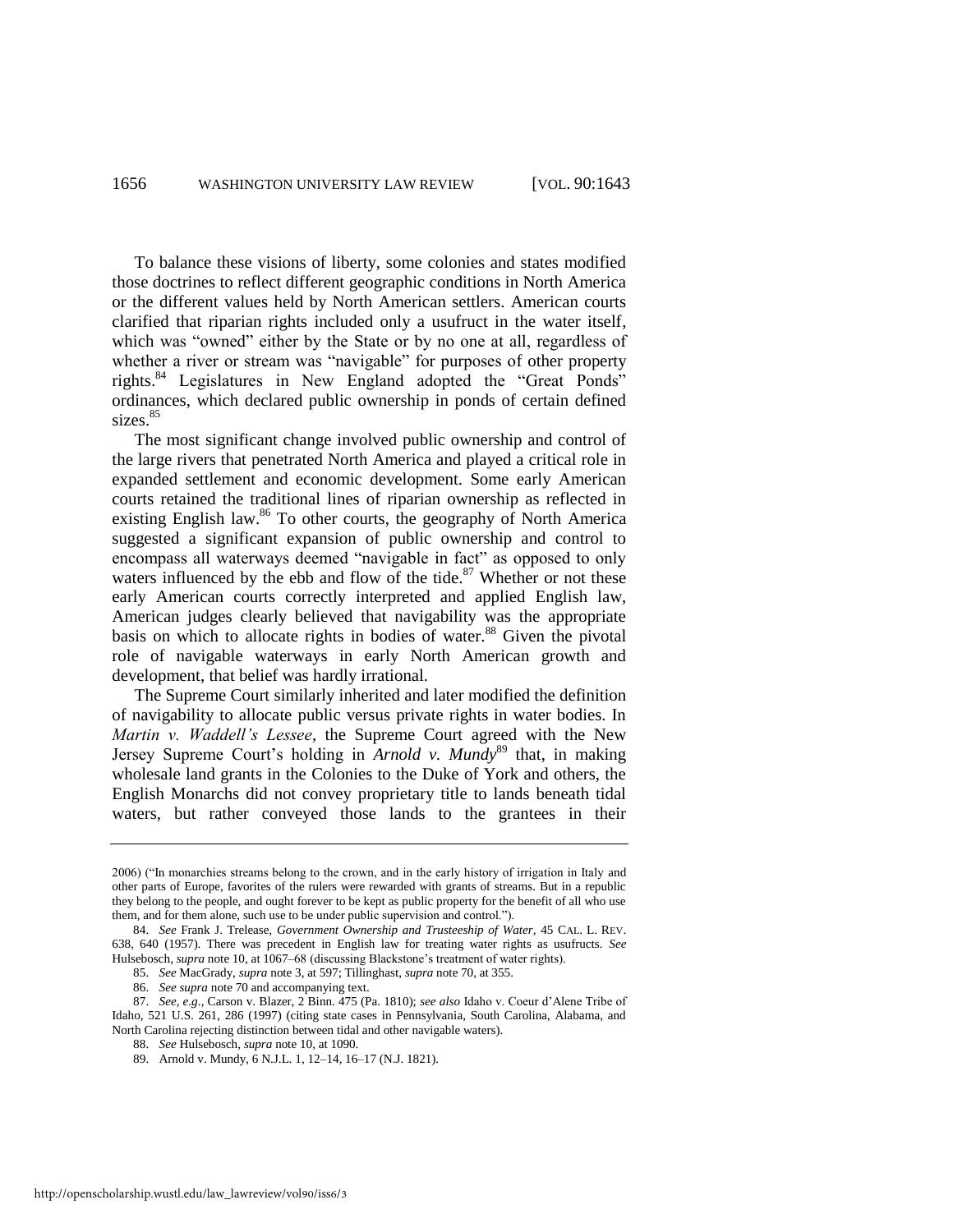To balance these visions of liberty, some colonies and states modified those doctrines to reflect different geographic conditions in North America or the different values held by North American settlers. American courts clarified that riparian rights included only a usufruct in the water itself, which was "owned" either by the State or by no one at all, regardless of whether a river or stream was "navigable" for purposes of other property rights.[84] Legislatures in New England adopted the "Great Ponds" ordinances, which declared public ownership in ponds of certain defined sizes.[85]

The most significant change involved public ownership and control of the large rivers that penetrated North America and played a critical role in expanded settlement and economic development. Some early American courts retained the traditional lines of riparian ownership as reflected in existing English law.[86] To other courts, the geography of North America suggested a significant expansion of public ownership and control to encompass all waterways deemed "navigable in fact" as opposed to only waters influenced by the ebb and flow of the tide.[87] Whether or not these early American courts correctly interpreted and applied English law, American judges clearly believed that navigability was the appropriate basis on which to allocate rights in bodies of water.[88] Given the pivotal role of navigable waterways in early North American growth and development, that belief was hardly irrational.

The Supreme Court similarly inherited and later modified the definition of navigability to allocate public versus private rights in water bodies. In *Martin v. Waddell's Lessee*, the Supreme Court agreed with the New Jersey Supreme Court's holding in *Arnold v. Mundy*[89] that, in making wholesale land grants in the Colonies to the Duke of York and others, the English Monarchs did not convey proprietary title to lands beneath tidal waters, but rather conveyed those lands to the grantees in their

---

2006) ("In monarchies streams belong to the crown, and in the early history of irrigation in Italy and other parts of Europe, favorites of the rulers were rewarded with grants of streams. But in a republic they belong to the people, and ought forever to be kept as public property for the benefit of all who use them, and for them alone, such use to be under public supervision and control.").

84. *See* Frank J. Trelease, *Government Ownership and Trusteeship of Water*, 45 CAL. L. REV. 638, 640 (1957). There was precedent in English law for treating water rights as usufructs. *See* Hulsebosch, *supra* note 10, at 1067–68 (discussing Blackstone's treatment of water rights).

85. *See* MacGrady, *supra* note 3, at 597; Tillinghast, *supra* note 70, at 355.

86. *See supra* note 70 and accompanying text.

87. *See, e.g.*, Carson v. Blazer, 2 Binn. 475 (Pa. 1810); *see also* Idaho v. Coeur d'Alene Tribe of Idaho, 521 U.S. 261, 286 (1997) (citing state cases in Pennsylvania, South Carolina, Alabama, and North Carolina rejecting distinction between tidal and other navigable waters).

88. *See* Hulsebosch, *supra* note 10, at 1090.

89. Arnold v. Mundy, 6 N.J.L. 1, 12–14, 16–17 (N.J. 1821).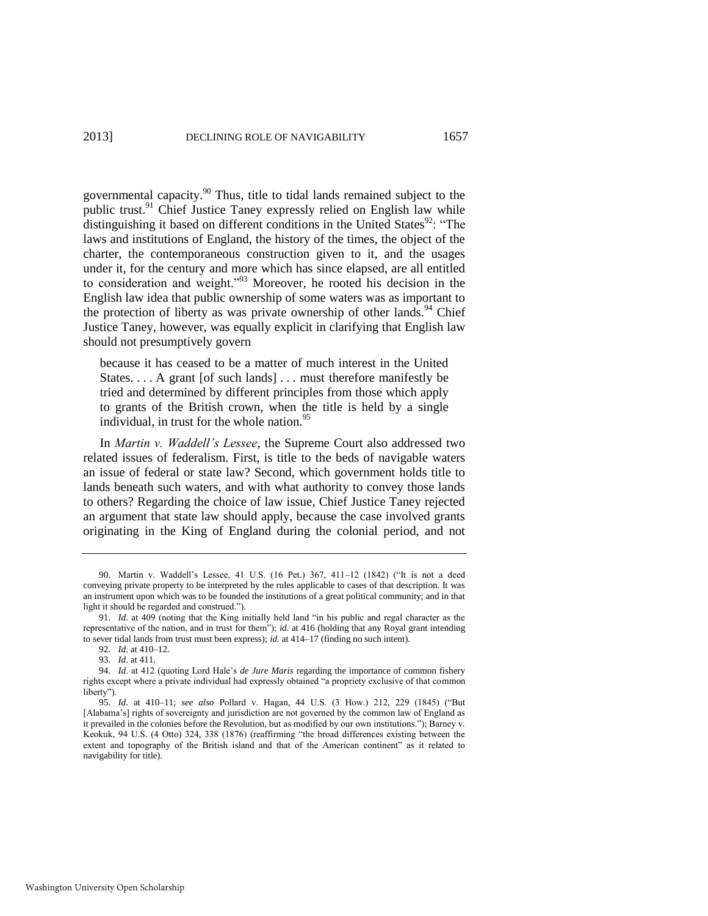governmental capacity.[90] Thus, title to tidal lands remained subject to the public trust.[91] Chief Justice Taney expressly relied on English law while distinguishing it based on different conditions in the United States[92]: "The laws and institutions of England, the history of the times, the object of the charter, the contemporaneous construction given to it, and the usages under it, for the century and more which has since elapsed, are all entitled to consideration and weight."[93] Moreover, he rooted his decision in the English law idea that public ownership of some waters was as important to the protection of liberty as was private ownership of other lands.[94] Chief Justice Taney, however, was equally explicit in clarifying that English law should not presumptively govern

> because it has ceased to be a matter of much interest in the United States. . . . A grant [of such lands] . . . must therefore manifestly be tried and determined by different principles from those which apply to grants of the British crown, when the title is held by a single individual, in trust for the whole nation.[95]

In *Martin v. Waddell's Lessee*, the Supreme Court also addressed two related issues of federalism. First, is title to the beds of navigable waters an issue of federal or state law? Second, which government holds title to lands beneath such waters, and with what authority to convey those lands to others? Regarding the choice of law issue, Chief Justice Taney rejected an argument that state law should apply, because the case involved grants originating in the King of England during the colonial period, and not

---

90. Martin v. Waddell's Lessee, 41 U.S. (16 Pet.) 367, 411–12 (1842) ("It is not a deed conveying private property to be interpreted by the rules applicable to cases of that description. It was an instrument upon which was to be founded the institutions of a great political community; and in that light it should be regarded and construed.").

91. *Id*. at 409 (noting that the King initially held land "in his public and regal character as the representative of the nation, and in trust for them"); *id.* at 416 (holding that any Royal grant intending to sever tidal lands from trust must been express); *id.* at 414–17 (finding no such intent).

92. *Id*. at 410–12.

93. *Id*. at 411.

94. *Id*. at 412 (quoting Lord Hale's *de Jure Maris* regarding the importance of common fishery rights except where a private individual had expressly obtained "a propriety exclusive of that common liberty").

95. *Id*. at 410–11; *see also* Pollard v. Hagan, 44 U.S. (3 How.) 212, 229 (1845) ("But [Alabama's] rights of sovereignty and jurisdiction are not governed by the common law of England as it prevailed in the colonies before the Revolution, but as modified by our own institutions."); Barney v. Keokuk, 94 U.S. (4 Otto) 324, 338 (1876) (reaffirming "the broad differences existing between the extent and topography of the British island and that of the American continent" as it related to navigability for title).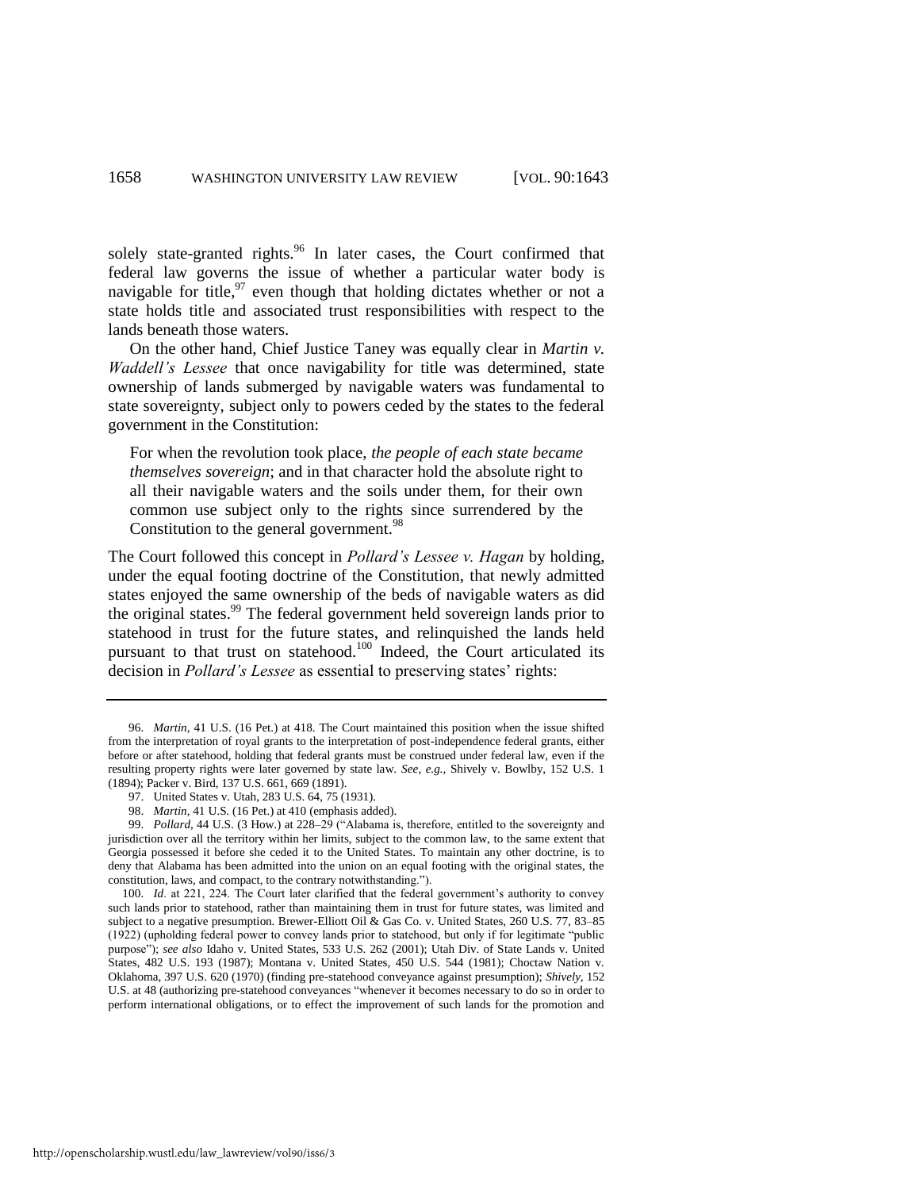solely state-granted rights.[96] In later cases, the Court confirmed that federal law governs the issue of whether a particular water body is navigable for title,[97] even though that holding dictates whether or not a state holds title and associated trust responsibilities with respect to the lands beneath those waters.

On the other hand, Chief Justice Taney was equally clear in *Martin v. Waddell's Lessee* that once navigability for title was determined, state ownership of lands submerged by navigable waters was fundamental to state sovereignty, subject only to powers ceded by the states to the federal government in the Constitution:

> For when the revolution took place, *the people of each state became themselves sovereign*; and in that character hold the absolute right to all their navigable waters and the soils under them, for their own common use subject only to the rights since surrendered by the Constitution to the general government.[98]

The Court followed this concept in *Pollard's Lessee v. Hagan* by holding, under the equal footing doctrine of the Constitution, that newly admitted states enjoyed the same ownership of the beds of navigable waters as did the original states.[99] The federal government held sovereign lands prior to statehood in trust for the future states, and relinquished the lands held pursuant to that trust on statehood.[100] Indeed, the Court articulated its decision in *Pollard's Lessee* as essential to preserving states' rights:

---

96. *Martin*, 41 U.S. (16 Pet.) at 418. The Court maintained this position when the issue shifted from the interpretation of royal grants to the interpretation of post-independence federal grants, either before or after statehood, holding that federal grants must be construed under federal law, even if the resulting property rights were later governed by state law. *See, e.g.*, Shively v. Bowlby, 152 U.S. 1 (1894); Packer v. Bird, 137 U.S. 661, 669 (1891).

97. United States v. Utah, 283 U.S. 64, 75 (1931).

98. *Martin*, 41 U.S. (16 Pet.) at 410 (emphasis added).

99. *Pollard*, 44 U.S. (3 How.) at 228–29 ("Alabama is, therefore, entitled to the sovereignty and jurisdiction over all the territory within her limits, subject to the common law, to the same extent that Georgia possessed it before she ceded it to the United States. To maintain any other doctrine, is to deny that Alabama has been admitted into the union on an equal footing with the original states, the constitution, laws, and compact, to the contrary notwithstanding.").

100. *Id*. at 221, 224. The Court later clarified that the federal government's authority to convey such lands prior to statehood, rather than maintaining them in trust for future states, was limited and subject to a negative presumption. Brewer-Elliott Oil & Gas Co. v. United States, 260 U.S. 77, 83–85 (1922) (upholding federal power to convey lands prior to statehood, but only if for legitimate "public purpose"); *see also* Idaho v. United States, 533 U.S. 262 (2001); Utah Div. of State Lands v. United States, 482 U.S. 193 (1987); Montana v. United States, 450 U.S. 544 (1981); Choctaw Nation v. Oklahoma, 397 U.S. 620 (1970) (finding pre-statehood conveyance against presumption); *Shively*, 152 U.S. at 48 (authorizing pre-statehood conveyances "whenever it becomes necessary to do so in order to perform international obligations, or to effect the improvement of such lands for the promotion and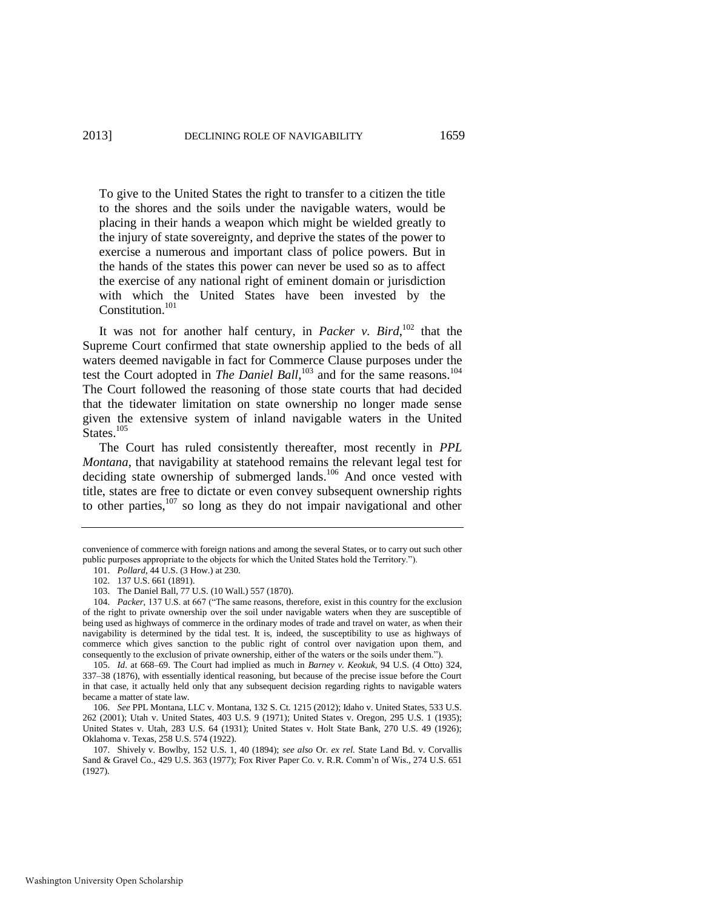> To give to the United States the right to transfer to a citizen the title to the shores and the soils under the navigable waters, would be placing in their hands a weapon which might be wielded greatly to the injury of state sovereignty, and deprive the states of the power to exercise a numerous and important class of police powers. But in the hands of the states this power can never be used so as to affect the exercise of any national right of eminent domain or jurisdiction with which the United States have been invested by the Constitution.[101]

It was not for another half century, in *Packer v. Bird*,[102] that the Supreme Court confirmed that state ownership applied to the beds of all waters deemed navigable in fact for Commerce Clause purposes under the test the Court adopted in *The Daniel Ball*,[103] and for the same reasons.[104] The Court followed the reasoning of those state courts that had decided that the tidewater limitation on state ownership no longer made sense given the extensive system of inland navigable waters in the United States.[105]

The Court has ruled consistently thereafter, most recently in *PPL Montana*, that navigability at statehood remains the relevant legal test for deciding state ownership of submerged lands.[106] And once vested with title, states are free to dictate or even convey subsequent ownership rights to other parties,[107] so long as they do not impair navigational and other

---

convenience of commerce with foreign nations and among the several States, or to carry out such other public purposes appropriate to the objects for which the United States hold the Territory.").

101. *Pollard*, 44 U.S. (3 How.) at 230.

102. 137 U.S. 661 (1891).

103. The Daniel Ball, 77 U.S. (10 Wall.) 557 (1870).

104. *Packer*, 137 U.S. at 667 ("The same reasons, therefore, exist in this country for the exclusion of the right to private ownership over the soil under navigable waters when they are susceptible of being used as highways of commerce in the ordinary modes of trade and travel on water, as when their navigability is determined by the tidal test. It is, indeed, the susceptibility to use as highways of commerce which gives sanction to the public right of control over navigation upon them, and consequently to the exclusion of private ownership, either of the waters or the soils under them.").

105. *Id*. at 668–69. The Court had implied as much in *Barney v. Keokuk*, 94 U.S. (4 Otto) 324, 337–38 (1876), with essentially identical reasoning, but because of the precise issue before the Court in that case, it actually held only that any subsequent decision regarding rights to navigable waters became a matter of state law.

106. *See* PPL Montana, LLC v. Montana, 132 S. Ct. 1215 (2012); Idaho v. United States, 533 U.S. 262 (2001); Utah v. United States, 403 U.S. 9 (1971); United States v. Oregon, 295 U.S. 1 (1935); United States v. Utah, 283 U.S. 64 (1931); United States v. Holt State Bank, 270 U.S. 49 (1926); Oklahoma v. Texas, 258 U.S. 574 (1922).

107. Shively v. Bowlby, 152 U.S. 1, 40 (1894); *see also* Or. *ex rel.* State Land Bd. v. Corvallis Sand & Gravel Co., 429 U.S. 363 (1977); Fox River Paper Co. v. R.R. Comm'n of Wis., 274 U.S. 651 (1927).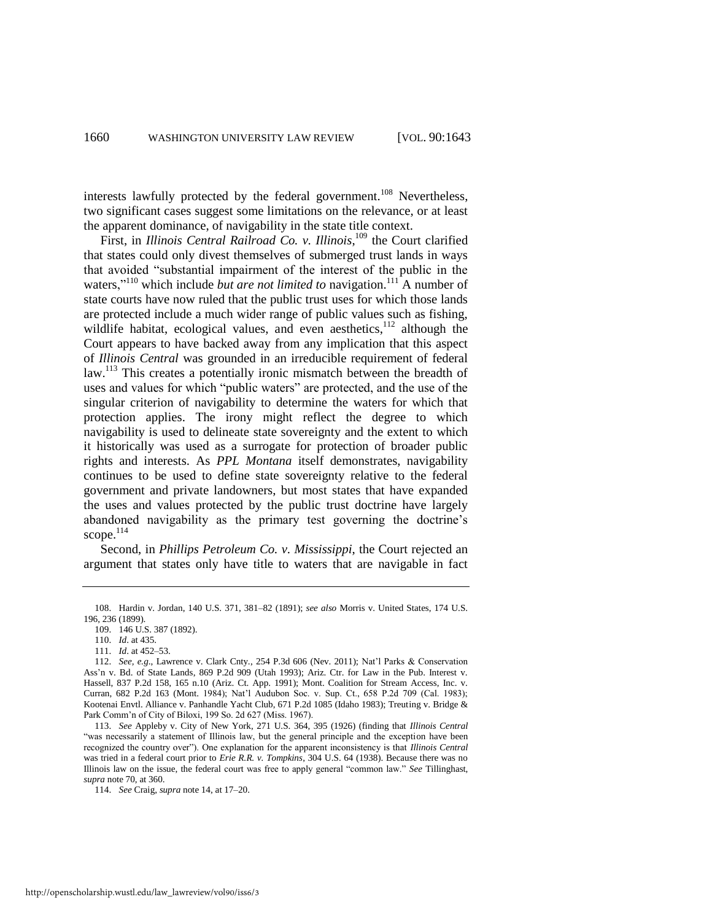interests lawfully protected by the federal government.[108] Nevertheless, two significant cases suggest some limitations on the relevance, or at least the apparent dominance, of navigability in the state title context.

First, in *Illinois Central Railroad Co. v. Illinois*,[109] the Court clarified that states could only divest themselves of submerged trust lands in ways that avoided "substantial impairment of the interest of the public in the waters,"[110] which include *but are not limited to* navigation.[111] A number of state courts have now ruled that the public trust uses for which those lands are protected include a much wider range of public values such as fishing, wildlife habitat, ecological values, and even aesthetics,[112] although the Court appears to have backed away from any implication that this aspect of *Illinois Central* was grounded in an irreducible requirement of federal law.[113] This creates a potentially ironic mismatch between the breadth of uses and values for which "public waters" are protected, and the use of the singular criterion of navigability to determine the waters for which that protection applies. The irony might reflect the degree to which navigability is used to delineate state sovereignty and the extent to which it historically was used as a surrogate for protection of broader public rights and interests. As *PPL Montana* itself demonstrates, navigability continues to be used to define state sovereignty relative to the federal government and private landowners, but most states that have expanded the uses and values protected by the public trust doctrine have largely abandoned navigability as the primary test governing the doctrine's scope.[114]

Second, in *Phillips Petroleum Co. v. Mississippi*, the Court rejected an argument that states only have title to waters that are navigable in fact

---

108. Hardin v. Jordan, 140 U.S. 371, 381–82 (1891); *see also* Morris v. United States, 174 U.S. 196, 236 (1899).

109. 146 U.S. 387 (1892).

110. *Id*. at 435.

111. *Id*. at 452–53.

112. *See, e.g.*, Lawrence v. Clark Cnty., 254 P.3d 606 (Nev. 2011); Nat'l Parks & Conservation Ass'n v. Bd. of State Lands, 869 P.2d 909 (Utah 1993); Ariz. Ctr. for Law in the Pub. Interest v. Hassell, 837 P.2d 158, 165 n.10 (Ariz. Ct. App. 1991); Mont. Coalition for Stream Access, Inc. v. Curran, 682 P.2d 163 (Mont. 1984); Nat'l Audubon Soc. v. Sup. Ct., 658 P.2d 709 (Cal. 1983); Kootenai Envtl. Alliance v. Panhandle Yacht Club, 671 P.2d 1085 (Idaho 1983); Treuting v. Bridge & Park Comm'n of City of Biloxi, 199 So. 2d 627 (Miss. 1967).

113. *See* Appleby v. City of New York, 271 U.S. 364, 395 (1926) (finding that *Illinois Central* "was necessarily a statement of Illinois law, but the general principle and the exception have been recognized the country over"). One explanation for the apparent inconsistency is that *Illinois Central* was tried in a federal court prior to *Erie R.R. v. Tompkins*, 304 U.S. 64 (1938). Because there was no Illinois law on the issue, the federal court was free to apply general "common law." *See* Tillinghast, *supra* note 70, at 360.

114. *See* Craig, *supra* note 14, at 17–20.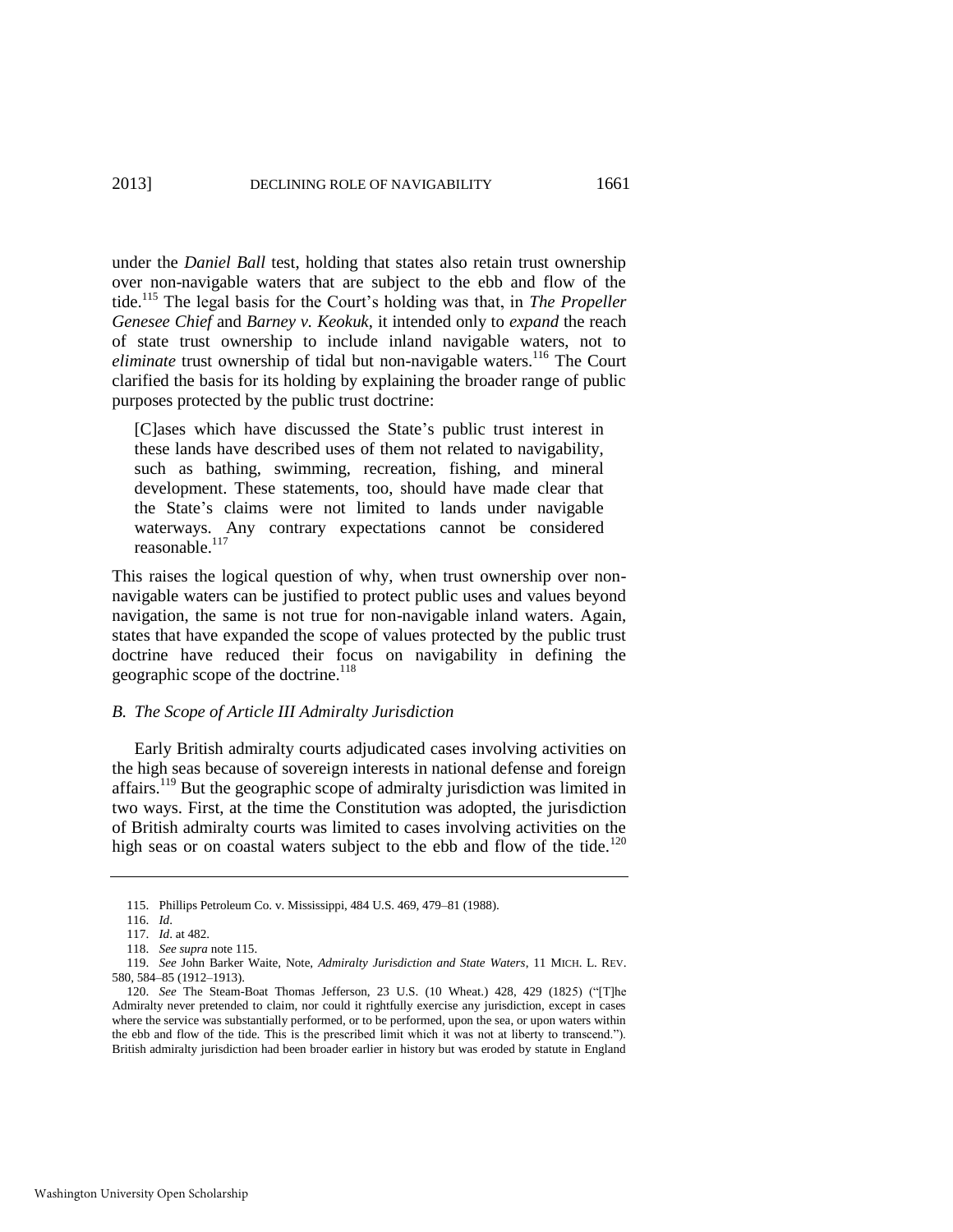under the *Daniel Ball* test, holding that states also retain trust ownership over non-navigable waters that are subject to the ebb and flow of the tide.[115] The legal basis for the Court's holding was that, in *The Propeller Genesee Chief* and *Barney v. Keokuk*, it intended only to *expand* the reach of state trust ownership to include inland navigable waters, not to *eliminate* trust ownership of tidal but non-navigable waters.[116] The Court clarified the basis for its holding by explaining the broader range of public purposes protected by the public trust doctrine:

> [C]ases which have discussed the State's public trust interest in these lands have described uses of them not related to navigability, such as bathing, swimming, recreation, fishing, and mineral development. These statements, too, should have made clear that the State's claims were not limited to lands under navigable waterways. Any contrary expectations cannot be considered reasonable.[117]

This raises the logical question of why, when trust ownership over non-navigable waters can be justified to protect public uses and values beyond navigation, the same is not true for non-navigable inland waters. Again, states that have expanded the scope of values protected by the public trust doctrine have reduced their focus on navigability in defining the geographic scope of the doctrine.[118]

### *B. The Scope of Article III Admiralty Jurisdiction*

Early British admiralty courts adjudicated cases involving activities on the high seas because of sovereign interests in national defense and foreign affairs.[119] But the geographic scope of admiralty jurisdiction was limited in two ways. First, at the time the Constitution was adopted, the jurisdiction of British admiralty courts was limited to cases involving activities on the high seas or on coastal waters subject to the ebb and flow of the tide.[120]

---

115. Phillips Petroleum Co. v. Mississippi, 484 U.S. 469, 479–81 (1988).

116. *Id*.

117. *Id*. at 482.

118. *See supra* note 115.

119. *See* John Barker Waite, Note, *Admiralty Jurisdiction and State Waters*, 11 MICH. L. REV. 580, 584–85 (1912–1913).

120. *See* The Steam-Boat Thomas Jefferson, 23 U.S. (10 Wheat.) 428, 429 (1825) ("[T]he Admiralty never pretended to claim, nor could it rightfully exercise any jurisdiction, except in cases where the service was substantially performed, or to be performed, upon the sea, or upon waters within the ebb and flow of the tide. This is the prescribed limit which it was not at liberty to transcend."). British admiralty jurisdiction had been broader earlier in history but was eroded by statute in England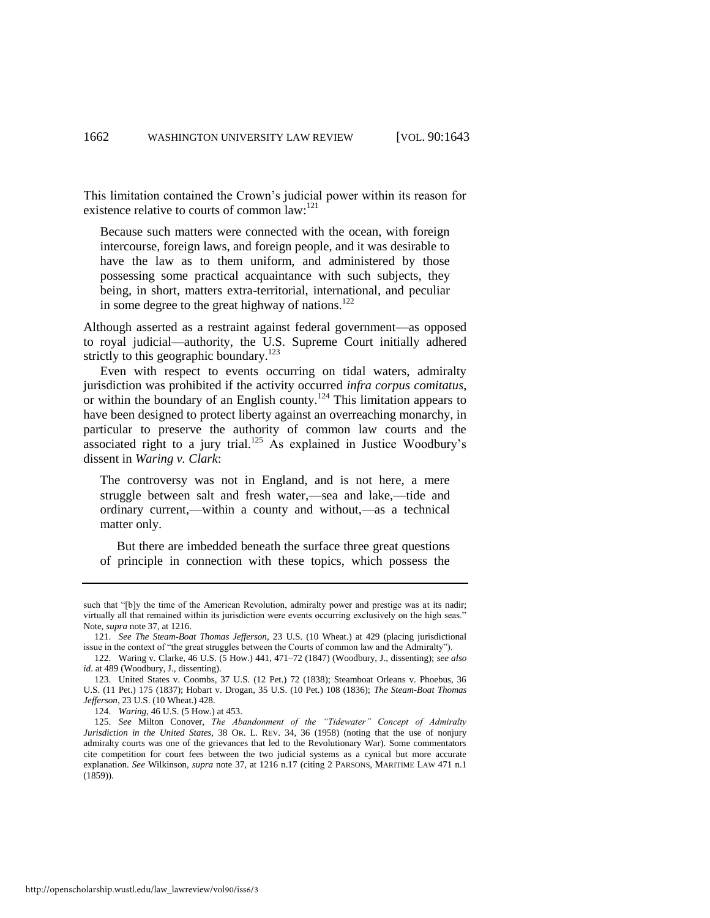This limitation contained the Crown's judicial power within its reason for existence relative to courts of common law:[121]

> Because such matters were connected with the ocean, with foreign intercourse, foreign laws, and foreign people, and it was desirable to have the law as to them uniform, and administered by those possessing some practical acquaintance with such subjects, they being, in short, matters extra-territorial, international, and peculiar in some degree to the great highway of nations.[122]

Although asserted as a restraint against federal government—as opposed to royal judicial—authority, the U.S. Supreme Court initially adhered strictly to this geographic boundary.[123]

Even with respect to events occurring on tidal waters, admiralty jurisdiction was prohibited if the activity occurred *infra corpus comitatus*, or within the boundary of an English county.[124] This limitation appears to have been designed to protect liberty against an overreaching monarchy, in particular to preserve the authority of common law courts and the associated right to a jury trial.[125] As explained in Justice Woodbury's dissent in *Waring v. Clark*:

> The controversy was not in England, and is not here, a mere struggle between salt and fresh water,—sea and lake,—tide and ordinary current,—within a county and without,—as a technical matter only.
>
> But there are imbedded beneath the surface three great questions of principle in connection with these topics, which possess the

---

such that "[b]y the time of the American Revolution, admiralty power and prestige was at its nadir; virtually all that remained within its jurisdiction were events occurring exclusively on the high seas." Note, *supra* note 37, at 1216.

121. *See The Steam-Boat Thomas Jefferson*, 23 U.S. (10 Wheat.) at 429 (placing jurisdictional issue in the context of "the great struggles between the Courts of common law and the Admiralty").

122. Waring v. Clarke, 46 U.S. (5 How.) 441, 471–72 (1847) (Woodbury, J., dissenting); *see also id*. at 489 (Woodbury, J., dissenting).

123. United States v. Coombs, 37 U.S. (12 Pet.) 72 (1838); Steamboat Orleans v. Phoebus, 36 U.S. (11 Pet.) 175 (1837); Hobart v. Drogan, 35 U.S. (10 Pet.) 108 (1836); *The Steam-Boat Thomas Jefferson*, 23 U.S. (10 Wheat.) 428.

124. *Waring*, 46 U.S. (5 How.) at 453.

125. *See* Milton Conover, *The Abandonment of the "Tidewater" Concept of Admiralty Jurisdiction in the United States*, 38 OR. L. REV. 34, 36 (1958) (noting that the use of nonjury admiralty courts was one of the grievances that led to the Revolutionary War). Some commentators cite competition for court fees between the two judicial systems as a cynical but more accurate explanation. *See* Wilkinson, *supra* note 37, at 1216 n.17 (citing 2 PARSONS, MARITIME LAW 471 n.1 (1859)).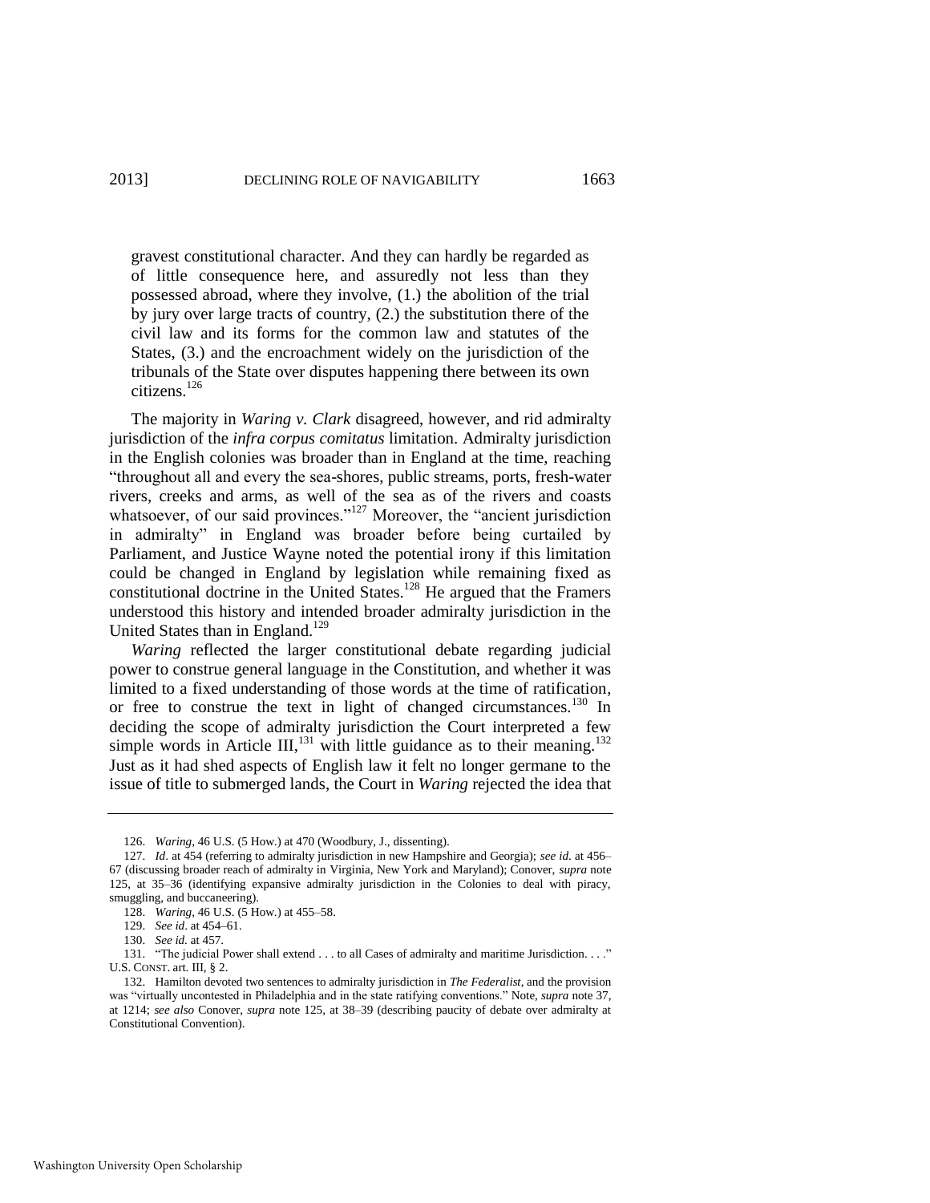> gravest constitutional character. And they can hardly be regarded as of little consequence here, and assuredly not less than they possessed abroad, where they involve, (1.) the abolition of the trial by jury over large tracts of country, (2.) the substitution there of the civil law and its forms for the common law and statutes of the States, (3.) and the encroachment widely on the jurisdiction of the tribunals of the State over disputes happening there between its own citizens.[126]

The majority in *Waring v. Clark* disagreed, however, and rid admiralty jurisdiction of the *infra corpus comitatus* limitation. Admiralty jurisdiction in the English colonies was broader than in England at the time, reaching "throughout all and every the sea-shores, public streams, ports, fresh-water rivers, creeks and arms, as well of the sea as of the rivers and coasts whatsoever, of our said provinces."[127] Moreover, the "ancient jurisdiction in admiralty" in England was broader before being curtailed by Parliament, and Justice Wayne noted the potential irony if this limitation could be changed in England by legislation while remaining fixed as constitutional doctrine in the United States.[128] He argued that the Framers understood this history and intended broader admiralty jurisdiction in the United States than in England.[129]

*Waring* reflected the larger constitutional debate regarding judicial power to construe general language in the Constitution, and whether it was limited to a fixed understanding of those words at the time of ratification, or free to construe the text in light of changed circumstances.[130] In deciding the scope of admiralty jurisdiction the Court interpreted a few simple words in Article III,[131] with little guidance as to their meaning.[132] Just as it had shed aspects of English law it felt no longer germane to the issue of title to submerged lands, the Court in *Waring* rejected the idea that

---

126. *Waring*, 46 U.S. (5 How.) at 470 (Woodbury, J., dissenting).

127. *Id*. at 454 (referring to admiralty jurisdiction in new Hampshire and Georgia); *see id*. at 456–67 (discussing broader reach of admiralty in Virginia, New York and Maryland); Conover, *supra* note 125, at 35–36 (identifying expansive admiralty jurisdiction in the Colonies to deal with piracy, smuggling, and buccaneering).

128. *Waring*, 46 U.S. (5 How.) at 455–58.

129. *See id*. at 454–61.

130. *See id.* at 457.

131. "The judicial Power shall extend . . . to all Cases of admiralty and maritime Jurisdiction. . . ." U.S. CONST. art. III, § 2.

132. Hamilton devoted two sentences to admiralty jurisdiction in *The Federalist*, and the provision was "virtually uncontested in Philadelphia and in the state ratifying conventions." Note, *supra* note 37, at 1214; *see also* Conover, *supra* note 125, at 38–39 (describing paucity of debate over admiralty at Constitutional Convention).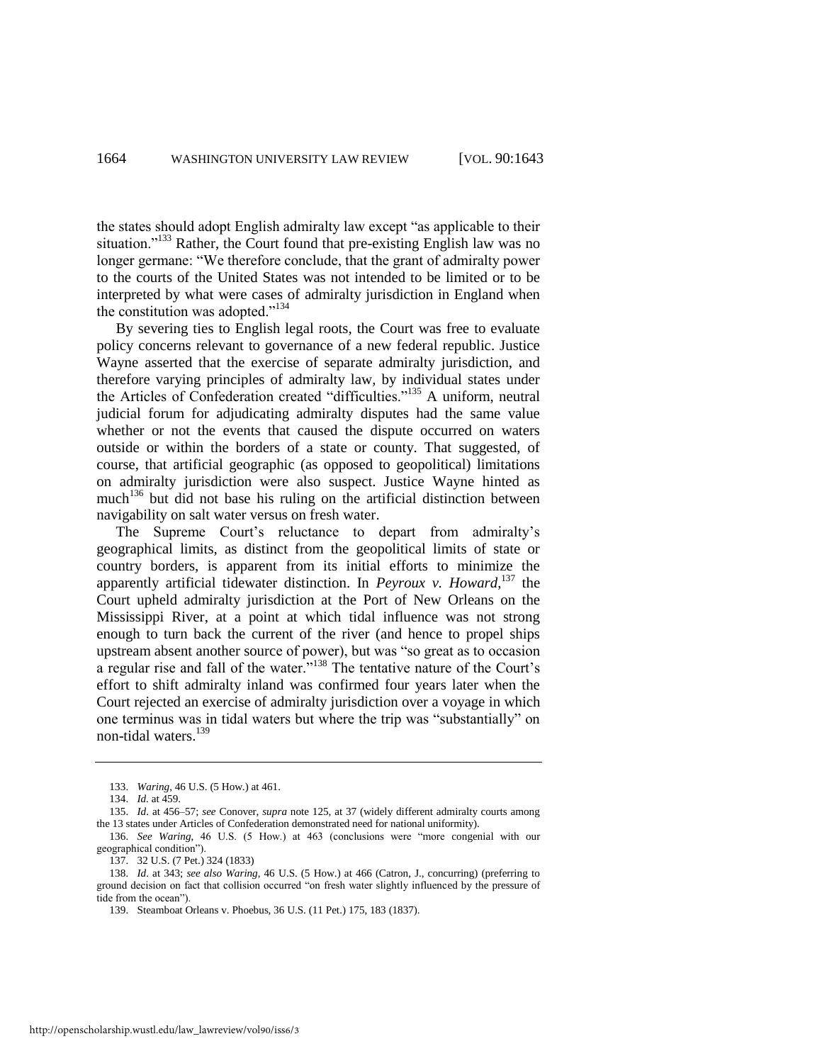the states should adopt English admiralty law except "as applicable to their situation."[133] Rather, the Court found that pre-existing English law was no longer germane: "We therefore conclude, that the grant of admiralty power to the courts of the United States was not intended to be limited or to be interpreted by what were cases of admiralty jurisdiction in England when the constitution was adopted."[134]

By severing ties to English legal roots, the Court was free to evaluate policy concerns relevant to governance of a new federal republic. Justice Wayne asserted that the exercise of separate admiralty jurisdiction, and therefore varying principles of admiralty law, by individual states under the Articles of Confederation created "difficulties."[135] A uniform, neutral judicial forum for adjudicating admiralty disputes had the same value whether or not the events that caused the dispute occurred on waters outside or within the borders of a state or county. That suggested, of course, that artificial geographic (as opposed to geopolitical) limitations on admiralty jurisdiction were also suspect. Justice Wayne hinted as much[136] but did not base his ruling on the artificial distinction between navigability on salt water versus on fresh water.

The Supreme Court's reluctance to depart from admiralty's geographical limits, as distinct from the geopolitical limits of state or country borders, is apparent from its initial efforts to minimize the apparently artificial tidewater distinction. In *Peyroux v. Howard*,[137] the Court upheld admiralty jurisdiction at the Port of New Orleans on the Mississippi River, at a point at which tidal influence was not strong enough to turn back the current of the river (and hence to propel ships upstream absent another source of power), but was "so great as to occasion a regular rise and fall of the water."[138] The tentative nature of the Court's effort to shift admiralty inland was confirmed four years later when the Court rejected an exercise of admiralty jurisdiction over a voyage in which one terminus was in tidal waters but where the trip was "substantially" on non-tidal waters.[139]

---

133. *Waring*, 46 U.S. (5 How.) at 461.

134. *Id.* at 459.

135. *Id.* at 456–57; *see* Conover, *supra* note 125, at 37 (widely different admiralty courts among the 13 states under Articles of Confederation demonstrated need for national uniformity).

136. *See Waring*, 46 U.S. (5 How.) at 463 (conclusions were "more congenial with our geographical condition").

137. 32 U.S. (7 Pet.) 324 (1833)

138. *Id*. at 343; *see also Waring*, 46 U.S. (5 How.) at 466 (Catron, J., concurring) (preferring to ground decision on fact that collision occurred "on fresh water slightly influenced by the pressure of tide from the ocean").

139. Steamboat Orleans v. Phoebus, 36 U.S. (11 Pet.) 175, 183 (1837).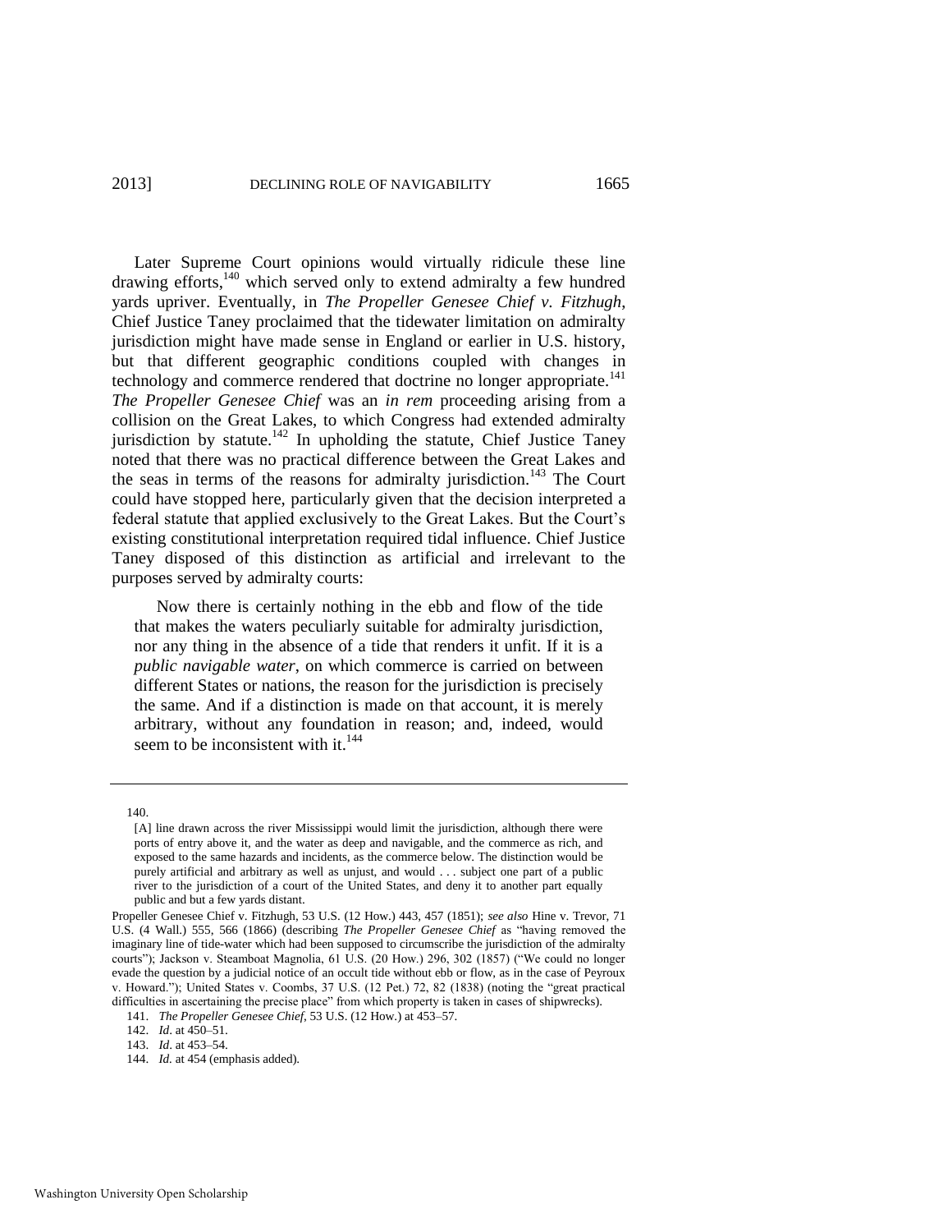Later Supreme Court opinions would virtually ridicule these line drawing efforts,[140] which served only to extend admiralty a few hundred yards upriver. Eventually, in *The Propeller Genesee Chief v. Fitzhugh*, Chief Justice Taney proclaimed that the tidewater limitation on admiralty jurisdiction might have made sense in England or earlier in U.S. history, but that different geographic conditions coupled with changes in technology and commerce rendered that doctrine no longer appropriate.[141] *The Propeller Genesee Chief* was an *in rem* proceeding arising from a collision on the Great Lakes, to which Congress had extended admiralty jurisdiction by statute.[142] In upholding the statute, Chief Justice Taney noted that there was no practical difference between the Great Lakes and the seas in terms of the reasons for admiralty jurisdiction.[143] The Court could have stopped here, particularly given that the decision interpreted a federal statute that applied exclusively to the Great Lakes. But the Court's existing constitutional interpretation required tidal influence. Chief Justice Taney disposed of this distinction as artificial and irrelevant to the purposes served by admiralty courts:

> Now there is certainly nothing in the ebb and flow of the tide that makes the waters peculiarly suitable for admiralty jurisdiction, nor any thing in the absence of a tide that renders it unfit. If it is a *public navigable water*, on which commerce is carried on between different States or nations, the reason for the jurisdiction is precisely the same. And if a distinction is made on that account, it is merely arbitrary, without any foundation in reason; and, indeed, would seem to be inconsistent with it.[144]

---

140.

> [A] line drawn across the river Mississippi would limit the jurisdiction, although there were ports of entry above it, and the water as deep and navigable, and the commerce as rich, and exposed to the same hazards and incidents, as the commerce below. The distinction would be purely artificial and arbitrary as well as unjust, and would . . . subject one part of a public river to the jurisdiction of a court of the United States, and deny it to another part equally public and but a few yards distant.

Propeller Genesee Chief v. Fitzhugh, 53 U.S. (12 How.) 443, 457 (1851); *see also* Hine v. Trevor, 71 U.S. (4 Wall.) 555, 566 (1866) (describing *The Propeller Genesee Chief* as "having removed the imaginary line of tide-water which had been supposed to circumscribe the jurisdiction of the admiralty courts"); Jackson v. Steamboat Magnolia, 61 U.S. (20 How.) 296, 302 (1857) ("We could no longer evade the question by a judicial notice of an occult tide without ebb or flow, as in the case of Peyroux v. Howard."); United States v. Coombs, 37 U.S. (12 Pet.) 72, 82 (1838) (noting the "great practical difficulties in ascertaining the precise place" from which property is taken in cases of shipwrecks).

141. *The Propeller Genesee Chief*, 53 U.S. (12 How.) at 453–57.

142. *Id*. at 450–51.

143. *Id*. at 453–54.

144. *Id.* at 454 (emphasis added).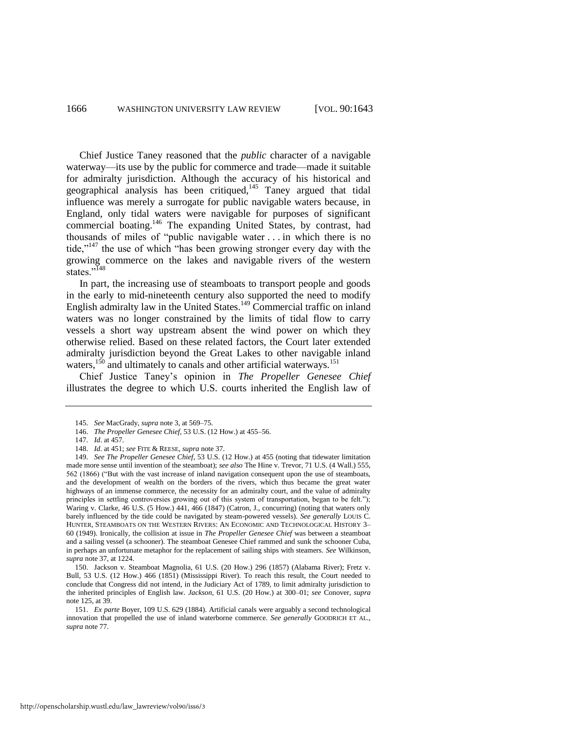Chief Justice Taney reasoned that the *public* character of a navigable waterway—its use by the public for commerce and trade—made it suitable for admiralty jurisdiction. Although the accuracy of his historical and geographical analysis has been critiqued,[145] Taney argued that tidal influence was merely a surrogate for public navigable waters because, in England, only tidal waters were navigable for purposes of significant commercial boating.[146] The expanding United States, by contrast, had thousands of miles of "public navigable water . . . in which there is no tide,"[147] the use of which "has been growing stronger every day with the growing commerce on the lakes and navigable rivers of the western states."[148]

In part, the increasing use of steamboats to transport people and goods in the early to mid-nineteenth century also supported the need to modify English admiralty law in the United States.[149] Commercial traffic on inland waters was no longer constrained by the limits of tidal flow to carry vessels a short way upstream absent the wind power on which they otherwise relied. Based on these related factors, the Court later extended admiralty jurisdiction beyond the Great Lakes to other navigable inland waters,[150] and ultimately to canals and other artificial waterways.[151]

Chief Justice Taney's opinion in *The Propeller Genesee Chief* illustrates the degree to which U.S. courts inherited the English law of

---

145. *See* MacGrady, *supra* note 3, at 569–75.

146. *The Propeller Genesee Chief*, 53 U.S. (12 How.) at 455–56.

147. *Id*. at 457.

148. *Id*. at 451; *see* FITE & REESE, *supra* note 37.

149. *See The Propeller Genesee Chief*, 53 U.S. (12 How.) at 455 (noting that tidewater limitation made more sense until invention of the steamboat); *see also* The Hine v. Trevor, 71 U.S. (4 Wall.) 555, 562 (1866) ("But with the vast increase of inland navigation consequent upon the use of steamboats, and the development of wealth on the borders of the rivers, which thus became the great water highways of an immense commerce, the necessity for an admiralty court, and the value of admiralty principles in settling controversies growing out of this system of transportation, began to be felt."); Waring v. Clarke, 46 U.S. (5 How.) 441, 466 (1847) (Catron, J., concurring) (noting that waters only barely influenced by the tide could be navigated by steam-powered vessels). *See generally* LOUIS C. HUNTER, STEAMBOATS ON THE WESTERN RIVERS: AN ECONOMIC AND TECHNOLOGICAL HISTORY 3–60 (1949). Ironically, the collision at issue in *The Propeller Genesee Chief* was between a steamboat and a sailing vessel (a schooner). The steamboat Genesee Chief rammed and sunk the schooner Cuba, in perhaps an unfortunate metaphor for the replacement of sailing ships with steamers. *See* Wilkinson, *supra* note 37, at 1224.

150. Jackson v. Steamboat Magnolia, 61 U.S. (20 How.) 296 (1857) (Alabama River); Fretz v. Bull, 53 U.S. (12 How.) 466 (1851) (Mississippi River). To reach this result, the Court needed to conclude that Congress did not intend, in the Judiciary Act of 1789, to limit admiralty jurisdiction to the inherited principles of English law. *Jackson*, 61 U.S. (20 How.) at 300–01; *see* Conover, *supra* note 125, at 39.

151. *Ex parte* Boyer, 109 U.S. 629 (1884). Artificial canals were arguably a second technological innovation that propelled the use of inland waterborne commerce. *See generally* GOODRICH ET AL., *supra* note 77.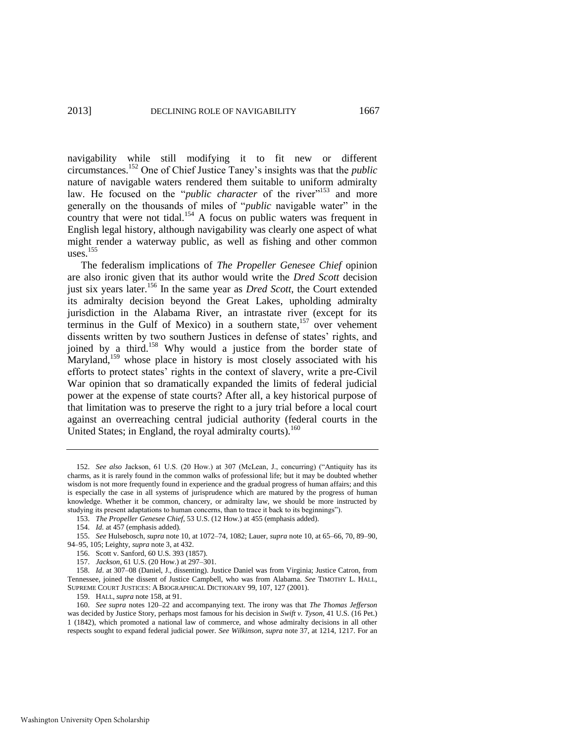navigability while still modifying it to fit new or different circumstances.[152] One of Chief Justice Taney's insights was that the *public* nature of navigable waters rendered them suitable to uniform admiralty law. He focused on the "*public character* of the river"[153] and more generally on the thousands of miles of "*public* navigable water" in the country that were not tidal.[154] A focus on public waters was frequent in English legal history, although navigability was clearly one aspect of what might render a waterway public, as well as fishing and other common uses.[155]

The federalism implications of *The Propeller Genesee Chief* opinion are also ironic given that its author would write the *Dred Scott* decision just six years later.[156] In the same year as *Dred Scott*, the Court extended its admiralty decision beyond the Great Lakes, upholding admiralty jurisdiction in the Alabama River, an intrastate river (except for its terminus in the Gulf of Mexico) in a southern state,[157] over vehement dissents written by two southern Justices in defense of states' rights, and joined by a third.[158] Why would a justice from the border state of Maryland,[159] whose place in history is most closely associated with his efforts to protect states' rights in the context of slavery, write a pre-Civil War opinion that so dramatically expanded the limits of federal judicial power at the expense of state courts? After all, a key historical purpose of that limitation was to preserve the right to a jury trial before a local court against an overreaching central judicial authority (federal courts in the United States; in England, the royal admiralty courts).[160]

---

152. *See also* Jackson, 61 U.S. (20 How.) at 307 (McLean, J., concurring) ("Antiquity has its charms, as it is rarely found in the common walks of professional life; but it may be doubted whether wisdom is not more frequently found in experience and the gradual progress of human affairs; and this is especially the case in all systems of jurisprudence which are matured by the progress of human knowledge. Whether it be common, chancery, or admiralty law, we should be more instructed by studying its present adaptations to human concerns, than to trace it back to its beginnings").

153. *The Propeller Genesee Chief*, 53 U.S. (12 How.) at 455 (emphasis added).

154. *Id.* at 457 (emphasis added).

155. *See* Hulsebosch, *supra* note 10, at 1072–74, 1082; Lauer, *supra* note 10, at 65–66, 70, 89–90, 94–95, 105; Leighty, *supra* note 3, at 432.

156. Scott v. Sanford, 60 U.S. 393 (1857).

157. *Jackson*, 61 U.S. (20 How.) at 297–301.

158. *Id*. at 307–08 (Daniel, J., dissenting). Justice Daniel was from Virginia; Justice Catron, from Tennessee, joined the dissent of Justice Campbell, who was from Alabama. *See* TIMOTHY L. HALL, SUPREME COURT JUSTICES: A BIOGRAPHICAL DICTIONARY 99, 107, 127 (2001).

159. HALL, *supra* note 158, at 91.

160. *See supra* notes 120–22 and accompanying text. The irony was that *The Thomas Jefferson* was decided by Justice Story, perhaps most famous for his decision in *Swift v. Tyson*, 41 U.S. (16 Pet.) 1 (1842), which promoted a national law of commerce, and whose admiralty decisions in all other respects sought to expand federal judicial power. *See Wilkinson*, *supra* note 37, at 1214, 1217. For an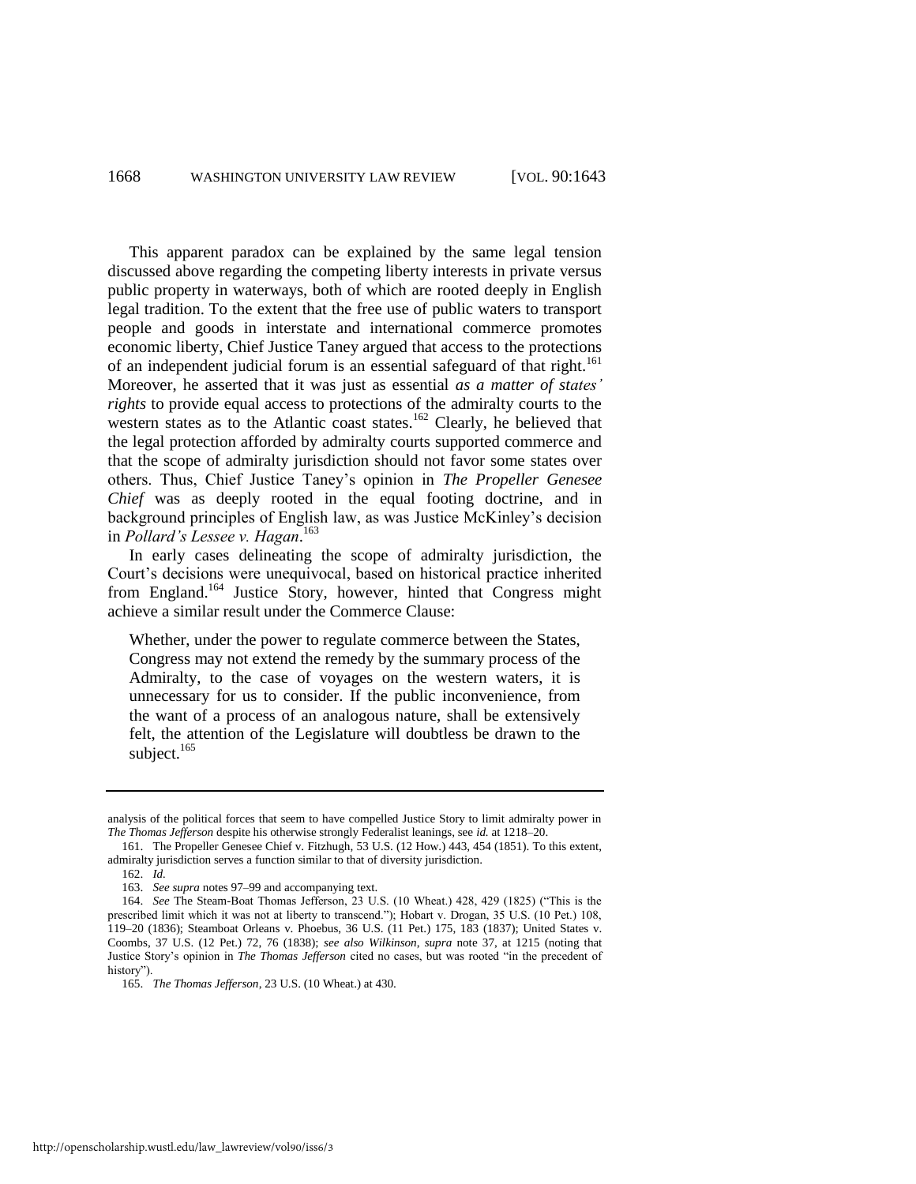This apparent paradox can be explained by the same legal tension discussed above regarding the competing liberty interests in private versus public property in waterways, both of which are rooted deeply in English legal tradition. To the extent that the free use of public waters to transport people and goods in interstate and international commerce promotes economic liberty, Chief Justice Taney argued that access to the protections of an independent judicial forum is an essential safeguard of that right.[161] Moreover, he asserted that it was just as essential *as a matter of states' rights* to provide equal access to protections of the admiralty courts to the western states as to the Atlantic coast states.[162] Clearly, he believed that the legal protection afforded by admiralty courts supported commerce and that the scope of admiralty jurisdiction should not favor some states over others. Thus, Chief Justice Taney's opinion in *The Propeller Genesee Chief* was as deeply rooted in the equal footing doctrine, and in background principles of English law, as was Justice McKinley's decision in *Pollard's Lessee v. Hagan*.[163]

In early cases delineating the scope of admiralty jurisdiction, the Court's decisions were unequivocal, based on historical practice inherited from England.[164] Justice Story, however, hinted that Congress might achieve a similar result under the Commerce Clause:

> Whether, under the power to regulate commerce between the States, Congress may not extend the remedy by the summary process of the Admiralty, to the case of voyages on the western waters, it is unnecessary for us to consider. If the public inconvenience, from the want of a process of an analogous nature, shall be extensively felt, the attention of the Legislature will doubtless be drawn to the subject.[165]

---

analysis of the political forces that seem to have compelled Justice Story to limit admiralty power in *The Thomas Jefferson* despite his otherwise strongly Federalist leanings, see *id.* at 1218–20.

161. The Propeller Genesee Chief v. Fitzhugh, 53 U.S. (12 How.) 443, 454 (1851). To this extent, admiralty jurisdiction serves a function similar to that of diversity jurisdiction.

162. *Id.*

163. *See supra* notes 97–99 and accompanying text.

164. *See* The Steam-Boat Thomas Jefferson, 23 U.S. (10 Wheat.) 428, 429 (1825) ("This is the prescribed limit which it was not at liberty to transcend."); Hobart v. Drogan, 35 U.S. (10 Pet.) 108, 119–20 (1836); Steamboat Orleans v. Phoebus, 36 U.S. (11 Pet.) 175, 183 (1837); United States v. Coombs, 37 U.S. (12 Pet.) 72, 76 (1838); *see also Wilkinson*, *supra* note 37, at 1215 (noting that Justice Story's opinion in *The Thomas Jefferson* cited no cases, but was rooted "in the precedent of history").

165. *The Thomas Jefferson*, 23 U.S. (10 Wheat.) at 430.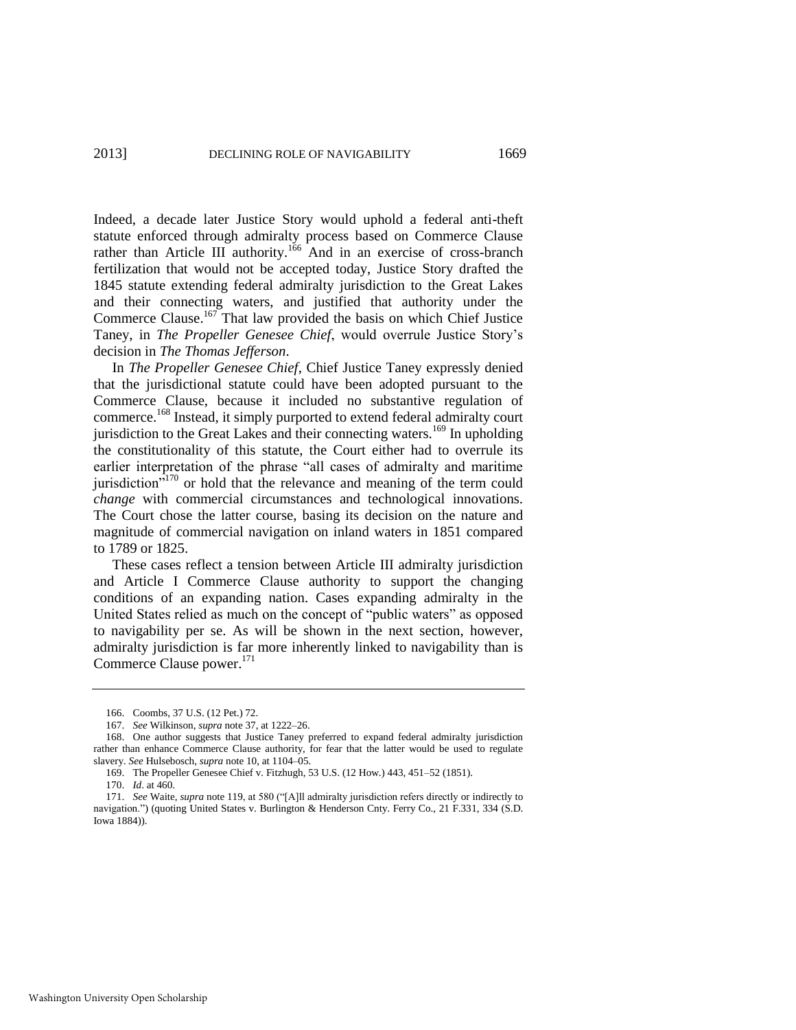Indeed, a decade later Justice Story would uphold a federal anti-theft statute enforced through admiralty process based on Commerce Clause rather than Article III authority.[166] And in an exercise of cross-branch fertilization that would not be accepted today, Justice Story drafted the 1845 statute extending federal admiralty jurisdiction to the Great Lakes and their connecting waters, and justified that authority under the Commerce Clause.[167] That law provided the basis on which Chief Justice Taney, in *The Propeller Genesee Chief*, would overrule Justice Story's decision in *The Thomas Jefferson*.

In *The Propeller Genesee Chief*, Chief Justice Taney expressly denied that the jurisdictional statute could have been adopted pursuant to the Commerce Clause, because it included no substantive regulation of commerce.[168] Instead, it simply purported to extend federal admiralty court jurisdiction to the Great Lakes and their connecting waters.[169] In upholding the constitutionality of this statute, the Court either had to overrule its earlier interpretation of the phrase "all cases of admiralty and maritime jurisdiction"[170] or hold that the relevance and meaning of the term could *change* with commercial circumstances and technological innovations. The Court chose the latter course, basing its decision on the nature and magnitude of commercial navigation on inland waters in 1851 compared to 1789 or 1825.

These cases reflect a tension between Article III admiralty jurisdiction and Article I Commerce Clause authority to support the changing conditions of an expanding nation. Cases expanding admiralty in the United States relied as much on the concept of "public waters" as opposed to navigability per se. As will be shown in the next section, however, admiralty jurisdiction is far more inherently linked to navigability than is Commerce Clause power.[171]

---

166. Coombs, 37 U.S. (12 Pet.) 72.

167. *See* Wilkinson, *supra* note 37, at 1222–26.

168. One author suggests that Justice Taney preferred to expand federal admiralty jurisdiction rather than enhance Commerce Clause authority, for fear that the latter would be used to regulate slavery. *See* Hulsebosch, *supra* note 10, at 1104–05.

169. The Propeller Genesee Chief v. Fitzhugh, 53 U.S. (12 How.) 443, 451–52 (1851).

170. *Id*. at 460.

171. *See* Waite, *supra* note 119, at 580 ("[A]ll admiralty jurisdiction refers directly or indirectly to navigation.") (quoting United States v. Burlington & Henderson Cnty. Ferry Co., 21 F.331, 334 (S.D. Iowa 1884)).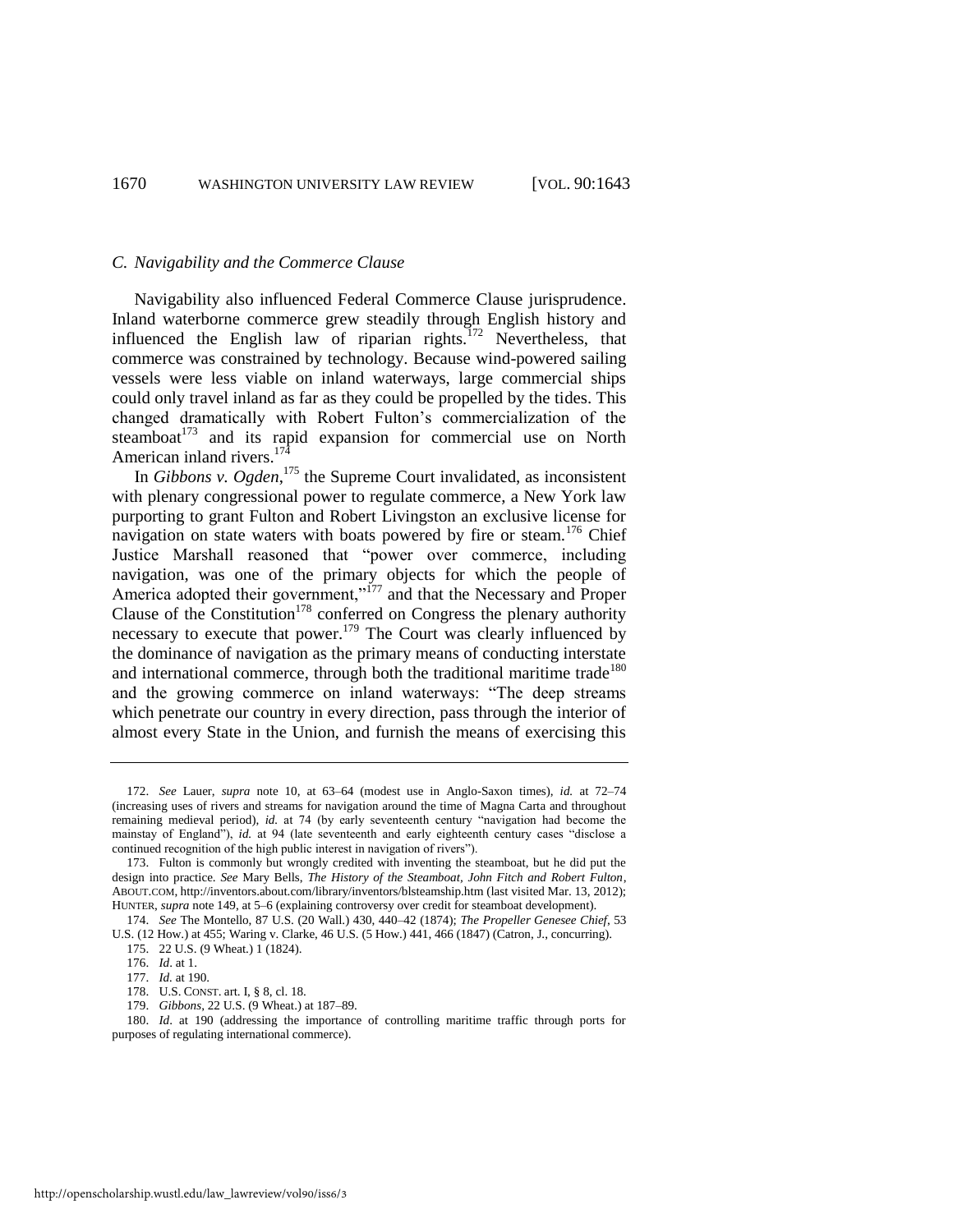### *C. Navigability and the Commerce Clause*

Navigability also influenced Federal Commerce Clause jurisprudence. Inland waterborne commerce grew steadily through English history and influenced the English law of riparian rights.[172] Nevertheless, that commerce was constrained by technology. Because wind-powered sailing vessels were less viable on inland waterways, large commercial ships could only travel inland as far as they could be propelled by the tides. This changed dramatically with Robert Fulton's commercialization of the steamboat[173] and its rapid expansion for commercial use on North American inland rivers.[174]

In *Gibbons v. Ogden*,[175] the Supreme Court invalidated, as inconsistent with plenary congressional power to regulate commerce, a New York law purporting to grant Fulton and Robert Livingston an exclusive license for navigation on state waters with boats powered by fire or steam.[176] Chief Justice Marshall reasoned that "power over commerce, including navigation, was one of the primary objects for which the people of America adopted their government,"[177] and that the Necessary and Proper Clause of the Constitution[178] conferred on Congress the plenary authority necessary to execute that power.[179] The Court was clearly influenced by the dominance of navigation as the primary means of conducting interstate and international commerce, through both the traditional maritime trade[180] and the growing commerce on inland waterways: "The deep streams which penetrate our country in every direction, pass through the interior of almost every State in the Union, and furnish the means of exercising this

---

172. *See* Lauer, *supra* note 10, at 63–64 (modest use in Anglo-Saxon times), *id.* at 72–74 (increasing uses of rivers and streams for navigation around the time of Magna Carta and throughout remaining medieval period), *id.* at 74 (by early seventeenth century "navigation had become the mainstay of England"), *id.* at 94 (late seventeenth and early eighteenth century cases "disclose a continued recognition of the high public interest in navigation of rivers").

173. Fulton is commonly but wrongly credited with inventing the steamboat, but he did put the design into practice. *See* Mary Bells, *The History of the Steamboat, John Fitch and Robert Fulton*, ABOUT.COM, http://inventors.about.com/library/inventors/blsteamship.htm (last visited Mar. 13, 2012); HUNTER, *supra* note 149, at 5–6 (explaining controversy over credit for steamboat development).

174. *See* The Montello, 87 U.S. (20 Wall.) 430, 440–42 (1874); *The Propeller Genesee Chief*, 53 U.S. (12 How.) at 455; Waring v. Clarke, 46 U.S. (5 How.) 441, 466 (1847) (Catron, J., concurring).

175. 22 U.S. (9 Wheat.) 1 (1824).

176. *Id*. at 1.

177. *Id.* at 190.

178. U.S. CONST. art. I, § 8, cl. 18.

179. *Gibbons*, 22 U.S. (9 Wheat.) at 187–89.

180. *Id*. at 190 (addressing the importance of controlling maritime traffic through ports for purposes of regulating international commerce).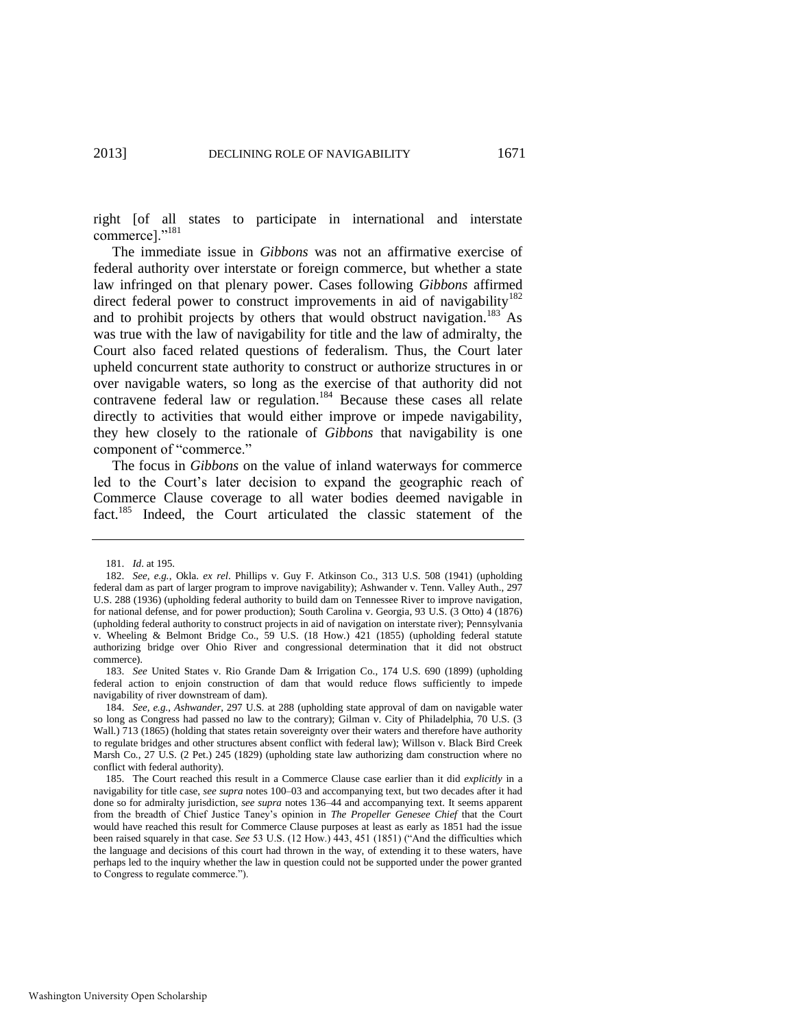right [of all states to participate in international and interstate commerce]."[181]

The immediate issue in *Gibbons* was not an affirmative exercise of federal authority over interstate or foreign commerce, but whether a state law infringed on that plenary power. Cases following *Gibbons* affirmed direct federal power to construct improvements in aid of navigability[182] and to prohibit projects by others that would obstruct navigation.[183] As was true with the law of navigability for title and the law of admiralty, the Court also faced related questions of federalism. Thus, the Court later upheld concurrent state authority to construct or authorize structures in or over navigable waters, so long as the exercise of that authority did not contravene federal law or regulation.[184] Because these cases all relate directly to activities that would either improve or impede navigability, they hew closely to the rationale of *Gibbons* that navigability is one component of "commerce."

The focus in *Gibbons* on the value of inland waterways for commerce led to the Court's later decision to expand the geographic reach of Commerce Clause coverage to all water bodies deemed navigable in fact.[185] Indeed, the Court articulated the classic statement of the

---

181. *Id.* at 195.

182. *See, e.g.*, Okla. *ex rel.* Phillips v. Guy F. Atkinson Co., 313 U.S. 508 (1941) (upholding federal dam as part of larger program to improve navigability); Ashwander v. Tenn. Valley Auth., 297 U.S. 288 (1936) (upholding federal authority to build dam on Tennessee River to improve navigation, for national defense, and for power production); South Carolina v. Georgia, 93 U.S. (3 Otto) 4 (1876) (upholding federal authority to construct projects in aid of navigation on interstate river); Pennsylvania v. Wheeling & Belmont Bridge Co., 59 U.S. (18 How.) 421 (1855) (upholding federal statute authorizing bridge over Ohio River and congressional determination that it did not obstruct commerce).

183. *See* United States v. Rio Grande Dam & Irrigation Co., 174 U.S. 690 (1899) (upholding federal action to enjoin construction of dam that would reduce flows sufficiently to impede navigability of river downstream of dam).

184. *See, e.g.*, *Ashwander*, 297 U.S. at 288 (upholding state approval of dam on navigable water so long as Congress had passed no law to the contrary); Gilman v. City of Philadelphia, 70 U.S. (3 Wall.) 713 (1865) (holding that states retain sovereignty over their waters and therefore have authority to regulate bridges and other structures absent conflict with federal law); Willson v. Black Bird Creek Marsh Co., 27 U.S. (2 Pet.) 245 (1829) (upholding state law authorizing dam construction where no conflict with federal authority).

185. The Court reached this result in a Commerce Clause case earlier than it did *explicitly* in a navigability for title case, *see supra* notes 100–03 and accompanying text, but two decades after it had done so for admiralty jurisdiction, *see supra* notes 136–44 and accompanying text. It seems apparent from the breadth of Chief Justice Taney's opinion in *The Propeller Genesee Chief* that the Court would have reached this result for Commerce Clause purposes at least as early as 1851 had the issue been raised squarely in that case. *See* 53 U.S. (12 How.) 443, 451 (1851) ("And the difficulties which the language and decisions of this court had thrown in the way, of extending it to these waters, have perhaps led to the inquiry whether the law in question could not be supported under the power granted to Congress to regulate commerce.").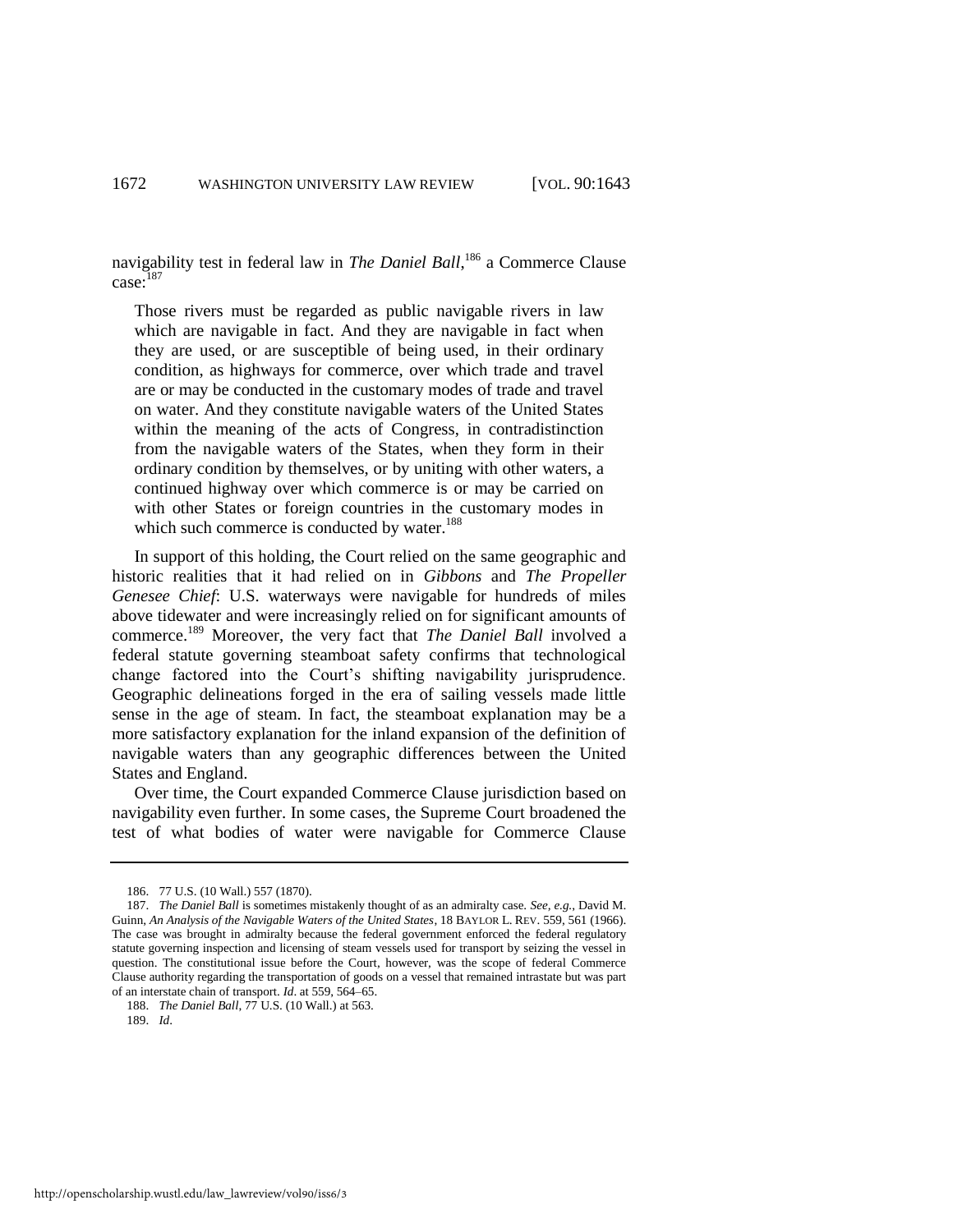navigability test in federal law in *The Daniel Ball*,[186] a Commerce Clause case:[187]

> Those rivers must be regarded as public navigable rivers in law which are navigable in fact. And they are navigable in fact when they are used, or are susceptible of being used, in their ordinary condition, as highways for commerce, over which trade and travel are or may be conducted in the customary modes of trade and travel on water. And they constitute navigable waters of the United States within the meaning of the acts of Congress, in contradistinction from the navigable waters of the States, when they form in their ordinary condition by themselves, or by uniting with other waters, a continued highway over which commerce is or may be carried on with other States or foreign countries in the customary modes in which such commerce is conducted by water.[188]

In support of this holding, the Court relied on the same geographic and historic realities that it had relied on in *Gibbons* and *The Propeller Genesee Chief*: U.S. waterways were navigable for hundreds of miles above tidewater and were increasingly relied on for significant amounts of commerce.[189] Moreover, the very fact that *The Daniel Ball* involved a federal statute governing steamboat safety confirms that technological change factored into the Court's shifting navigability jurisprudence. Geographic delineations forged in the era of sailing vessels made little sense in the age of steam. In fact, the steamboat explanation may be a more satisfactory explanation for the inland expansion of the definition of navigable waters than any geographic differences between the United States and England.

Over time, the Court expanded Commerce Clause jurisdiction based on navigability even further. In some cases, the Supreme Court broadened the test of what bodies of water were navigable for Commerce Clause

---

186. 77 U.S. (10 Wall.) 557 (1870).

187. *The Daniel Ball* is sometimes mistakenly thought of as an admiralty case. *See, e.g.*, David M. Guinn, *An Analysis of the Navigable Waters of the United States*, 18 BAYLOR L. REV. 559, 561 (1966). The case was brought in admiralty because the federal government enforced the federal regulatory statute governing inspection and licensing of steam vessels used for transport by seizing the vessel in question. The constitutional issue before the Court, however, was the scope of federal Commerce Clause authority regarding the transportation of goods on a vessel that remained intrastate but was part of an interstate chain of transport. *Id*. at 559, 564–65.

188. *The Daniel Ball*, 77 U.S. (10 Wall.) at 563.

189. *Id*.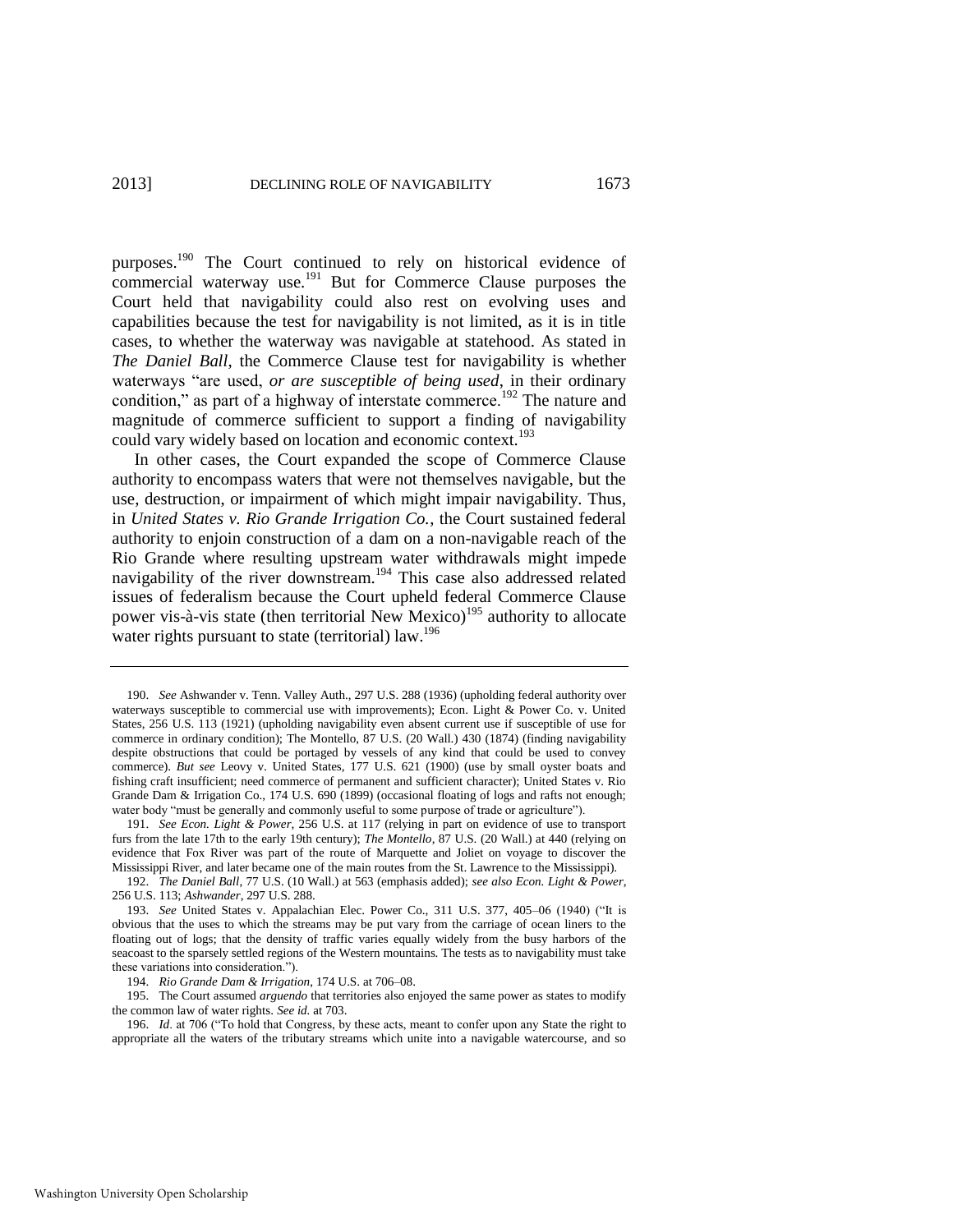purposes.[190] The Court continued to rely on historical evidence of commercial waterway use.[191] But for Commerce Clause purposes the Court held that navigability could also rest on evolving uses and capabilities because the test for navigability is not limited, as it is in title cases, to whether the waterway was navigable at statehood. As stated in *The Daniel Ball*, the Commerce Clause test for navigability is whether waterways "are used, *or are susceptible of being used*, in their ordinary condition," as part of a highway of interstate commerce.[192] The nature and magnitude of commerce sufficient to support a finding of navigability could vary widely based on location and economic context.[193]

In other cases, the Court expanded the scope of Commerce Clause authority to encompass waters that were not themselves navigable, but the use, destruction, or impairment of which might impair navigability. Thus, in *United States v. Rio Grande Irrigation Co.*, the Court sustained federal authority to enjoin construction of a dam on a non-navigable reach of the Rio Grande where resulting upstream water withdrawals might impede navigability of the river downstream.[194] This case also addressed related issues of federalism because the Court upheld federal Commerce Clause power vis-à-vis state (then territorial New Mexico)[195] authority to allocate water rights pursuant to state (territorial) law.[196]

---

190. *See* Ashwander v. Tenn. Valley Auth., 297 U.S. 288 (1936) (upholding federal authority over waterways susceptible to commercial use with improvements); Econ. Light & Power Co. v. United States, 256 U.S. 113 (1921) (upholding navigability even absent current use if susceptible of use for commerce in ordinary condition); The Montello, 87 U.S. (20 Wall.) 430 (1874) (finding navigability despite obstructions that could be portaged by vessels of any kind that could be used to convey commerce). *But see* Leovy v. United States, 177 U.S. 621 (1900) (use by small oyster boats and fishing craft insufficient; need commerce of permanent and sufficient character); United States v. Rio Grande Dam & Irrigation Co., 174 U.S. 690 (1899) (occasional floating of logs and rafts not enough; water body "must be generally and commonly useful to some purpose of trade or agriculture").

191. *See Econ. Light & Power*, 256 U.S. at 117 (relying in part on evidence of use to transport furs from the late 17th to the early 19th century); *The Montello*, 87 U.S. (20 Wall.) at 440 (relying on evidence that Fox River was part of the route of Marquette and Joliet on voyage to discover the Mississippi River, and later became one of the main routes from the St. Lawrence to the Mississippi).

192. *The Daniel Ball*, 77 U.S. (10 Wall.) at 563 (emphasis added); *see also Econ. Light & Power*, 256 U.S. 113; *Ashwander*, 297 U.S. 288.

193. *See* United States v. Appalachian Elec. Power Co., 311 U.S. 377, 405–06 (1940) ("It is obvious that the uses to which the streams may be put vary from the carriage of ocean liners to the floating out of logs; that the density of traffic varies equally widely from the busy harbors of the seacoast to the sparsely settled regions of the Western mountains. The tests as to navigability must take these variations into consideration.").

194. *Rio Grande Dam & Irrigation*, 174 U.S. at 706–08.

195. The Court assumed *arguendo* that territories also enjoyed the same power as states to modify the common law of water rights. *See id.* at 703.

196. *Id*. at 706 ("To hold that Congress, by these acts, meant to confer upon any State the right to appropriate all the waters of the tributary streams which unite into a navigable watercourse, and so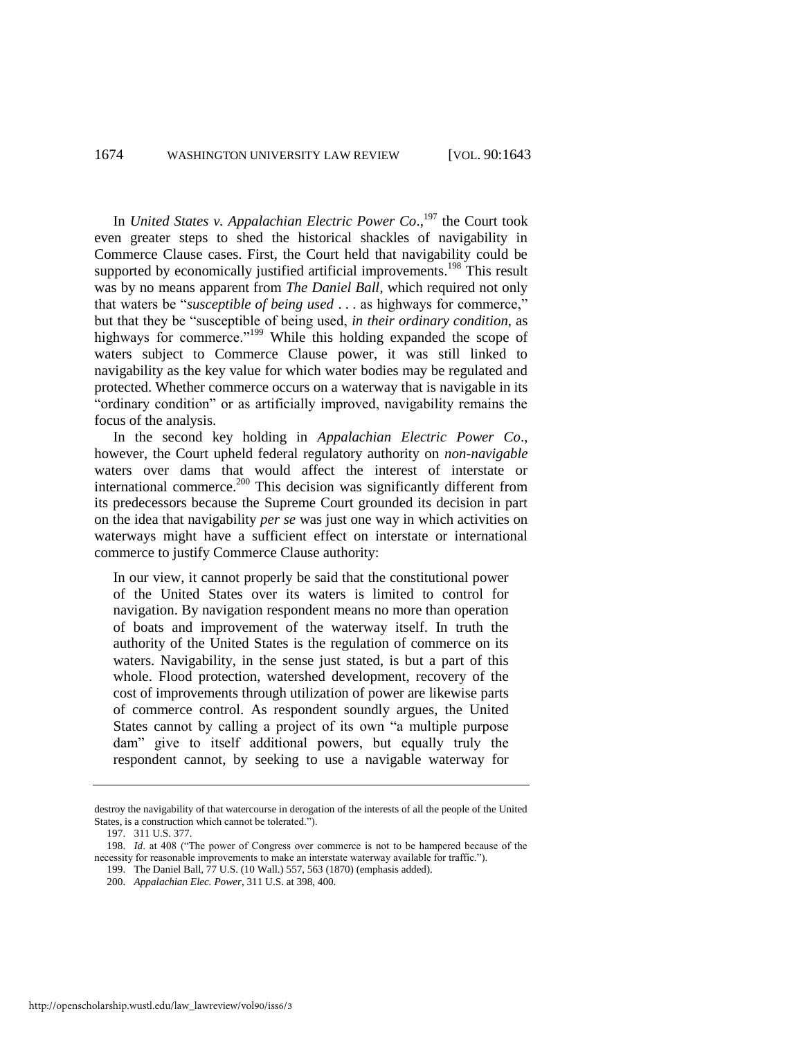In *United States v. Appalachian Electric Power Co*.,[197] the Court took even greater steps to shed the historical shackles of navigability in Commerce Clause cases. First, the Court held that navigability could be supported by economically justified artificial improvements.[198] This result was by no means apparent from *The Daniel Ball*, which required not only that waters be "*susceptible of being used* . . . as highways for commerce," but that they be "susceptible of being used, *in their ordinary condition*, as highways for commerce."[199] While this holding expanded the scope of waters subject to Commerce Clause power, it was still linked to navigability as the key value for which water bodies may be regulated and protected. Whether commerce occurs on a waterway that is navigable in its "ordinary condition" or as artificially improved, navigability remains the focus of the analysis.

In the second key holding in *Appalachian Electric Power Co*., however, the Court upheld federal regulatory authority on *non-navigable* waters over dams that would affect the interest of interstate or international commerce.[200] This decision was significantly different from its predecessors because the Supreme Court grounded its decision in part on the idea that navigability *per se* was just one way in which activities on waterways might have a sufficient effect on interstate or international commerce to justify Commerce Clause authority:

> In our view, it cannot properly be said that the constitutional power of the United States over its waters is limited to control for navigation. By navigation respondent means no more than operation of boats and improvement of the waterway itself. In truth the authority of the United States is the regulation of commerce on its waters. Navigability, in the sense just stated, is but a part of this whole. Flood protection, watershed development, recovery of the cost of improvements through utilization of power are likewise parts of commerce control. As respondent soundly argues, the United States cannot by calling a project of its own "a multiple purpose dam" give to itself additional powers, but equally truly the respondent cannot, by seeking to use a navigable waterway for

---

destroy the navigability of that watercourse in derogation of the interests of all the people of the United States, is a construction which cannot be tolerated.").

197. 311 U.S. 377.

198. *Id*. at 408 ("The power of Congress over commerce is not to be hampered because of the necessity for reasonable improvements to make an interstate waterway available for traffic.").

199. The Daniel Ball, 77 U.S. (10 Wall.) 557, 563 (1870) (emphasis added).

200. *Appalachian Elec. Power*, 311 U.S. at 398, 400.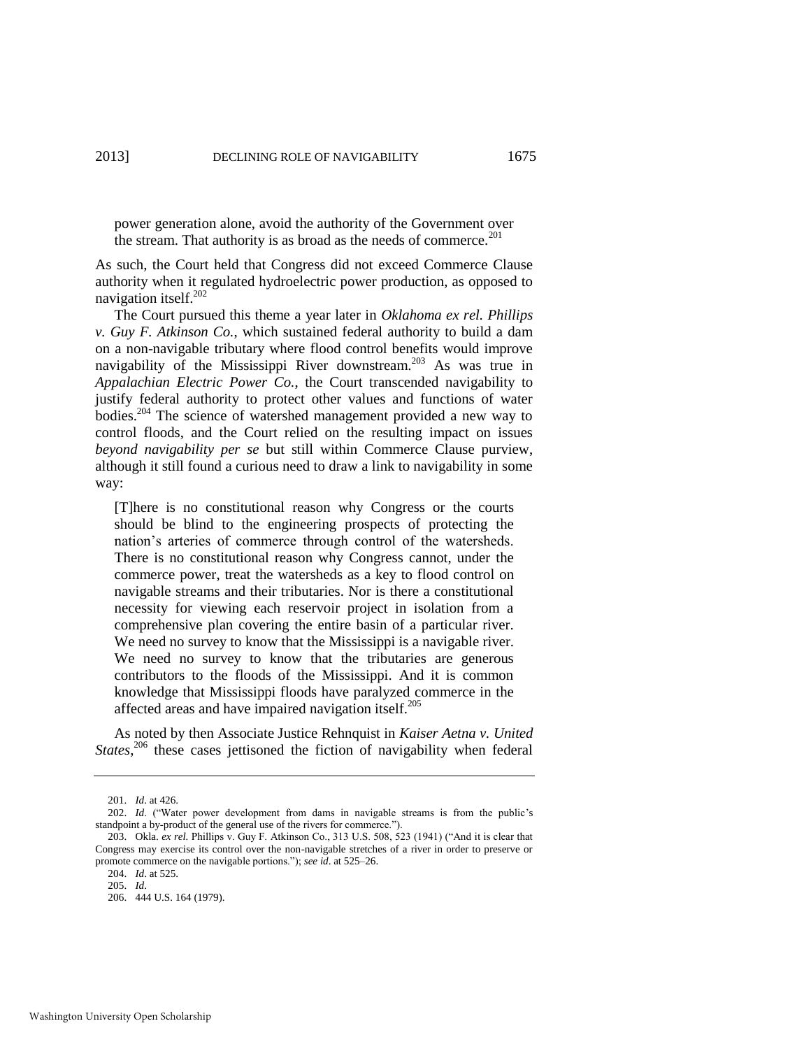> power generation alone, avoid the authority of the Government over the stream. That authority is as broad as the needs of commerce.[201]

As such, the Court held that Congress did not exceed Commerce Clause authority when it regulated hydroelectric power production, as opposed to navigation itself.[202]

The Court pursued this theme a year later in *Oklahoma ex rel. Phillips v. Guy F. Atkinson Co.*, which sustained federal authority to build a dam on a non-navigable tributary where flood control benefits would improve navigability of the Mississippi River downstream.[203] As was true in *Appalachian Electric Power Co.*, the Court transcended navigability to justify federal authority to protect other values and functions of water bodies.[204] The science of watershed management provided a new way to control floods, and the Court relied on the resulting impact on issues *beyond navigability per se* but still within Commerce Clause purview, although it still found a curious need to draw a link to navigability in some way:

> [T]here is no constitutional reason why Congress or the courts should be blind to the engineering prospects of protecting the nation's arteries of commerce through control of the watersheds. There is no constitutional reason why Congress cannot, under the commerce power, treat the watersheds as a key to flood control on navigable streams and their tributaries. Nor is there a constitutional necessity for viewing each reservoir project in isolation from a comprehensive plan covering the entire basin of a particular river. We need no survey to know that the Mississippi is a navigable river. We need no survey to know that the tributaries are generous contributors to the floods of the Mississippi. And it is common knowledge that Mississippi floods have paralyzed commerce in the affected areas and have impaired navigation itself.[205]

As noted by then Associate Justice Rehnquist in *Kaiser Aetna v. United States*,[206] these cases jettisoned the fiction of navigability when federal

---

201. *Id*. at 426.

202. *Id*. ("Water power development from dams in navigable streams is from the public's standpoint a by-product of the general use of the rivers for commerce.").

203. Okla. *ex rel.* Phillips v. Guy F. Atkinson Co., 313 U.S. 508, 523 (1941) ("And it is clear that Congress may exercise its control over the non-navigable stretches of a river in order to preserve or promote commerce on the navigable portions."); *see id*. at 525–26.

204. *Id*. at 525.

205. *Id*.

206. 444 U.S. 164 (1979).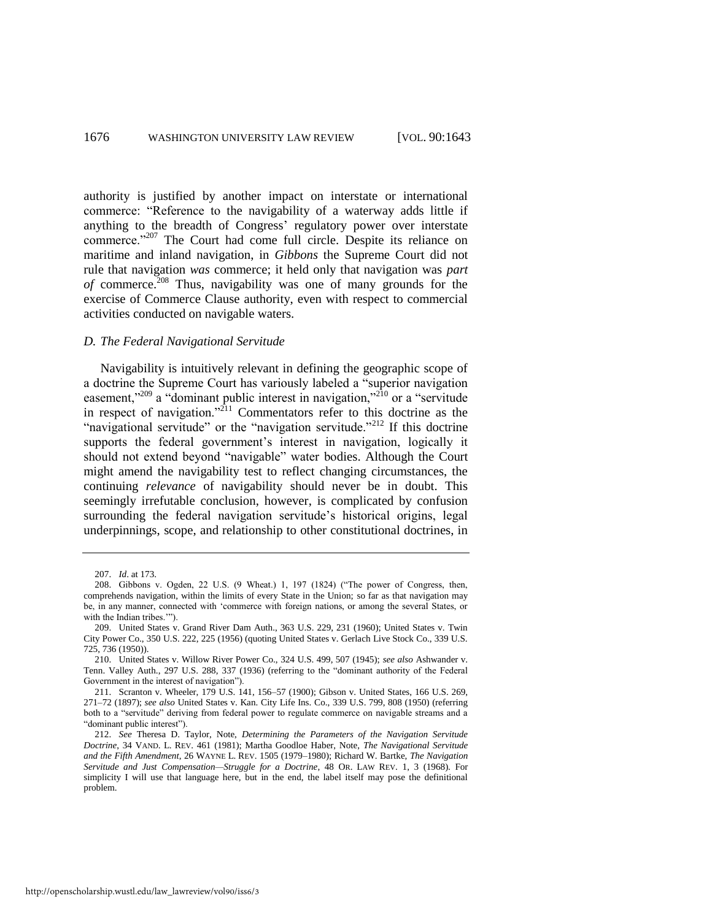authority is justified by another impact on interstate or international commerce: "Reference to the navigability of a waterway adds little if anything to the breadth of Congress' regulatory power over interstate commerce."[207] The Court had come full circle. Despite its reliance on maritime and inland navigation, in *Gibbons* the Supreme Court did not rule that navigation *was* commerce; it held only that navigation was *part of* commerce.[208] Thus, navigability was one of many grounds for the exercise of Commerce Clause authority, even with respect to commercial activities conducted on navigable waters.

### *D. The Federal Navigational Servitude*

Navigability is intuitively relevant in defining the geographic scope of a doctrine the Supreme Court has variously labeled a "superior navigation easement,"[209] a "dominant public interest in navigation,"[210] or a "servitude in respect of navigation."[211] Commentators refer to this doctrine as the "navigational servitude" or the "navigation servitude."[212] If this doctrine supports the federal government's interest in navigation, logically it should not extend beyond "navigable" water bodies. Although the Court might amend the navigability test to reflect changing circumstances, the continuing *relevance* of navigability should never be in doubt. This seemingly irrefutable conclusion, however, is complicated by confusion surrounding the federal navigation servitude's historical origins, legal underpinnings, scope, and relationship to other constitutional doctrines, in

---

207. *Id*. at 173.

208. Gibbons v. Ogden, 22 U.S. (9 Wheat.) 1, 197 (1824) ("The power of Congress, then, comprehends navigation, within the limits of every State in the Union; so far as that navigation may be, in any manner, connected with 'commerce with foreign nations, or among the several States, or with the Indian tribes.'").

209. United States v. Grand River Dam Auth., 363 U.S. 229, 231 (1960); United States v. Twin City Power Co., 350 U.S. 222, 225 (1956) (quoting United States v. Gerlach Live Stock Co., 339 U.S. 725, 736 (1950)).

210. United States v. Willow River Power Co., 324 U.S. 499, 507 (1945); *see also* Ashwander v. Tenn. Valley Auth., 297 U.S. 288, 337 (1936) (referring to the "dominant authority of the Federal Government in the interest of navigation").

211. Scranton v. Wheeler, 179 U.S. 141, 156–57 (1900); Gibson v. United States, 166 U.S. 269, 271–72 (1897); *see also* United States v. Kan. City Life Ins. Co., 339 U.S. 799, 808 (1950) (referring both to a "servitude" deriving from federal power to regulate commerce on navigable streams and a "dominant public interest").

212. *See* Theresa D. Taylor, Note, *Determining the Parameters of the Navigation Servitude Doctrine*, 34 VAND. L. REV. 461 (1981); Martha Goodloe Haber, Note, *The Navigational Servitude and the Fifth Amendment*, 26 WAYNE L. REV. 1505 (1979–1980); Richard W. Bartke, *The Navigation Servitude and Just Compensation—Struggle for a Doctrine*, 48 OR. LAW REV. 1, 3 (1968). For simplicity I will use that language here, but in the end, the label itself may pose the definitional problem.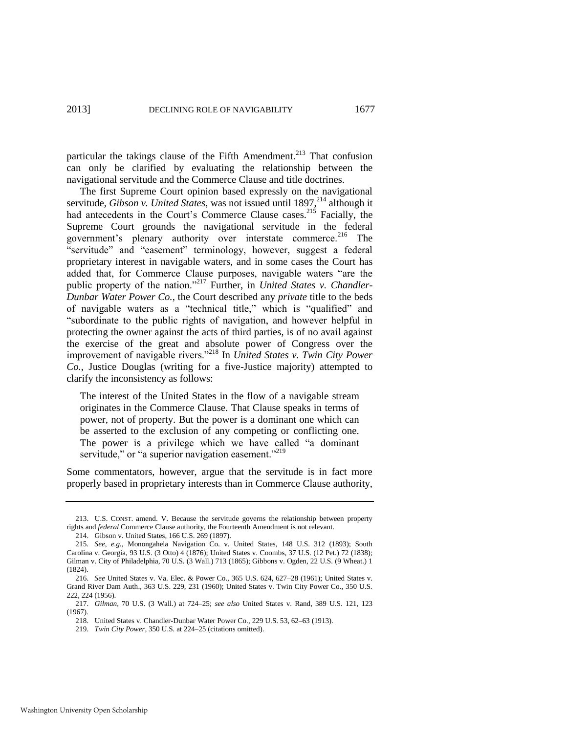particular the takings clause of the Fifth Amendment.[213] That confusion can only be clarified by evaluating the relationship between the navigational servitude and the Commerce Clause and title doctrines.

The first Supreme Court opinion based expressly on the navigational servitude, *Gibson v. United States*, was not issued until 1897,[214] although it had antecedents in the Court's Commerce Clause cases.[215] Facially, the Supreme Court grounds the navigational servitude in the federal government's plenary authority over interstate commerce.[216] The "servitude" and "easement" terminology, however, suggest a federal proprietary interest in navigable waters, and in some cases the Court has added that, for Commerce Clause purposes, navigable waters "are the public property of the nation."[217] Further, in *United States v. Chandler-Dunbar Water Power Co.*, the Court described any *private* title to the beds of navigable waters as a "technical title," which is "qualified" and "subordinate to the public rights of navigation, and however helpful in protecting the owner against the acts of third parties, is of no avail against the exercise of the great and absolute power of Congress over the improvement of navigable rivers."[218] In *United States v. Twin City Power Co.*, Justice Douglas (writing for a five-Justice majority) attempted to clarify the inconsistency as follows:

> The interest of the United States in the flow of a navigable stream originates in the Commerce Clause. That Clause speaks in terms of power, not of property. But the power is a dominant one which can be asserted to the exclusion of any competing or conflicting one. The power is a privilege which we have called "a dominant servitude," or "a superior navigation easement."[219]

Some commentators, however, argue that the servitude is in fact more properly based in proprietary interests than in Commerce Clause authority,

---

213. U.S. CONST. amend. V. Because the servitude governs the relationship between property rights and *federal* Commerce Clause authority, the Fourteenth Amendment is not relevant.

214. Gibson v. United States, 166 U.S. 269 (1897).

215. *See, e.g.*, Monongahela Navigation Co. v. United States, 148 U.S. 312 (1893); South Carolina v. Georgia, 93 U.S. (3 Otto) 4 (1876); United States v. Coombs, 37 U.S. (12 Pet.) 72 (1838); Gilman v. City of Philadelphia, 70 U.S. (3 Wall.) 713 (1865); Gibbons v. Ogden, 22 U.S. (9 Wheat.) 1 (1824).

216. *See* United States v. Va. Elec. & Power Co., 365 U.S. 624, 627–28 (1961); United States v. Grand River Dam Auth., 363 U.S. 229, 231 (1960); United States v. Twin City Power Co., 350 U.S. 222, 224 (1956).

217. *Gilman*, 70 U.S. (3 Wall.) at 724–25; *see also* United States v. Rand, 389 U.S. 121, 123 (1967).

218. United States v. Chandler-Dunbar Water Power Co., 229 U.S. 53, 62–63 (1913).

219. *Twin City Power*, 350 U.S. at 224–25 (citations omitted).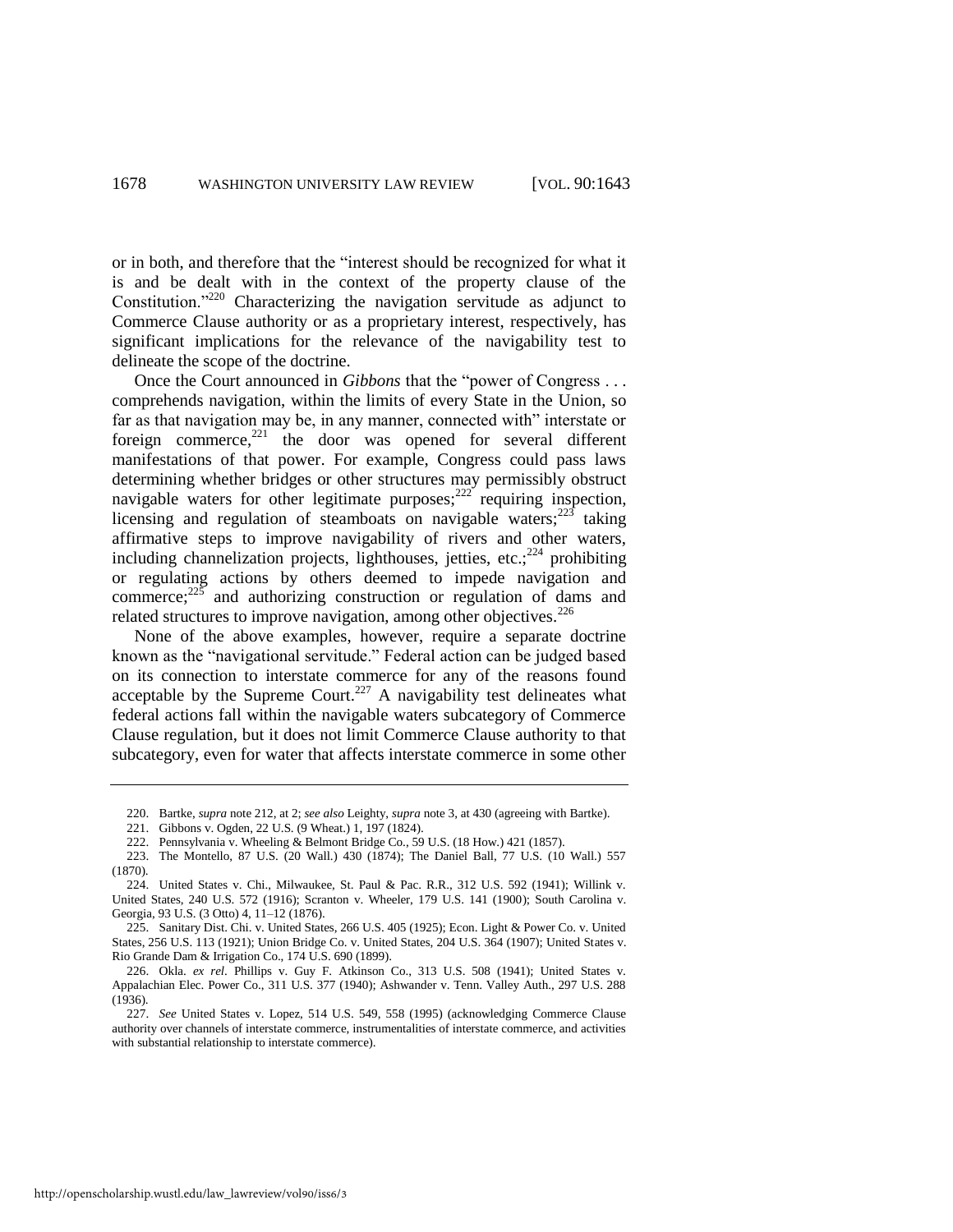or in both, and therefore that the "interest should be recognized for what it is and be dealt with in the context of the property clause of the Constitution."[220] Characterizing the navigation servitude as adjunct to Commerce Clause authority or as a proprietary interest, respectively, has significant implications for the relevance of the navigability test to delineate the scope of the doctrine.

Once the Court announced in *Gibbons* that the "power of Congress . . . comprehends navigation, within the limits of every State in the Union, so far as that navigation may be, in any manner, connected with" interstate or foreign commerce,[221] the door was opened for several different manifestations of that power. For example, Congress could pass laws determining whether bridges or other structures may permissibly obstruct navigable waters for other legitimate purposes;[222] requiring inspection, licensing and regulation of steamboats on navigable waters;[223] taking affirmative steps to improve navigability of rivers and other waters, including channelization projects, lighthouses, jetties, etc.;[224] prohibiting or regulating actions by others deemed to impede navigation and commerce;[225] and authorizing construction or regulation of dams and related structures to improve navigation, among other objectives.[226]

None of the above examples, however, require a separate doctrine known as the "navigational servitude." Federal action can be judged based on its connection to interstate commerce for any of the reasons found acceptable by the Supreme Court.[227] A navigability test delineates what federal actions fall within the navigable waters subcategory of Commerce Clause regulation, but it does not limit Commerce Clause authority to that subcategory, even for water that affects interstate commerce in some other

---

220. Bartke, *supra* note 212, at 2; *see also* Leighty, *supra* note 3, at 430 (agreeing with Bartke).

221. Gibbons v. Ogden, 22 U.S. (9 Wheat.) 1, 197 (1824).

222. Pennsylvania v. Wheeling & Belmont Bridge Co., 59 U.S. (18 How.) 421 (1857).

223. The Montello, 87 U.S. (20 Wall.) 430 (1874); The Daniel Ball, 77 U.S. (10 Wall.) 557 (1870).

224. United States v. Chi., Milwaukee, St. Paul & Pac. R.R., 312 U.S. 592 (1941); Willink v. United States, 240 U.S. 572 (1916); Scranton v. Wheeler, 179 U.S. 141 (1900); South Carolina v. Georgia, 93 U.S. (3 Otto) 4, 11–12 (1876).

225. Sanitary Dist. Chi. v. United States, 266 U.S. 405 (1925); Econ. Light & Power Co. v. United States, 256 U.S. 113 (1921); Union Bridge Co. v. United States, 204 U.S. 364 (1907); United States v. Rio Grande Dam & Irrigation Co., 174 U.S. 690 (1899).

226. Okla. *ex rel*. Phillips v. Guy F. Atkinson Co., 313 U.S. 508 (1941); United States v. Appalachian Elec. Power Co., 311 U.S. 377 (1940); Ashwander v. Tenn. Valley Auth., 297 U.S. 288 (1936).

227. *See* United States v. Lopez, 514 U.S. 549, 558 (1995) (acknowledging Commerce Clause authority over channels of interstate commerce, instrumentalities of interstate commerce, and activities with substantial relationship to interstate commerce).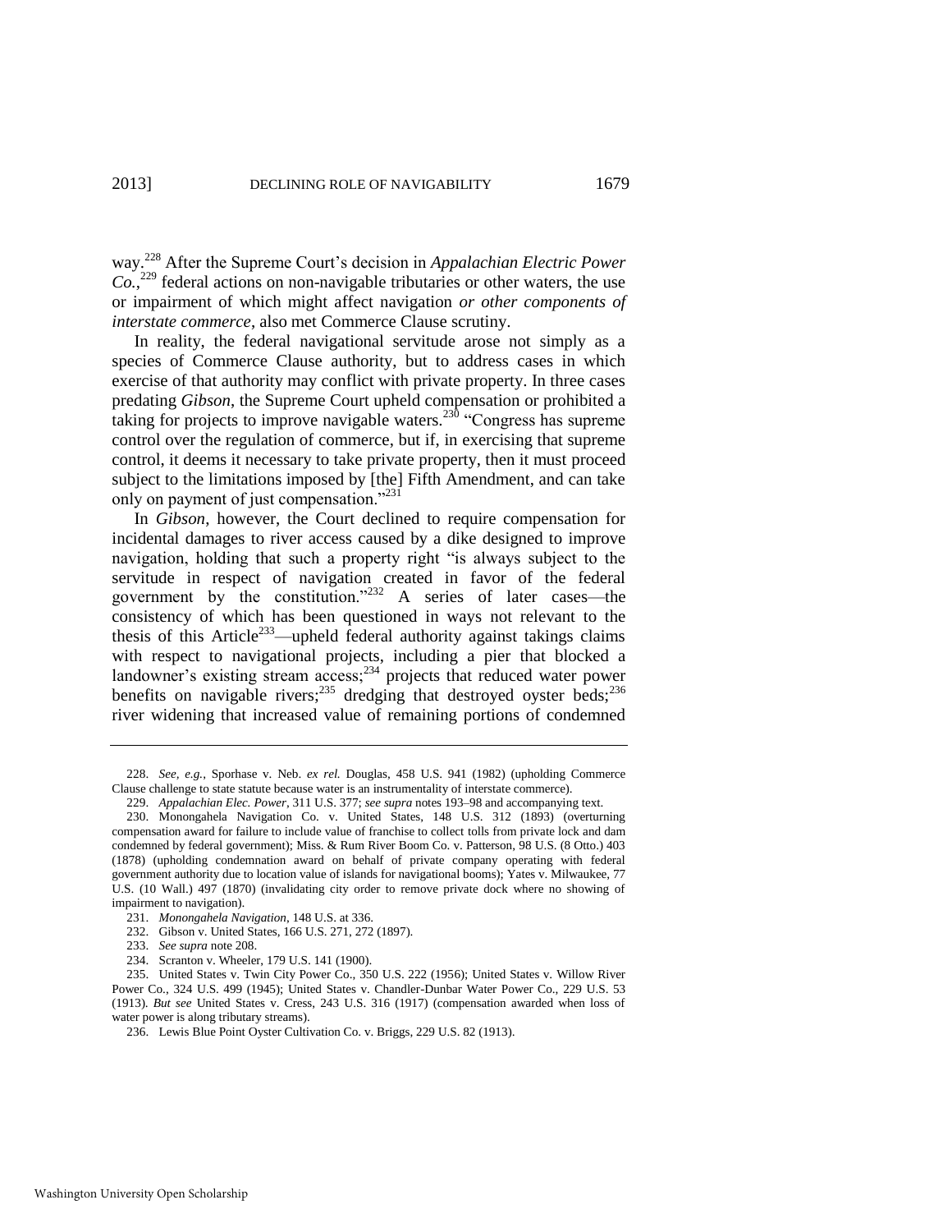way.[228] After the Supreme Court's decision in *Appalachian Electric Power Co.*,[229] federal actions on non-navigable tributaries or other waters, the use or impairment of which might affect navigation *or other components of interstate commerce*, also met Commerce Clause scrutiny.

In reality, the federal navigational servitude arose not simply as a species of Commerce Clause authority, but to address cases in which exercise of that authority may conflict with private property. In three cases predating *Gibson*, the Supreme Court upheld compensation or prohibited a taking for projects to improve navigable waters.[230] "Congress has supreme control over the regulation of commerce, but if, in exercising that supreme control, it deems it necessary to take private property, then it must proceed subject to the limitations imposed by [the] Fifth Amendment, and can take only on payment of just compensation."[231]

In *Gibson*, however, the Court declined to require compensation for incidental damages to river access caused by a dike designed to improve navigation, holding that such a property right "is always subject to the servitude in respect of navigation created in favor of the federal government by the constitution."[232] A series of later cases—the consistency of which has been questioned in ways not relevant to the thesis of this Article[233]—upheld federal authority against takings claims with respect to navigational projects, including a pier that blocked a landowner's existing stream access;[234] projects that reduced water power benefits on navigable rivers;[235] dredging that destroyed oyster beds;[236] river widening that increased value of remaining portions of condemned

---

228. *See, e.g.*, Sporhase v. Neb. *ex rel.* Douglas, 458 U.S. 941 (1982) (upholding Commerce Clause challenge to state statute because water is an instrumentality of interstate commerce).

229. *Appalachian Elec. Power*, 311 U.S. 377; *see supra* notes 193–98 and accompanying text.

230. Monongahela Navigation Co. v. United States, 148 U.S. 312 (1893) (overturning compensation award for failure to include value of franchise to collect tolls from private lock and dam condemned by federal government); Miss. & Rum River Boom Co. v. Patterson, 98 U.S. (8 Otto.) 403 (1878) (upholding condemnation award on behalf of private company operating with federal government authority due to location value of islands for navigational booms); Yates v. Milwaukee, 77 U.S. (10 Wall.) 497 (1870) (invalidating city order to remove private dock where no showing of impairment to navigation).

231. *Monongahela Navigation*, 148 U.S. at 336.

232. Gibson v. United States, 166 U.S. 271, 272 (1897).

233. *See supra* note 208.

234. Scranton v. Wheeler, 179 U.S. 141 (1900).

235. United States v. Twin City Power Co., 350 U.S. 222 (1956); United States v. Willow River Power Co., 324 U.S. 499 (1945); United States v. Chandler-Dunbar Water Power Co., 229 U.S. 53 (1913). *But see* United States v. Cress, 243 U.S. 316 (1917) (compensation awarded when loss of water power is along tributary streams).

236. Lewis Blue Point Oyster Cultivation Co. v. Briggs, 229 U.S. 82 (1913).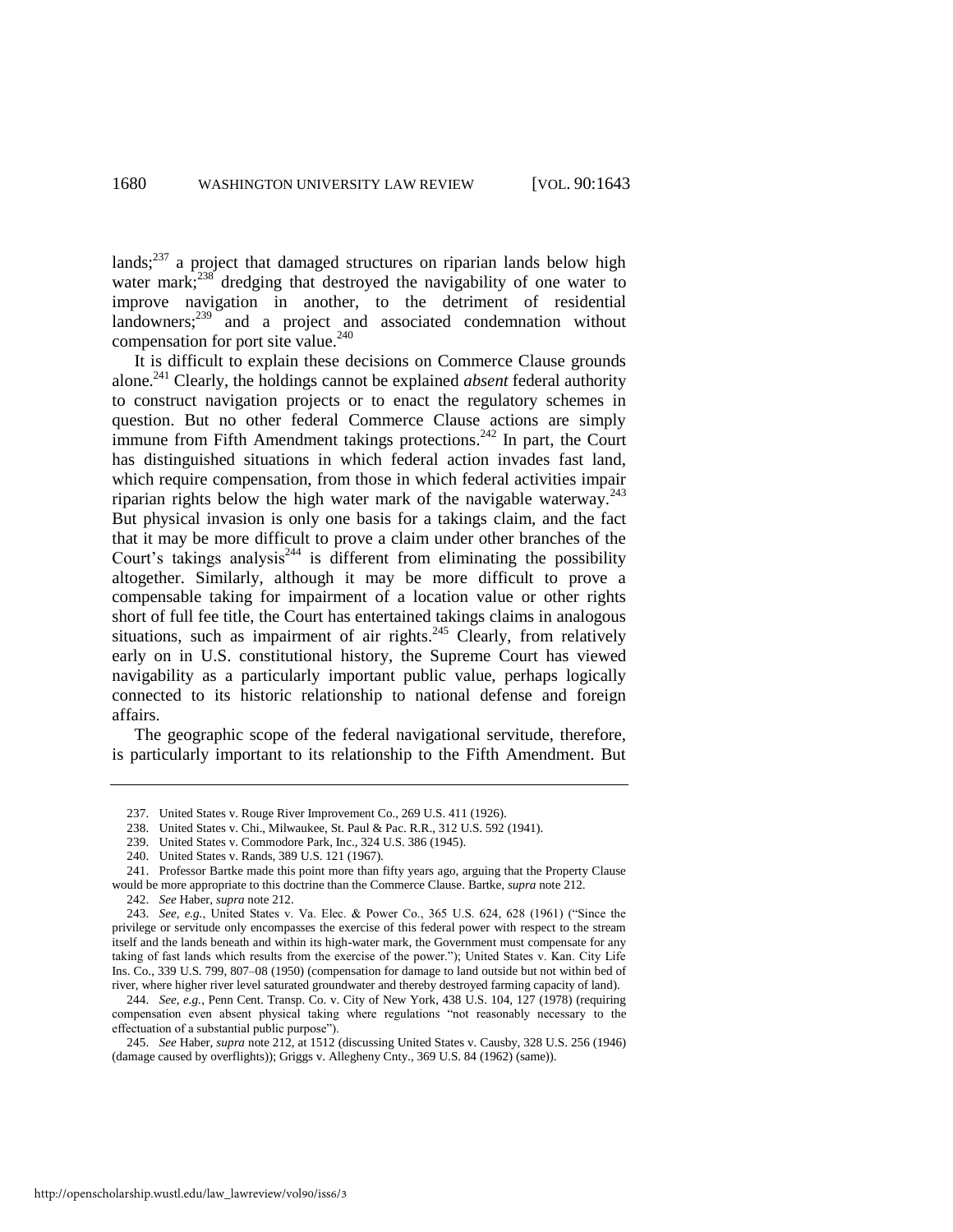lands;[237] a project that damaged structures on riparian lands below high water mark;[238] dredging that destroyed the navigability of one water to improve navigation in another, to the detriment of residential landowners;[239] and a project and associated condemnation without compensation for port site value.[240]

It is difficult to explain these decisions on Commerce Clause grounds alone.[241] Clearly, the holdings cannot be explained *absent* federal authority to construct navigation projects or to enact the regulatory schemes in question. But no other federal Commerce Clause actions are simply immune from Fifth Amendment takings protections.[242] In part, the Court has distinguished situations in which federal action invades fast land, which require compensation, from those in which federal activities impair riparian rights below the high water mark of the navigable waterway.[243] But physical invasion is only one basis for a takings claim, and the fact that it may be more difficult to prove a claim under other branches of the Court's takings analysis[244] is different from eliminating the possibility altogether. Similarly, although it may be more difficult to prove a compensable taking for impairment of a location value or other rights short of full fee title, the Court has entertained takings claims in analogous situations, such as impairment of air rights.[245] Clearly, from relatively early on in U.S. constitutional history, the Supreme Court has viewed navigability as a particularly important public value, perhaps logically connected to its historic relationship to national defense and foreign affairs.

The geographic scope of the federal navigational servitude, therefore, is particularly important to its relationship to the Fifth Amendment. But

---

237. United States v. Rouge River Improvement Co., 269 U.S. 411 (1926).

238. United States v. Chi., Milwaukee, St. Paul & Pac. R.R., 312 U.S. 592 (1941).

239. United States v. Commodore Park, Inc., 324 U.S. 386 (1945).

240. United States v. Rands, 389 U.S. 121 (1967).

241. Professor Bartke made this point more than fifty years ago, arguing that the Property Clause would be more appropriate to this doctrine than the Commerce Clause. Bartke, *supra* note 212.

242. *See* Haber, *supra* note 212.

243. *See, e.g.*, United States v. Va. Elec. & Power Co., 365 U.S. 624, 628 (1961) ("Since the privilege or servitude only encompasses the exercise of this federal power with respect to the stream itself and the lands beneath and within its high-water mark, the Government must compensate for any taking of fast lands which results from the exercise of the power."); United States v. Kan. City Life Ins. Co., 339 U.S. 799, 807–08 (1950) (compensation for damage to land outside but not within bed of river, where higher river level saturated groundwater and thereby destroyed farming capacity of land).

244. *See, e.g.*, Penn Cent. Transp. Co. v. City of New York, 438 U.S. 104, 127 (1978) (requiring compensation even absent physical taking where regulations "not reasonably necessary to the effectuation of a substantial public purpose").

245. *See* Haber, *supra* note 212, at 1512 (discussing United States v. Causby, 328 U.S. 256 (1946) (damage caused by overflights)); Griggs v. Allegheny Cnty., 369 U.S. 84 (1962) (same)).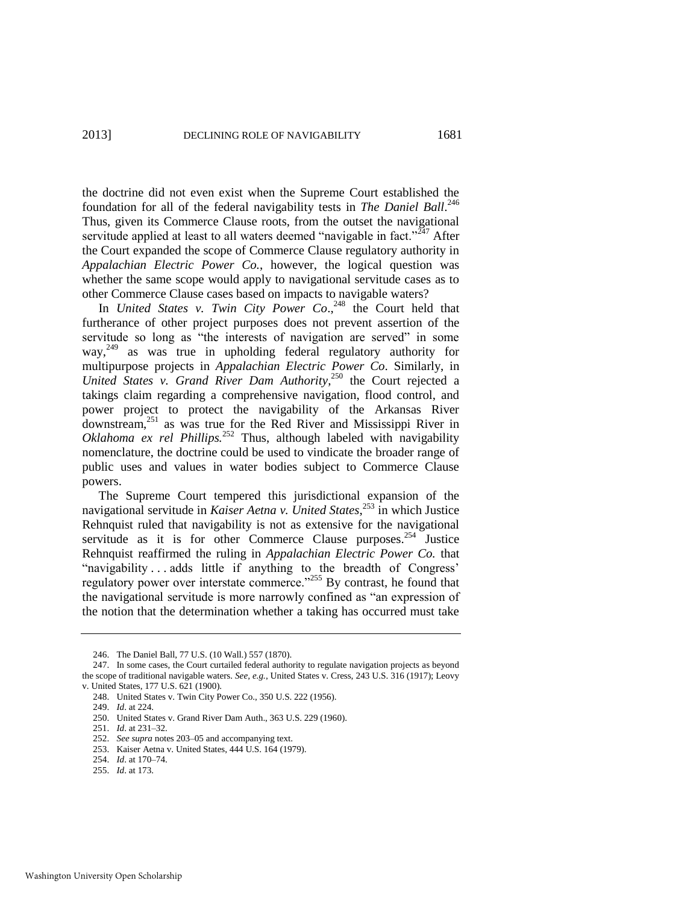the doctrine did not even exist when the Supreme Court established the foundation for all of the federal navigability tests in *The Daniel Ball*.[246] Thus, given its Commerce Clause roots, from the outset the navigational servitude applied at least to all waters deemed "navigable in fact."[247] After the Court expanded the scope of Commerce Clause regulatory authority in *Appalachian Electric Power Co.*, however, the logical question was whether the same scope would apply to navigational servitude cases as to other Commerce Clause cases based on impacts to navigable waters?

In *United States v. Twin City Power Co*.,[248] the Court held that furtherance of other project purposes does not prevent assertion of the servitude so long as "the interests of navigation are served" in some way,[249] as was true in upholding federal regulatory authority for multipurpose projects in *Appalachian Electric Power Co*. Similarly, in *United States v. Grand River Dam Authority*,[250] the Court rejected a takings claim regarding a comprehensive navigation, flood control, and power project to protect the navigability of the Arkansas River downstream,[251] as was true for the Red River and Mississippi River in *Oklahoma ex rel Phillips.*[252] Thus, although labeled with navigability nomenclature, the doctrine could be used to vindicate the broader range of public uses and values in water bodies subject to Commerce Clause powers.

The Supreme Court tempered this jurisdictional expansion of the navigational servitude in *Kaiser Aetna v. United States*,[253] in which Justice Rehnquist ruled that navigability is not as extensive for the navigational servitude as it is for other Commerce Clause purposes.[254] Justice Rehnquist reaffirmed the ruling in *Appalachian Electric Power Co.* that "navigability . . . adds little if anything to the breadth of Congress' regulatory power over interstate commerce."[255] By contrast, he found that the navigational servitude is more narrowly confined as "an expression of the notion that the determination whether a taking has occurred must take

246. The Daniel Ball, 77 U.S. (10 Wall.) 557 (1870).

247. In some cases, the Court curtailed federal authority to regulate navigation projects as beyond the scope of traditional navigable waters. *See, e.g.*, United States v. Cress, 243 U.S. 316 (1917); Leovy v. United States, 177 U.S. 621 (1900).

248. United States v. Twin City Power Co., 350 U.S. 222 (1956).

249. *Id*. at 224.

250. United States v. Grand River Dam Auth., 363 U.S. 229 (1960).

251. *Id*. at 231–32.

252. *See supra* notes 203–05 and accompanying text.

253. Kaiser Aetna v. United States, 444 U.S. 164 (1979).

254. *Id*. at 170–74.

255. *Id*. at 173.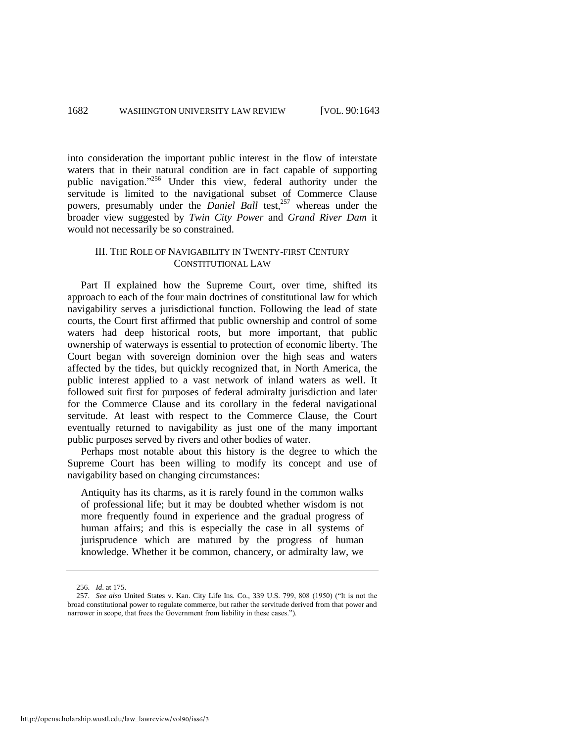into consideration the important public interest in the flow of interstate waters that in their natural condition are in fact capable of supporting public navigation."[256] Under this view, federal authority under the servitude is limited to the navigational subset of Commerce Clause powers, presumably under the *Daniel Ball* test,[257] whereas under the broader view suggested by *Twin City Power* and *Grand River Dam* it would not necessarily be so constrained.

## III. The Role of Navigability in Twenty-first Century Constitutional Law

Part II explained how the Supreme Court, over time, shifted its approach to each of the four main doctrines of constitutional law for which navigability serves a jurisdictional function. Following the lead of state courts, the Court first affirmed that public ownership and control of some waters had deep historical roots, but more important, that public ownership of waterways is essential to protection of economic liberty. The Court began with sovereign dominion over the high seas and waters affected by the tides, but quickly recognized that, in North America, the public interest applied to a vast network of inland waters as well. It followed suit first for purposes of federal admiralty jurisdiction and later for the Commerce Clause and its corollary in the federal navigational servitude. At least with respect to the Commerce Clause, the Court eventually returned to navigability as just one of the many important public purposes served by rivers and other bodies of water.

Perhaps most notable about this history is the degree to which the Supreme Court has been willing to modify its concept and use of navigability based on changing circumstances:

> Antiquity has its charms, as it is rarely found in the common walks of professional life; but it may be doubted whether wisdom is not more frequently found in experience and the gradual progress of human affairs; and this is especially the case in all systems of jurisprudence which are matured by the progress of human knowledge. Whether it be common, chancery, or admiralty law, we

---

256. *Id.* at 175.

257. *See also* United States v. Kan. City Life Ins. Co., 339 U.S. 799, 808 (1950) ("It is not the broad constitutional power to regulate commerce, but rather the servitude derived from that power and narrower in scope, that frees the Government from liability in these cases.").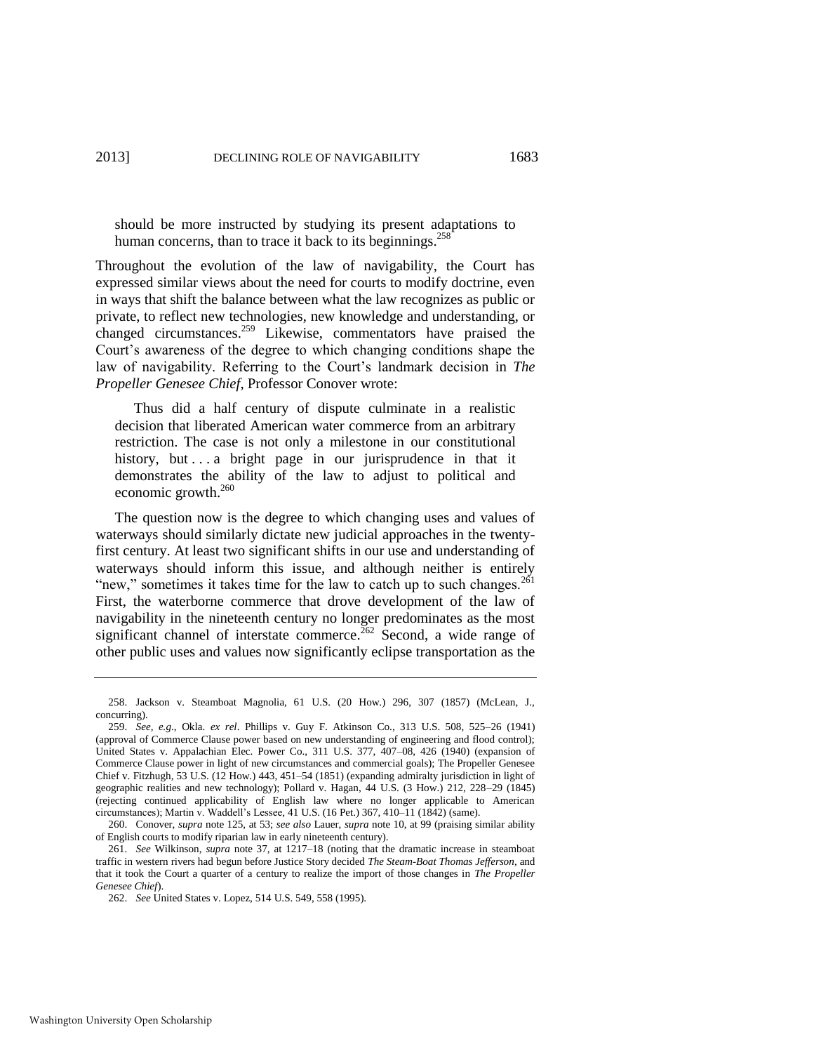> should be more instructed by studying its present adaptations to human concerns, than to trace it back to its beginnings.[258]

Throughout the evolution of the law of navigability, the Court has expressed similar views about the need for courts to modify doctrine, even in ways that shift the balance between what the law recognizes as public or private, to reflect new technologies, new knowledge and understanding, or changed circumstances.[259] Likewise, commentators have praised the Court's awareness of the degree to which changing conditions shape the law of navigability. Referring to the Court's landmark decision in *The Propeller Genesee Chief*, Professor Conover wrote:

> Thus did a half century of dispute culminate in a realistic decision that liberated American water commerce from an arbitrary restriction. The case is not only a milestone in our constitutional history, but . . . a bright page in our jurisprudence in that it demonstrates the ability of the law to adjust to political and economic growth.[260]

The question now is the degree to which changing uses and values of waterways should similarly dictate new judicial approaches in the twenty-first century. At least two significant shifts in our use and understanding of waterways should inform this issue, and although neither is entirely "new," sometimes it takes time for the law to catch up to such changes.[261] First, the waterborne commerce that drove development of the law of navigability in the nineteenth century no longer predominates as the most significant channel of interstate commerce.[262] Second, a wide range of other public uses and values now significantly eclipse transportation as the

---

258. Jackson v. Steamboat Magnolia, 61 U.S. (20 How.) 296, 307 (1857) (McLean, J., concurring).

259. *See, e.g.*, Okla. *ex rel*. Phillips v. Guy F. Atkinson Co., 313 U.S. 508, 525–26 (1941) (approval of Commerce Clause power based on new understanding of engineering and flood control); United States v. Appalachian Elec. Power Co., 311 U.S. 377, 407–08, 426 (1940) (expansion of Commerce Clause power in light of new circumstances and commercial goals); The Propeller Genesee Chief v. Fitzhugh, 53 U.S. (12 How.) 443, 451–54 (1851) (expanding admiralty jurisdiction in light of geographic realities and new technology); Pollard v. Hagan, 44 U.S. (3 How.) 212, 228–29 (1845) (rejecting continued applicability of English law where no longer applicable to American circumstances); Martin v. Waddell's Lessee, 41 U.S. (16 Pet.) 367, 410–11 (1842) (same).

260. Conover, *supra* note 125, at 53; *see also* Lauer, *supra* note 10, at 99 (praising similar ability of English courts to modify riparian law in early nineteenth century).

261. *See* Wilkinson, *supra* note 37, at 1217–18 (noting that the dramatic increase in steamboat traffic in western rivers had begun before Justice Story decided *The Steam-Boat Thomas Jefferson*, and that it took the Court a quarter of a century to realize the import of those changes in *The Propeller Genesee Chief*).

262. *See* United States v. Lopez, 514 U.S. 549, 558 (1995).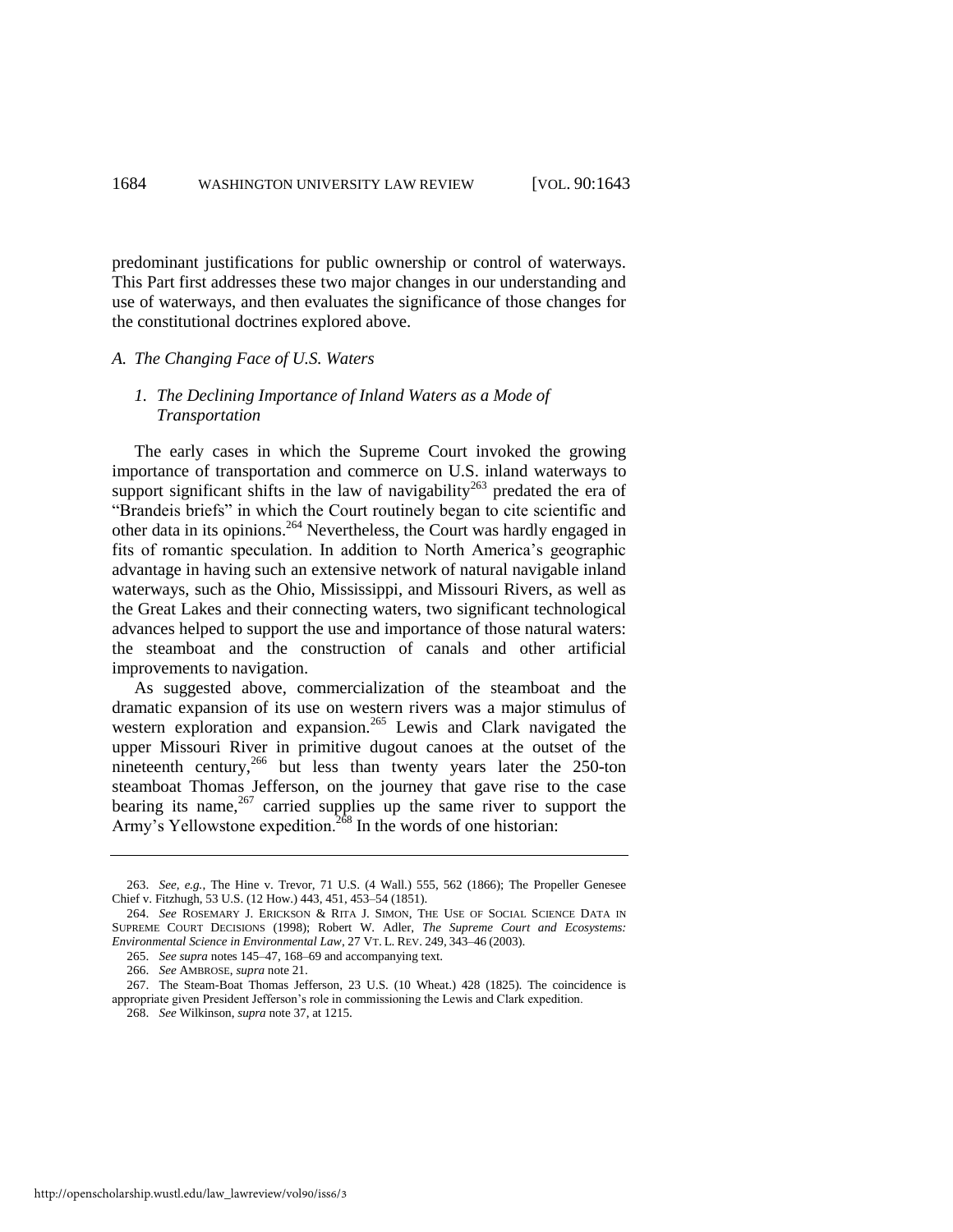predominant justifications for public ownership or control of waterways. This Part first addresses these two major changes in our understanding and use of waterways, and then evaluates the significance of those changes for the constitutional doctrines explored above.

### *A. The Changing Face of U.S. Waters*

#### *1. The Declining Importance of Inland Waters as a Mode of Transportation*

The early cases in which the Supreme Court invoked the growing importance of transportation and commerce on U.S. inland waterways to support significant shifts in the law of navigability[263] predated the era of "Brandeis briefs" in which the Court routinely began to cite scientific and other data in its opinions.[264] Nevertheless, the Court was hardly engaged in fits of romantic speculation. In addition to North America's geographic advantage in having such an extensive network of natural navigable inland waterways, such as the Ohio, Mississippi, and Missouri Rivers, as well as the Great Lakes and their connecting waters, two significant technological advances helped to support the use and importance of those natural waters: the steamboat and the construction of canals and other artificial improvements to navigation.

As suggested above, commercialization of the steamboat and the dramatic expansion of its use on western rivers was a major stimulus of western exploration and expansion.[265] Lewis and Clark navigated the upper Missouri River in primitive dugout canoes at the outset of the nineteenth century,[266] but less than twenty years later the 250-ton steamboat Thomas Jefferson, on the journey that gave rise to the case bearing its name,[267] carried supplies up the same river to support the Army's Yellowstone expedition.[268] In the words of one historian:

---

263. *See, e.g.*, The Hine v. Trevor, 71 U.S. (4 Wall.) 555, 562 (1866); The Propeller Genesee Chief v. Fitzhugh, 53 U.S. (12 How.) 443, 451, 453–54 (1851).

264. *See* ROSEMARY J. ERICKSON & RITA J. SIMON, THE USE OF SOCIAL SCIENCE DATA IN SUPREME COURT DECISIONS (1998); Robert W. Adler, *The Supreme Court and Ecosystems: Environmental Science in Environmental Law*, 27 VT. L. REV. 249, 343–46 (2003).

265. *See supra* notes 145–47, 168–69 and accompanying text.

266. *See* AMBROSE, *supra* note 21.

267. The Steam-Boat Thomas Jefferson, 23 U.S. (10 Wheat.) 428 (1825). The coincidence is appropriate given President Jefferson's role in commissioning the Lewis and Clark expedition.

268. *See* Wilkinson, *supra* note 37, at 1215.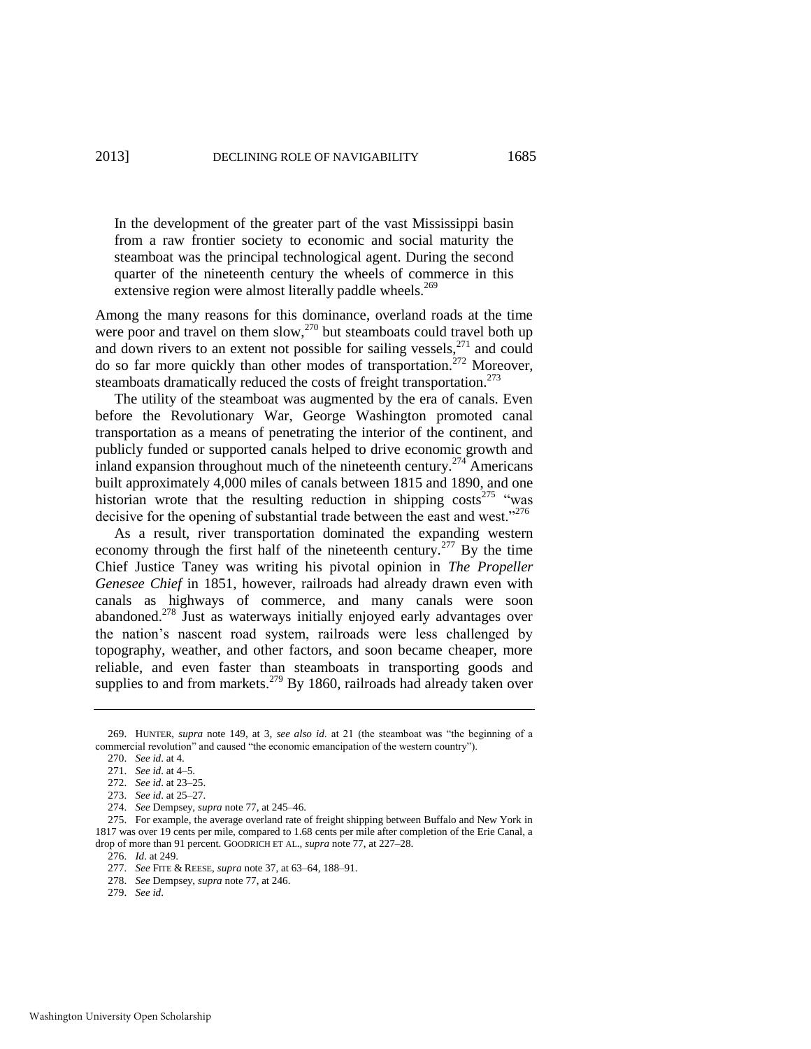> In the development of the greater part of the vast Mississippi basin from a raw frontier society to economic and social maturity the steamboat was the principal technological agent. During the second quarter of the nineteenth century the wheels of commerce in this extensive region were almost literally paddle wheels.[269]

Among the many reasons for this dominance, overland roads at the time were poor and travel on them slow,[270] but steamboats could travel both up and down rivers to an extent not possible for sailing vessels,[271] and could do so far more quickly than other modes of transportation.[272] Moreover, steamboats dramatically reduced the costs of freight transportation.[273]

The utility of the steamboat was augmented by the era of canals. Even before the Revolutionary War, George Washington promoted canal transportation as a means of penetrating the interior of the continent, and publicly funded or supported canals helped to drive economic growth and inland expansion throughout much of the nineteenth century.[274] Americans built approximately 4,000 miles of canals between 1815 and 1890, and one historian wrote that the resulting reduction in shipping costs[275] "was decisive for the opening of substantial trade between the east and west."[276]

As a result, river transportation dominated the expanding western economy through the first half of the nineteenth century.[277] By the time Chief Justice Taney was writing his pivotal opinion in *The Propeller Genesee Chief* in 1851, however, railroads had already drawn even with canals as highways of commerce, and many canals were soon abandoned.[278] Just as waterways initially enjoyed early advantages over the nation's nascent road system, railroads were less challenged by topography, weather, and other factors, and soon became cheaper, more reliable, and even faster than steamboats in transporting goods and supplies to and from markets.[279] By 1860, railroads had already taken over

---

269. HUNTER, *supra* note 149, at 3, *see also id.* at 21 (the steamboat was "the beginning of a commercial revolution" and caused "the economic emancipation of the western country").

270. *See id.* at 4.

271. *See id.* at 4–5.

272. *See id.* at 23–25.

273. *See id.* at 25–27.

274. *See* Dempsey, *supra* note 77, at 245–46.

275. For example, the average overland rate of freight shipping between Buffalo and New York in 1817 was over 19 cents per mile, compared to 1.68 cents per mile after completion of the Erie Canal, a drop of more than 91 percent. GOODRICH ET AL., *supra* note 77, at 227–28.

276. *Id.* at 249.

277. *See* FITE & REESE, *supra* note 37, at 63–64, 188–91.

278. *See* Dempsey, *supra* note 77, at 246.

279. *See id.*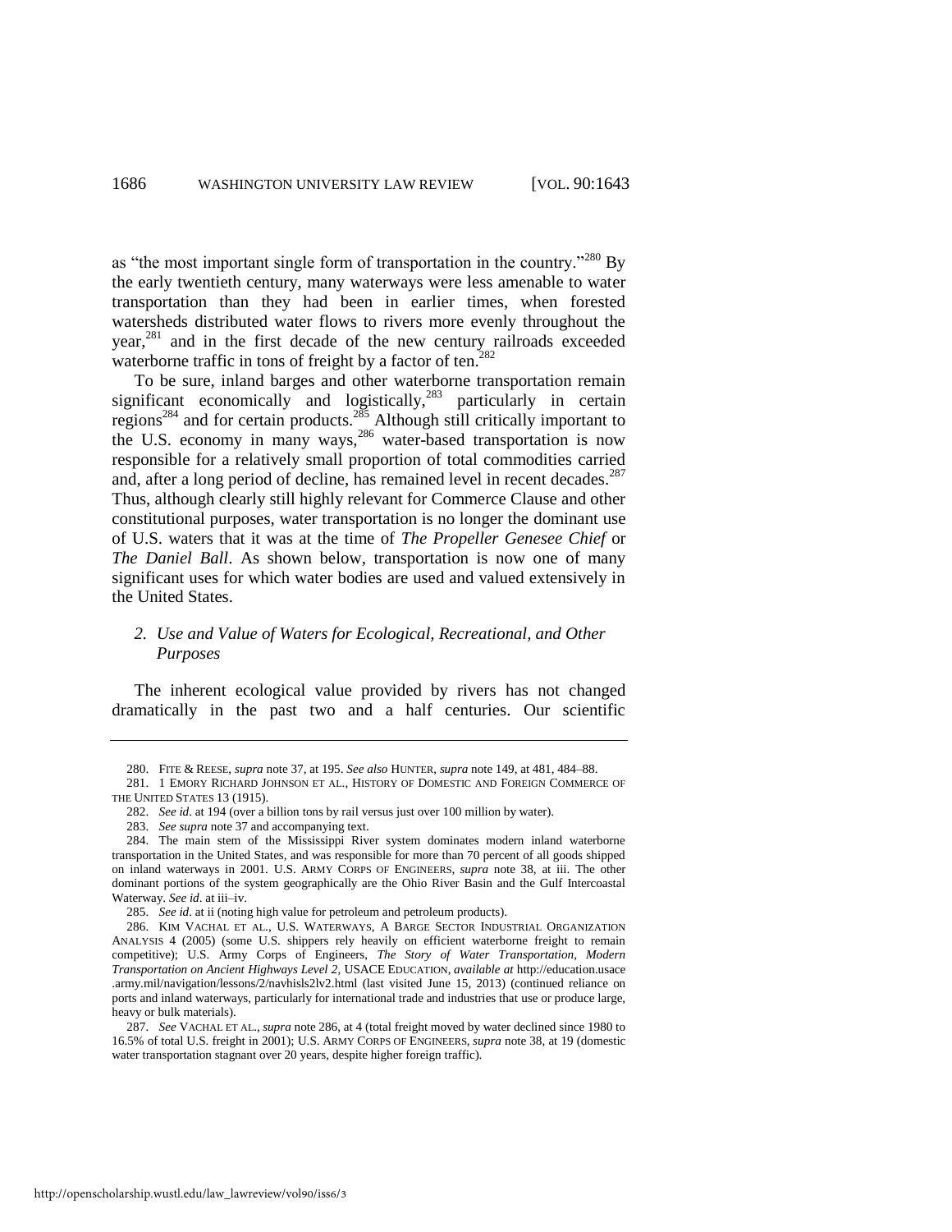as "the most important single form of transportation in the country."[280] By the early twentieth century, many waterways were less amenable to water transportation than they had been in earlier times, when forested watersheds distributed water flows to rivers more evenly throughout the year,[281] and in the first decade of the new century railroads exceeded waterborne traffic in tons of freight by a factor of ten.[282]

To be sure, inland barges and other waterborne transportation remain significant economically and logistically,[283] particularly in certain regions[284] and for certain products.[285] Although still critically important to the U.S. economy in many ways,[286] water-based transportation is now responsible for a relatively small proportion of total commodities carried and, after a long period of decline, has remained level in recent decades.[287] Thus, although clearly still highly relevant for Commerce Clause and other constitutional purposes, water transportation is no longer the dominant use of U.S. waters that it was at the time of *The Propeller Genesee Chief* or *The Daniel Ball*. As shown below, transportation is now one of many significant uses for which water bodies are used and valued extensively in the United States.

### 2. *Use and Value of Waters for Ecological, Recreational, and Other Purposes*

The inherent ecological value provided by rivers has not changed dramatically in the past two and a half centuries. Our scientific

---

280. FITE & REESE, *supra* note 37, at 195. *See also* HUNTER, *supra* note 149, at 481, 484–88.

281. 1 EMORY RICHARD JOHNSON ET AL., HISTORY OF DOMESTIC AND FOREIGN COMMERCE OF THE UNITED STATES 13 (1915).

282. *See id*. at 194 (over a billion tons by rail versus just over 100 million by water).

283. *See supra* note 37 and accompanying text.

284. The main stem of the Mississippi River system dominates modern inland waterborne transportation in the United States, and was responsible for more than 70 percent of all goods shipped on inland waterways in 2001. U.S. ARMY CORPS OF ENGINEERS, *supra* note 38, at iii. The other dominant portions of the system geographically are the Ohio River Basin and the Gulf Intercoastal Waterway. *See id*. at iii–iv.

285. *See id*. at ii (noting high value for petroleum and petroleum products).

286. KIM VACHAL ET AL., U.S. WATERWAYS, A BARGE SECTOR INDUSTRIAL ORGANIZATION ANALYSIS 4 (2005) (some U.S. shippers rely heavily on efficient waterborne freight to remain competitive); U.S. Army Corps of Engineers, *The Story of Water Transportation, Modern Transportation on Ancient Highways Level 2*, USACE EDUCATION, *available at* http://education.usace.army.mil/navigation/lessons/2/navhisls2lv2.html (last visited June 15, 2013) (continued reliance on ports and inland waterways, particularly for international trade and industries that use or produce large, heavy or bulk materials).

287. *See* VACHAL ET AL., *supra* note 286, at 4 (total freight moved by water declined since 1980 to 16.5% of total U.S. freight in 2001); U.S. ARMY CORPS OF ENGINEERS, *supra* note 38, at 19 (domestic water transportation stagnant over 20 years, despite higher foreign traffic).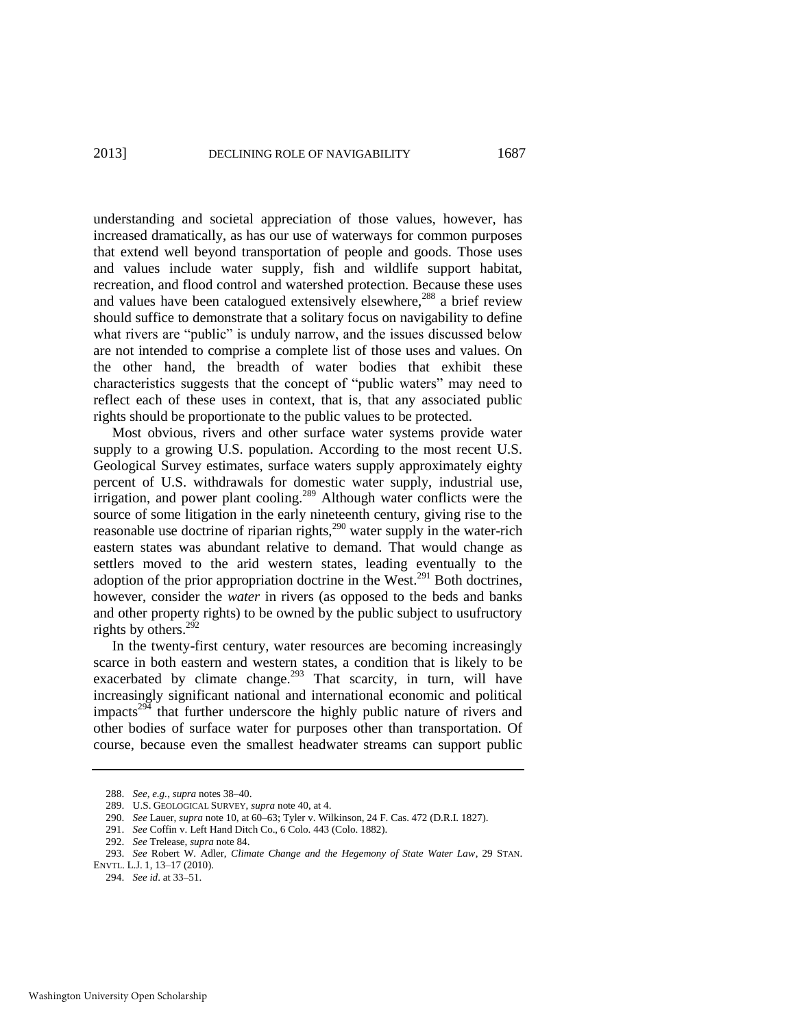understanding and societal appreciation of those values, however, has increased dramatically, as has our use of waterways for common purposes that extend well beyond transportation of people and goods. Those uses and values include water supply, fish and wildlife support habitat, recreation, and flood control and watershed protection. Because these uses and values have been catalogued extensively elsewhere,[288] a brief review should suffice to demonstrate that a solitary focus on navigability to define what rivers are "public" is unduly narrow, and the issues discussed below are not intended to comprise a complete list of those uses and values. On the other hand, the breadth of water bodies that exhibit these characteristics suggests that the concept of "public waters" may need to reflect each of these uses in context, that is, that any associated public rights should be proportionate to the public values to be protected.

Most obvious, rivers and other surface water systems provide water supply to a growing U.S. population. According to the most recent U.S. Geological Survey estimates, surface waters supply approximately eighty percent of U.S. withdrawals for domestic water supply, industrial use, irrigation, and power plant cooling.[289] Although water conflicts were the source of some litigation in the early nineteenth century, giving rise to the reasonable use doctrine of riparian rights,[290] water supply in the water-rich eastern states was abundant relative to demand. That would change as settlers moved to the arid western states, leading eventually to the adoption of the prior appropriation doctrine in the West.[291] Both doctrines, however, consider the *water* in rivers (as opposed to the beds and banks and other property rights) to be owned by the public subject to usufructory rights by others.[292]

In the twenty-first century, water resources are becoming increasingly scarce in both eastern and western states, a condition that is likely to be exacerbated by climate change.[293] That scarcity, in turn, will have increasingly significant national and international economic and political impacts[294] that further underscore the highly public nature of rivers and other bodies of surface water for purposes other than transportation. Of course, because even the smallest headwater streams can support public

---

288. *See, e.g.*, *supra* notes 38–40.

289. U.S. GEOLOGICAL SURVEY, *supra* note 40, at 4.

290. *See* Lauer, *supra* note 10, at 60–63; Tyler v. Wilkinson, 24 F. Cas. 472 (D.R.I. 1827).

291. *See* Coffin v. Left Hand Ditch Co., 6 Colo. 443 (Colo. 1882).

292. *See* Trelease, *supra* note 84.

293. *See* Robert W. Adler, *Climate Change and the Hegemony of State Water Law*, 29 STAN. ENVTL. L.J. 1, 13–17 (2010).

294. *See id*. at 33–51.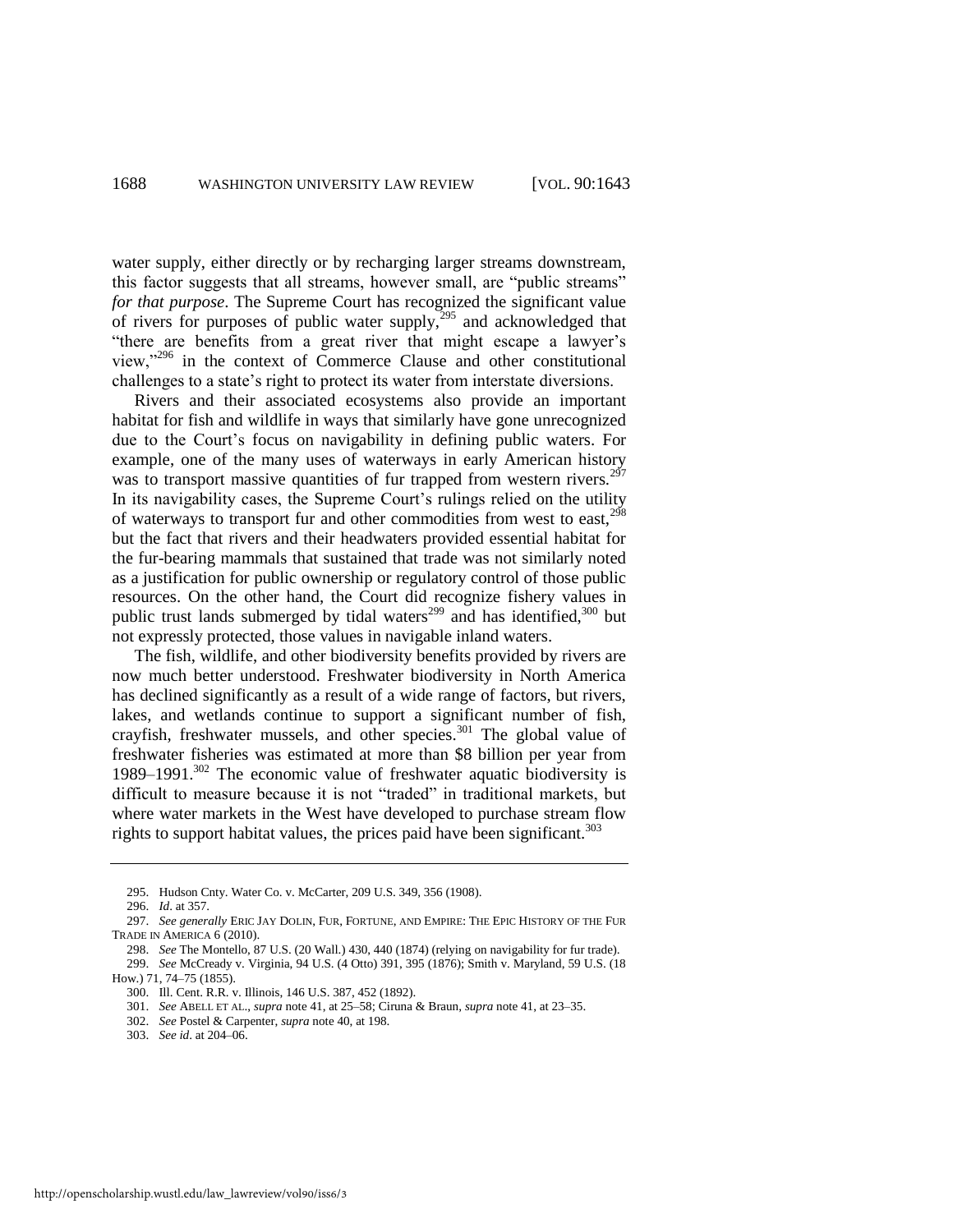water supply, either directly or by recharging larger streams downstream, this factor suggests that all streams, however small, are "public streams" *for that purpose*. The Supreme Court has recognized the significant value of rivers for purposes of public water supply,[295] and acknowledged that "there are benefits from a great river that might escape a lawyer's view,"[296] in the context of Commerce Clause and other constitutional challenges to a state's right to protect its water from interstate diversions.

Rivers and their associated ecosystems also provide an important habitat for fish and wildlife in ways that similarly have gone unrecognized due to the Court's focus on navigability in defining public waters. For example, one of the many uses of waterways in early American history was to transport massive quantities of fur trapped from western rivers.[297] In its navigability cases, the Supreme Court's rulings relied on the utility of waterways to transport fur and other commodities from west to east,[298] but the fact that rivers and their headwaters provided essential habitat for the fur-bearing mammals that sustained that trade was not similarly noted as a justification for public ownership or regulatory control of those public resources. On the other hand, the Court did recognize fishery values in public trust lands submerged by tidal waters[299] and has identified,[300] but not expressly protected, those values in navigable inland waters.

The fish, wildlife, and other biodiversity benefits provided by rivers are now much better understood. Freshwater biodiversity in North America has declined significantly as a result of a wide range of factors, but rivers, lakes, and wetlands continue to support a significant number of fish, crayfish, freshwater mussels, and other species.[301] The global value of freshwater fisheries was estimated at more than $8 billion per year from 1989–1991.[302] The economic value of freshwater aquatic biodiversity is difficult to measure because it is not "traded" in traditional markets, but where water markets in the West have developed to purchase stream flow rights to support habitat values, the prices paid have been significant.[303]

---

295. Hudson Cnty. Water Co. v. McCarter, 209 U.S. 349, 356 (1908).

296. *Id*. at 357.

297. *See generally* ERIC JAY DOLIN, FUR, FORTUNE, AND EMPIRE: THE EPIC HISTORY OF THE FUR TRADE IN AMERICA 6 (2010).

298. *See* The Montello, 87 U.S. (20 Wall.) 430, 440 (1874) (relying on navigability for fur trade).

299. *See* McCready v. Virginia, 94 U.S. (4 Otto) 391, 395 (1876); Smith v. Maryland, 59 U.S. (18 How.) 71, 74–75 (1855).

300. Ill. Cent. R.R. v. Illinois, 146 U.S. 387, 452 (1892).

301. *See* ABELL ET AL., *supra* note 41, at 25–58; Ciruna & Braun, *supra* note 41, at 23–35.

302. *See* Postel & Carpenter, *supra* note 40, at 198.

303. *See id*. at 204–06.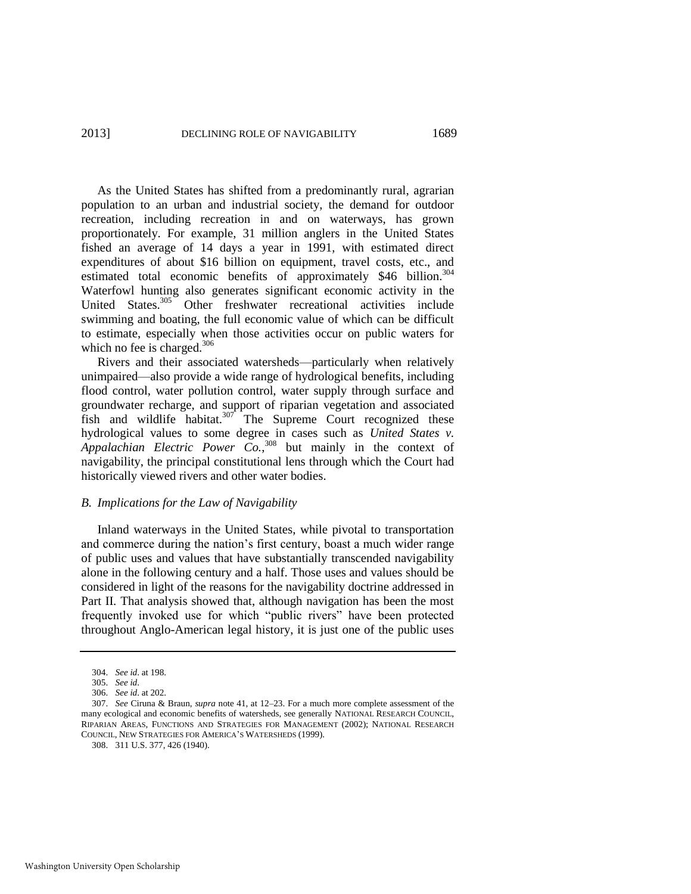As the United States has shifted from a predominantly rural, agrarian population to an urban and industrial society, the demand for outdoor recreation, including recreation in and on waterways, has grown proportionately. For example, 31 million anglers in the United States fished an average of 14 days a year in 1991, with estimated direct expenditures of about $16 billion on equipment, travel costs, etc., and estimated total economic benefits of approximately $46 billion.[304] Waterfowl hunting also generates significant economic activity in the United States.[305] Other freshwater recreational activities include swimming and boating, the full economic value of which can be difficult to estimate, especially when those activities occur on public waters for which no fee is charged.[306]

Rivers and their associated watersheds—particularly when relatively unimpaired—also provide a wide range of hydrological benefits, including flood control, water pollution control, water supply through surface and groundwater recharge, and support of riparian vegetation and associated fish and wildlife habitat.[307] The Supreme Court recognized these hydrological values to some degree in cases such as *United States v. Appalachian Electric Power Co.*,[308] but mainly in the context of navigability, the principal constitutional lens through which the Court had historically viewed rivers and other water bodies.

### *B. Implications for the Law of Navigability*

Inland waterways in the United States, while pivotal to transportation and commerce during the nation's first century, boast a much wider range of public uses and values that have substantially transcended navigability alone in the following century and a half. Those uses and values should be considered in light of the reasons for the navigability doctrine addressed in Part II. That analysis showed that, although navigation has been the most frequently invoked use for which "public rivers" have been protected throughout Anglo-American legal history, it is just one of the public uses

---

304. *See id*. at 198.

305. *See id*.

306. *See id*. at 202.

307. *See* Ciruna & Braun, *supra* note 41, at 12–23. For a much more complete assessment of the many ecological and economic benefits of watersheds, see generally NATIONAL RESEARCH COUNCIL, RIPARIAN AREAS, FUNCTIONS AND STRATEGIES FOR MANAGEMENT (2002); NATIONAL RESEARCH COUNCIL, NEW STRATEGIES FOR AMERICA'S WATERSHEDS (1999).

308. 311 U.S. 377, 426 (1940).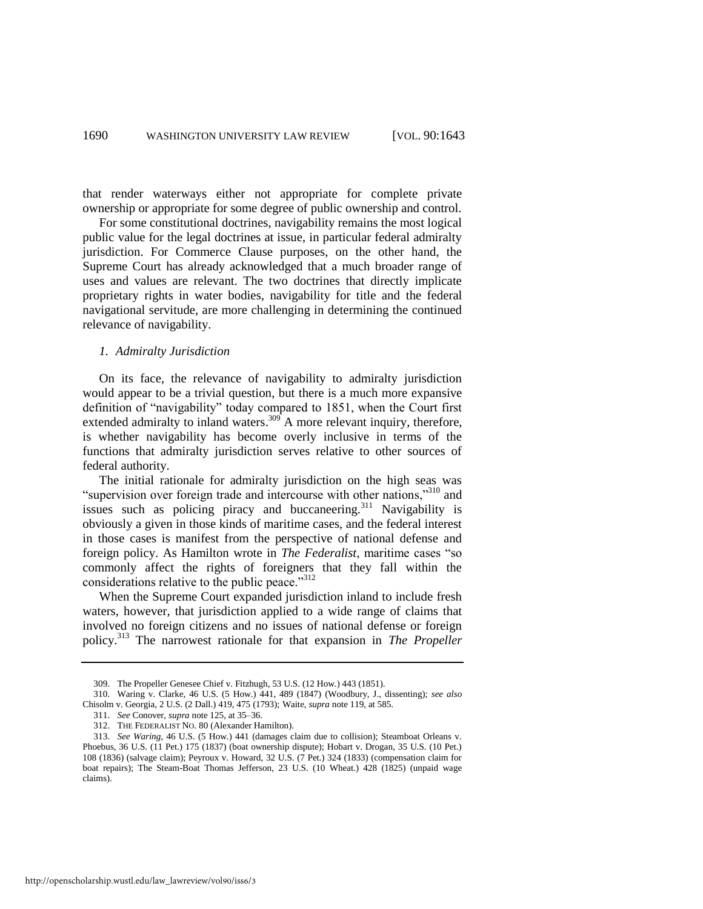that render waterways either not appropriate for complete private ownership or appropriate for some degree of public ownership and control.

For some constitutional doctrines, navigability remains the most logical public value for the legal doctrines at issue, in particular federal admiralty jurisdiction. For Commerce Clause purposes, on the other hand, the Supreme Court has already acknowledged that a much broader range of uses and values are relevant. The two doctrines that directly implicate proprietary rights in water bodies, navigability for title and the federal navigational servitude, are more challenging in determining the continued relevance of navigability.

### *1. Admiralty Jurisdiction*

On its face, the relevance of navigability to admiralty jurisdiction would appear to be a trivial question, but there is a much more expansive definition of "navigability" today compared to 1851, when the Court first extended admiralty to inland waters.[309] A more relevant inquiry, therefore, is whether navigability has become overly inclusive in terms of the functions that admiralty jurisdiction serves relative to other sources of federal authority.

The initial rationale for admiralty jurisdiction on the high seas was "supervision over foreign trade and intercourse with other nations,"[310] and issues such as policing piracy and buccaneering.[311] Navigability is obviously a given in those kinds of maritime cases, and the federal interest in those cases is manifest from the perspective of national defense and foreign policy. As Hamilton wrote in *The Federalist*, maritime cases "so commonly affect the rights of foreigners that they fall within the considerations relative to the public peace."[312]

When the Supreme Court expanded jurisdiction inland to include fresh waters, however, that jurisdiction applied to a wide range of claims that involved no foreign citizens and no issues of national defense or foreign policy.[313] The narrowest rationale for that expansion in *The Propeller*

---

309. The Propeller Genesee Chief v. Fitzhugh, 53 U.S. (12 How.) 443 (1851).

310. Waring v. Clarke, 46 U.S. (5 How.) 441, 489 (1847) (Woodbury, J., dissenting); *see also* Chisolm v. Georgia, 2 U.S. (2 Dall.) 419, 475 (1793); Waite, *supra* note 119, at 585.

311. *See* Conover, *supra* note 125, at 35–36.

312. THE FEDERALIST NO. 80 (Alexander Hamilton).

313. *See Waring*, 46 U.S. (5 How.) 441 (damages claim due to collision); Steamboat Orleans v. Phoebus, 36 U.S. (11 Pet.) 175 (1837) (boat ownership dispute); Hobart v. Drogan, 35 U.S. (10 Pet.) 108 (1836) (salvage claim); Peyroux v. Howard, 32 U.S. (7 Pet.) 324 (1833) (compensation claim for boat repairs); The Steam-Boat Thomas Jefferson, 23 U.S. (10 Wheat.) 428 (1825) (unpaid wage claims).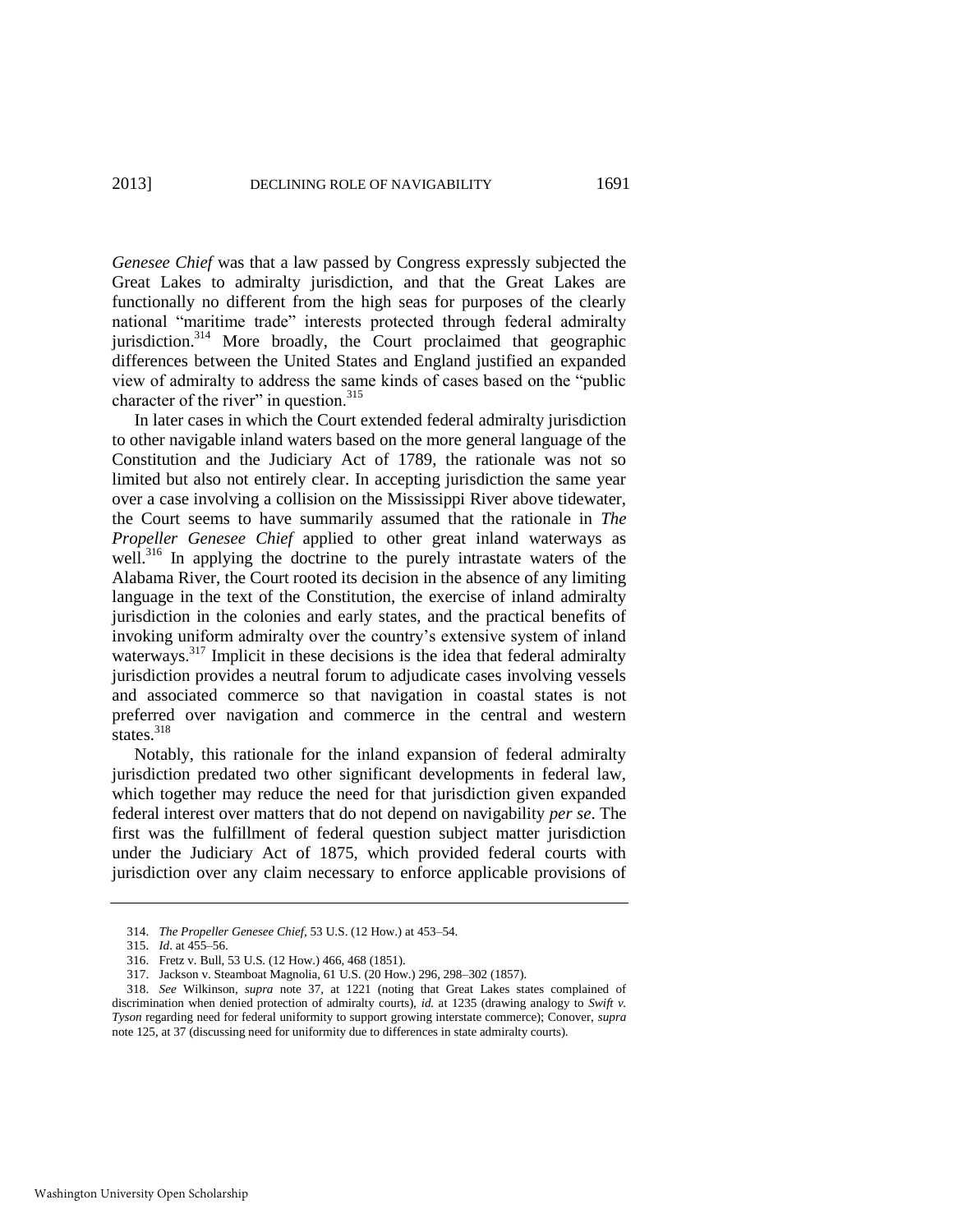*Genesee Chief* was that a law passed by Congress expressly subjected the Great Lakes to admiralty jurisdiction, and that the Great Lakes are functionally no different from the high seas for purposes of the clearly national "maritime trade" interests protected through federal admiralty jurisdiction.[314] More broadly, the Court proclaimed that geographic differences between the United States and England justified an expanded view of admiralty to address the same kinds of cases based on the "public character of the river" in question.[315]

In later cases in which the Court extended federal admiralty jurisdiction to other navigable inland waters based on the more general language of the Constitution and the Judiciary Act of 1789, the rationale was not so limited but also not entirely clear. In accepting jurisdiction the same year over a case involving a collision on the Mississippi River above tidewater, the Court seems to have summarily assumed that the rationale in *The Propeller Genesee Chief* applied to other great inland waterways as well.[316] In applying the doctrine to the purely intrastate waters of the Alabama River, the Court rooted its decision in the absence of any limiting language in the text of the Constitution, the exercise of inland admiralty jurisdiction in the colonies and early states, and the practical benefits of invoking uniform admiralty over the country's extensive system of inland waterways.[317] Implicit in these decisions is the idea that federal admiralty jurisdiction provides a neutral forum to adjudicate cases involving vessels and associated commerce so that navigation in coastal states is not preferred over navigation and commerce in the central and western states.[318]

Notably, this rationale for the inland expansion of federal admiralty jurisdiction predated two other significant developments in federal law, which together may reduce the need for that jurisdiction given expanded federal interest over matters that do not depend on navigability *per se*. The first was the fulfillment of federal question subject matter jurisdiction under the Judiciary Act of 1875, which provided federal courts with jurisdiction over any claim necessary to enforce applicable provisions of

---

314. *The Propeller Genesee Chief*, 53 U.S. (12 How.) at 453–54.

315. *Id*. at 455–56.

316. Fretz v. Bull, 53 U.S. (12 How.) 466, 468 (1851).

317. Jackson v. Steamboat Magnolia, 61 U.S. (20 How.) 296, 298–302 (1857).

318. *See* Wilkinson, *supra* note 37, at 1221 (noting that Great Lakes states complained of discrimination when denied protection of admiralty courts), *id.* at 1235 (drawing analogy to *Swift v. Tyson* regarding need for federal uniformity to support growing interstate commerce); Conover, *supra* note 125, at 37 (discussing need for uniformity due to differences in state admiralty courts).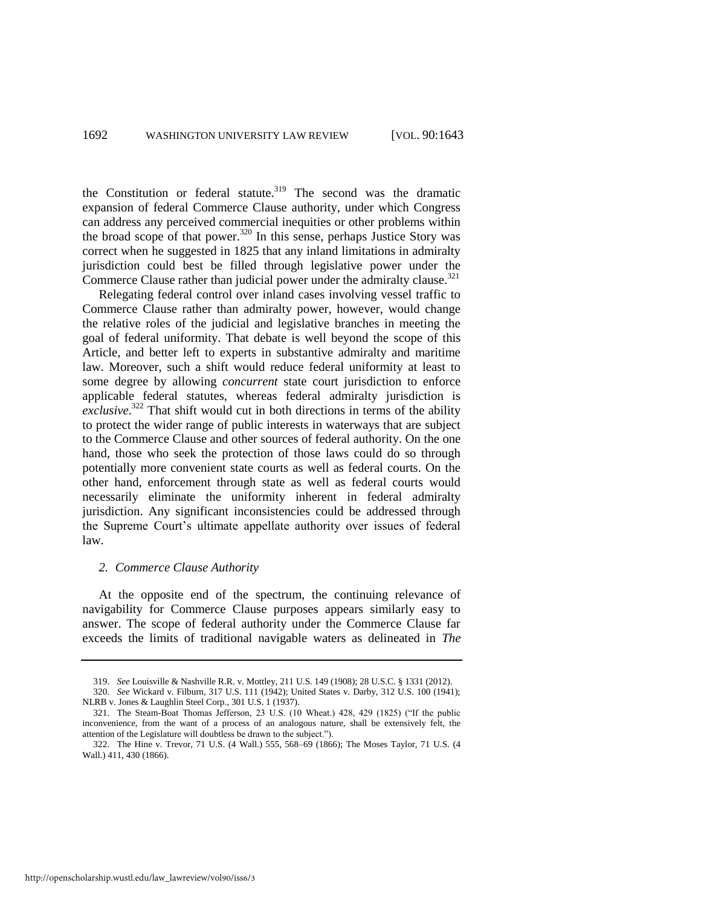the Constitution or federal statute.[319] The second was the dramatic expansion of federal Commerce Clause authority, under which Congress can address any perceived commercial inequities or other problems within the broad scope of that power.[320] In this sense, perhaps Justice Story was correct when he suggested in 1825 that any inland limitations in admiralty jurisdiction could best be filled through legislative power under the Commerce Clause rather than judicial power under the admiralty clause.[321]

Relegating federal control over inland cases involving vessel traffic to Commerce Clause rather than admiralty power, however, would change the relative roles of the judicial and legislative branches in meeting the goal of federal uniformity. That debate is well beyond the scope of this Article, and better left to experts in substantive admiralty and maritime law. Moreover, such a shift would reduce federal uniformity at least to some degree by allowing *concurrent* state court jurisdiction to enforce applicable federal statutes, whereas federal admiralty jurisdiction is *exclusive*.[322] That shift would cut in both directions in terms of the ability to protect the wider range of public interests in waterways that are subject to the Commerce Clause and other sources of federal authority. On the one hand, those who seek the protection of those laws could do so through potentially more convenient state courts as well as federal courts. On the other hand, enforcement through state as well as federal courts would necessarily eliminate the uniformity inherent in federal admiralty jurisdiction. Any significant inconsistencies could be addressed through the Supreme Court's ultimate appellate authority over issues of federal law.

### *2. Commerce Clause Authority*

At the opposite end of the spectrum, the continuing relevance of navigability for Commerce Clause purposes appears similarly easy to answer. The scope of federal authority under the Commerce Clause far exceeds the limits of traditional navigable waters as delineated in *The*

---

319. *See* Louisville & Nashville R.R. v. Mottley, 211 U.S. 149 (1908); 28 U.S.C. § 1331 (2012).

320. *See* Wickard v. Filburn, 317 U.S. 111 (1942); United States v. Darby, 312 U.S. 100 (1941); NLRB v. Jones & Laughlin Steel Corp., 301 U.S. 1 (1937).

321. The Steam-Boat Thomas Jefferson, 23 U.S. (10 Wheat.) 428, 429 (1825) ("If the public inconvenience, from the want of a process of an analogous nature, shall be extensively felt, the attention of the Legislature will doubtless be drawn to the subject.").

322. The Hine v. Trevor, 71 U.S. (4 Wall.) 555, 568–69 (1866); The Moses Taylor, 71 U.S. (4 Wall.) 411, 430 (1866).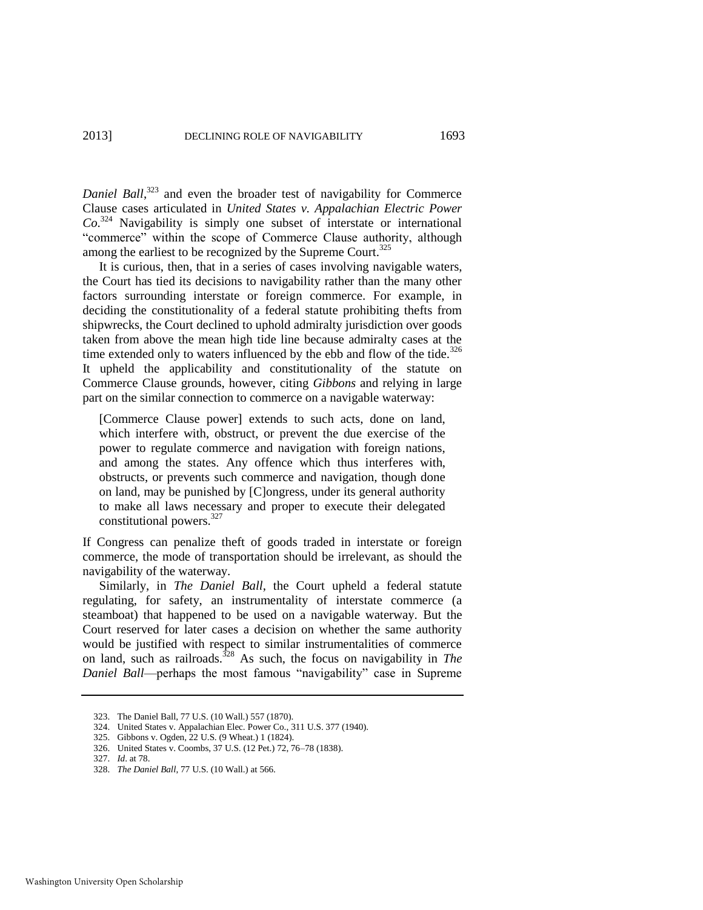*Daniel Ball*,[323] and even the broader test of navigability for Commerce Clause cases articulated in *United States v. Appalachian Electric Power Co*.[324] Navigability is simply one subset of interstate or international "commerce" within the scope of Commerce Clause authority, although among the earliest to be recognized by the Supreme Court.[325]

It is curious, then, that in a series of cases involving navigable waters, the Court has tied its decisions to navigability rather than the many other factors surrounding interstate or foreign commerce. For example, in deciding the constitutionality of a federal statute prohibiting thefts from shipwrecks, the Court declined to uphold admiralty jurisdiction over goods taken from above the mean high tide line because admiralty cases at the time extended only to waters influenced by the ebb and flow of the tide.[326] It upheld the applicability and constitutionality of the statute on Commerce Clause grounds, however, citing *Gibbons* and relying in large part on the similar connection to commerce on a navigable waterway:

> [Commerce Clause power] extends to such acts, done on land, which interfere with, obstruct, or prevent the due exercise of the power to regulate commerce and navigation with foreign nations, and among the states. Any offence which thus interferes with, obstructs, or prevents such commerce and navigation, though done on land, may be punished by [C]ongress, under its general authority to make all laws necessary and proper to execute their delegated constitutional powers.[327]

If Congress can penalize theft of goods traded in interstate or foreign commerce, the mode of transportation should be irrelevant, as should the navigability of the waterway.

Similarly, in *The Daniel Ball*, the Court upheld a federal statute regulating, for safety, an instrumentality of interstate commerce (a steamboat) that happened to be used on a navigable waterway. But the Court reserved for later cases a decision on whether the same authority would be justified with respect to similar instrumentalities of commerce on land, such as railroads.[328] As such, the focus on navigability in *The Daniel Ball*—perhaps the most famous "navigability" case in Supreme

---

323. The Daniel Ball, 77 U.S. (10 Wall.) 557 (1870).

324. United States v. Appalachian Elec. Power Co., 311 U.S. 377 (1940).

325. Gibbons v. Ogden, 22 U.S. (9 Wheat.) 1 (1824).

326. United States v. Coombs, 37 U.S. (12 Pet.) 72, 76–78 (1838).

327. *Id*. at 78.

328. *The Daniel Ball*, 77 U.S. (10 Wall.) at 566.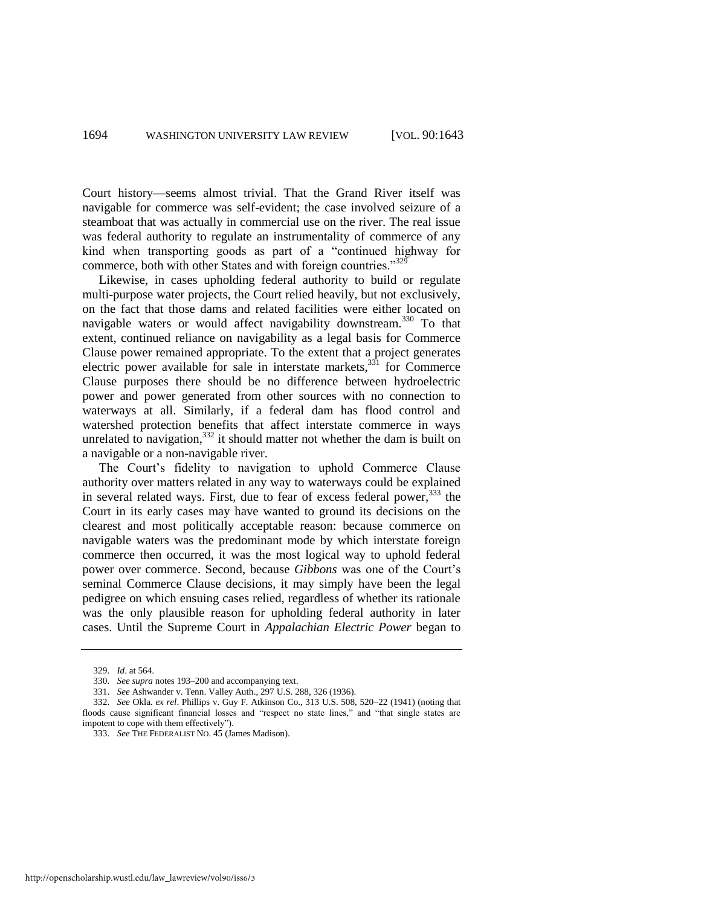Court history—seems almost trivial. That the Grand River itself was navigable for commerce was self-evident; the case involved seizure of a steamboat that was actually in commercial use on the river. The real issue was federal authority to regulate an instrumentality of commerce of any kind when transporting goods as part of a "continued highway for commerce, both with other States and with foreign countries."[329]

Likewise, in cases upholding federal authority to build or regulate multi-purpose water projects, the Court relied heavily, but not exclusively, on the fact that those dams and related facilities were either located on navigable waters or would affect navigability downstream.[330] To that extent, continued reliance on navigability as a legal basis for Commerce Clause power remained appropriate. To the extent that a project generates electric power available for sale in interstate markets,[331] for Commerce Clause purposes there should be no difference between hydroelectric power and power generated from other sources with no connection to waterways at all. Similarly, if a federal dam has flood control and watershed protection benefits that affect interstate commerce in ways unrelated to navigation,[332] it should matter not whether the dam is built on a navigable or a non-navigable river.

The Court's fidelity to navigation to uphold Commerce Clause authority over matters related in any way to waterways could be explained in several related ways. First, due to fear of excess federal power,[333] the Court in its early cases may have wanted to ground its decisions on the clearest and most politically acceptable reason: because commerce on navigable waters was the predominant mode by which interstate foreign commerce then occurred, it was the most logical way to uphold federal power over commerce. Second, because *Gibbons* was one of the Court's seminal Commerce Clause decisions, it may simply have been the legal pedigree on which ensuing cases relied, regardless of whether its rationale was the only plausible reason for upholding federal authority in later cases. Until the Supreme Court in *Appalachian Electric Power* began to

---

329. *Id*. at 564.

330. *See supra* notes 193–200 and accompanying text.

331. *See* Ashwander v. Tenn. Valley Auth., 297 U.S. 288, 326 (1936).

332. *See* Okla. *ex rel*. Phillips v. Guy F. Atkinson Co., 313 U.S. 508, 520–22 (1941) (noting that floods cause significant financial losses and "respect no state lines," and "that single states are impotent to cope with them effectively").

333. *See* THE FEDERALIST NO. 45 (James Madison).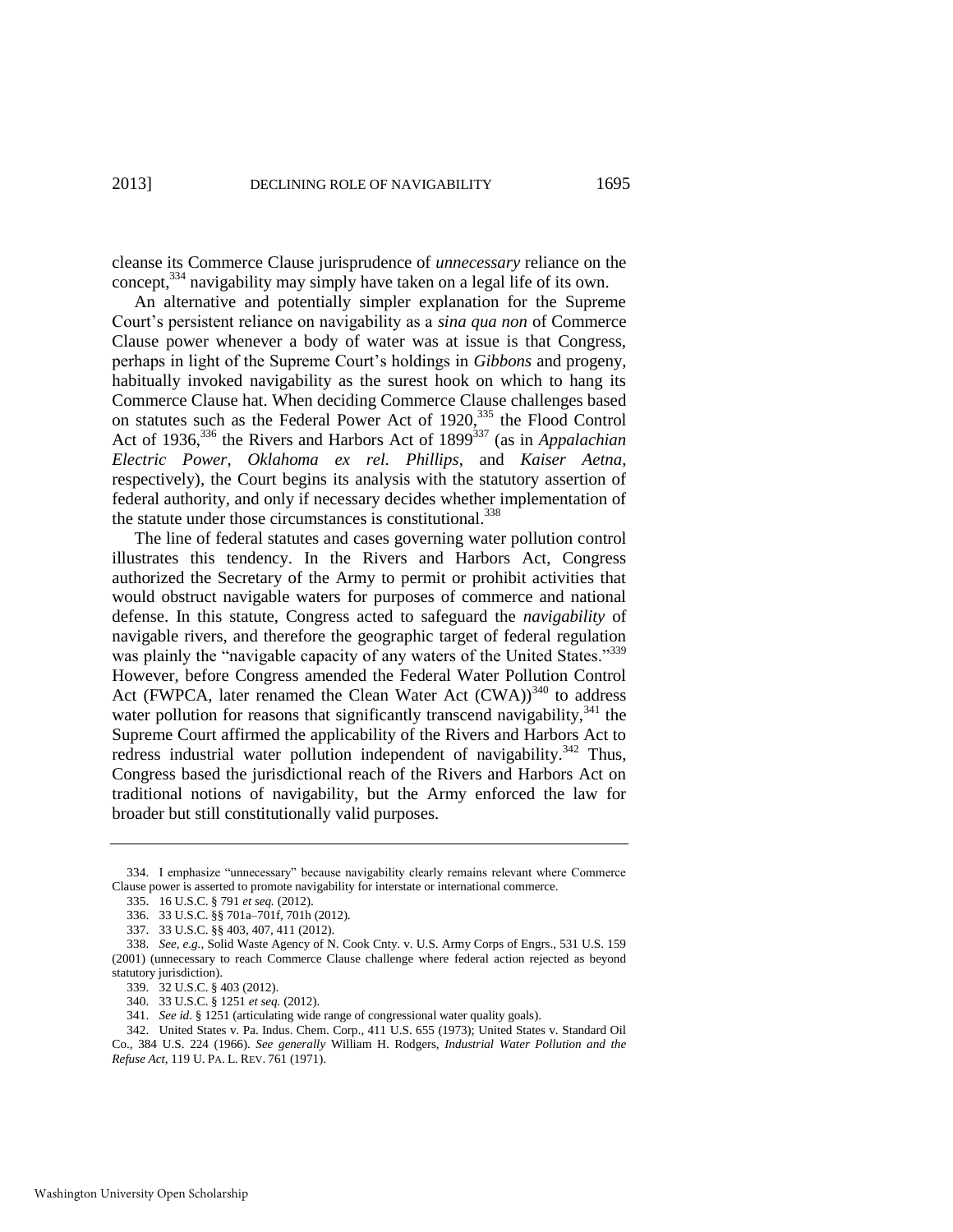cleanse its Commerce Clause jurisprudence of *unnecessary* reliance on the concept,[334] navigability may simply have taken on a legal life of its own.

An alternative and potentially simpler explanation for the Supreme Court's persistent reliance on navigability as a *sina qua non* of Commerce Clause power whenever a body of water was at issue is that Congress, perhaps in light of the Supreme Court's holdings in *Gibbons* and progeny, habitually invoked navigability as the surest hook on which to hang its Commerce Clause hat. When deciding Commerce Clause challenges based on statutes such as the Federal Power Act of 1920,[335] the Flood Control Act of 1936,[336] the Rivers and Harbors Act of 1899[337] (as in *Appalachian Electric Power*, *Oklahoma ex rel. Phillips*, and *Kaiser Aetna*, respectively), the Court begins its analysis with the statutory assertion of federal authority, and only if necessary decides whether implementation of the statute under those circumstances is constitutional.[338]

The line of federal statutes and cases governing water pollution control illustrates this tendency. In the Rivers and Harbors Act, Congress authorized the Secretary of the Army to permit or prohibit activities that would obstruct navigable waters for purposes of commerce and national defense. In this statute, Congress acted to safeguard the *navigability* of navigable rivers, and therefore the geographic target of federal regulation was plainly the "navigable capacity of any waters of the United States."[339] However, before Congress amended the Federal Water Pollution Control Act (FWPCA, later renamed the Clean Water Act (CWA))[340] to address water pollution for reasons that significantly transcend navigability,[341] the Supreme Court affirmed the applicability of the Rivers and Harbors Act to redress industrial water pollution independent of navigability.[342] Thus, Congress based the jurisdictional reach of the Rivers and Harbors Act on traditional notions of navigability, but the Army enforced the law for broader but still constitutionally valid purposes.

---

334. I emphasize "unnecessary" because navigability clearly remains relevant where Commerce Clause power is asserted to promote navigability for interstate or international commerce.

335. 16 U.S.C. § 791 *et seq.* (2012).

336. 33 U.S.C. §§ 701a–701f, 701h (2012).

337. 33 U.S.C. §§ 403, 407, 411 (2012).

338. *See, e.g.*, Solid Waste Agency of N. Cook Cnty. v. U.S. Army Corps of Engrs., 531 U.S. 159 (2001) (unnecessary to reach Commerce Clause challenge where federal action rejected as beyond statutory jurisdiction).

339. 32 U.S.C. § 403 (2012).

340. 33 U.S.C. § 1251 *et seq.* (2012).

341. *See id*. § 1251 (articulating wide range of congressional water quality goals).

342. United States v. Pa. Indus. Chem. Corp., 411 U.S. 655 (1973); United States v. Standard Oil Co., 384 U.S. 224 (1966). *See generally* William H. Rodgers, *Industrial Water Pollution and the Refuse Act*, 119 U. PA. L. REV. 761 (1971).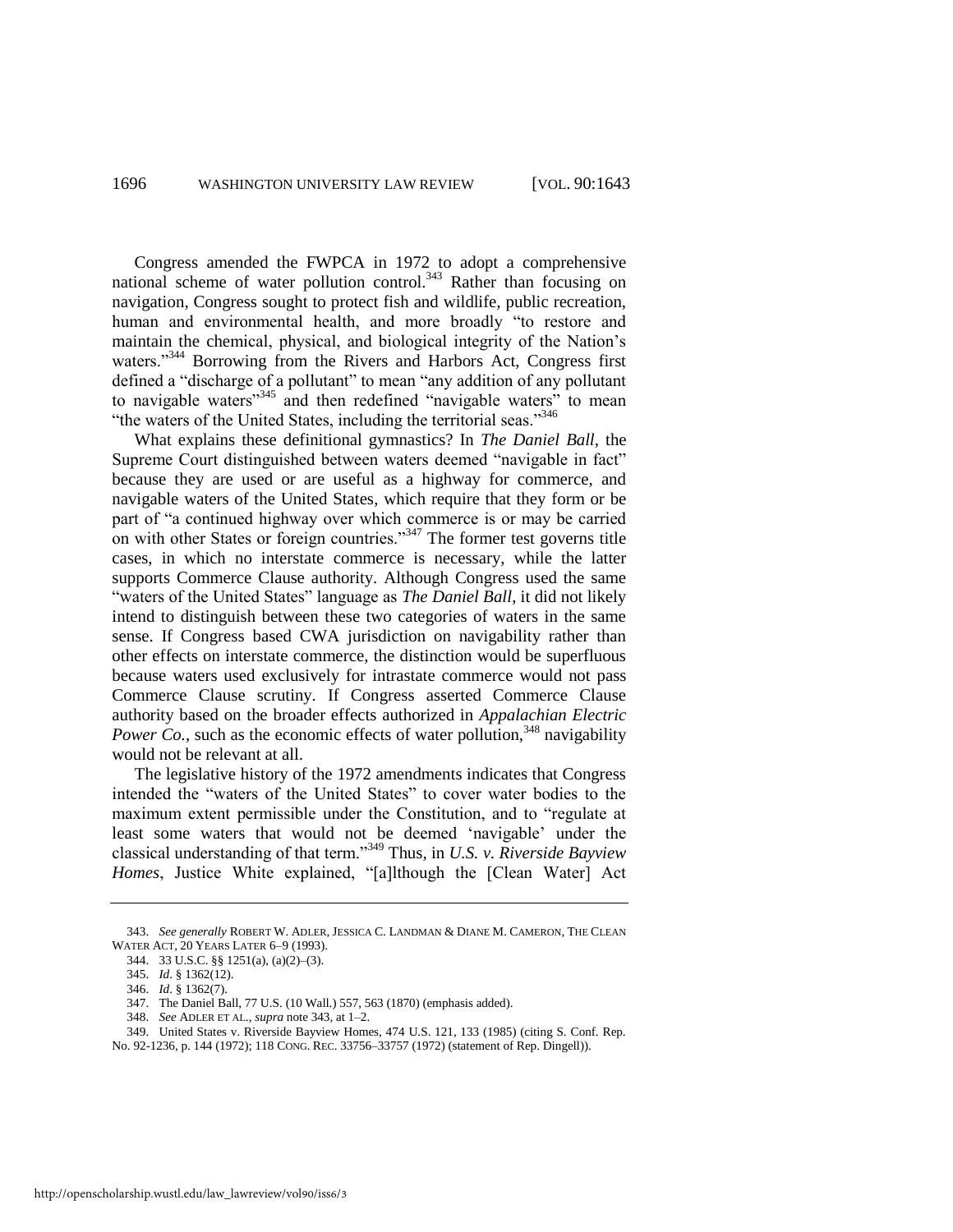Congress amended the FWPCA in 1972 to adopt a comprehensive national scheme of water pollution control.[343] Rather than focusing on navigation, Congress sought to protect fish and wildlife, public recreation, human and environmental health, and more broadly "to restore and maintain the chemical, physical, and biological integrity of the Nation's waters."[344] Borrowing from the Rivers and Harbors Act, Congress first defined a "discharge of a pollutant" to mean "any addition of any pollutant to navigable waters"[345] and then redefined "navigable waters" to mean "the waters of the United States, including the territorial seas."[346]

What explains these definitional gymnastics? In *The Daniel Ball*, the Supreme Court distinguished between waters deemed "navigable in fact" because they are used or are useful as a highway for commerce, and navigable waters of the United States, which require that they form or be part of "a continued highway over which commerce is or may be carried on with other States or foreign countries."[347] The former test governs title cases, in which no interstate commerce is necessary, while the latter supports Commerce Clause authority. Although Congress used the same "waters of the United States" language as *The Daniel Ball*, it did not likely intend to distinguish between these two categories of waters in the same sense. If Congress based CWA jurisdiction on navigability rather than other effects on interstate commerce, the distinction would be superfluous because waters used exclusively for intrastate commerce would not pass Commerce Clause scrutiny. If Congress asserted Commerce Clause authority based on the broader effects authorized in *Appalachian Electric Power Co.*, such as the economic effects of water pollution,[348] navigability would not be relevant at all.

The legislative history of the 1972 amendments indicates that Congress intended the "waters of the United States" to cover water bodies to the maximum extent permissible under the Constitution, and to "regulate at least some waters that would not be deemed 'navigable' under the classical understanding of that term."[349] Thus, in *U.S. v. Riverside Bayview Homes*, Justice White explained, "[a]lthough the [Clean Water] Act

---

343. *See generally* ROBERT W. ADLER, JESSICA C. LANDMAN & DIANE M. CAMERON, THE CLEAN WATER ACT, 20 YEARS LATER 6–9 (1993).

344. 33 U.S.C. §§ 1251(a), (a)(2)–(3).

345. *Id*. § 1362(12).

346. *Id*. § 1362(7).

347. The Daniel Ball, 77 U.S. (10 Wall.) 557, 563 (1870) (emphasis added).

348. *See* ADLER ET AL., *supra* note 343, at 1–2.

349. United States v. Riverside Bayview Homes, 474 U.S. 121, 133 (1985) (citing S. Conf. Rep. No. 92-1236, p. 144 (1972); 118 CONG. REC. 33756–33757 (1972) (statement of Rep. Dingell)).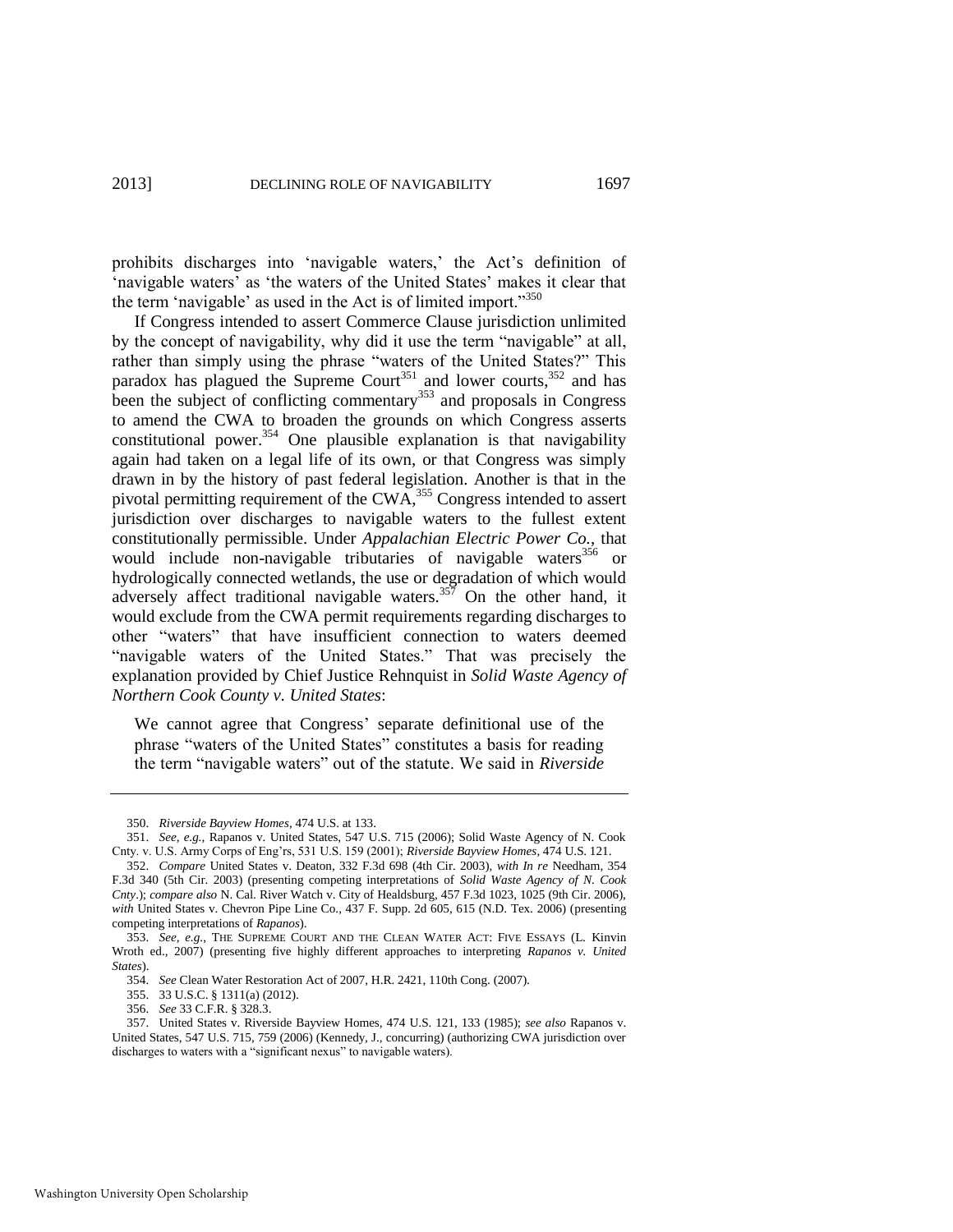prohibits discharges into 'navigable waters,' the Act's definition of 'navigable waters' as 'the waters of the United States' makes it clear that the term 'navigable' as used in the Act is of limited import."[350]

If Congress intended to assert Commerce Clause jurisdiction unlimited by the concept of navigability, why did it use the term "navigable" at all, rather than simply using the phrase "waters of the United States?" This paradox has plagued the Supreme Court[351] and lower courts,[352] and has been the subject of conflicting commentary[353] and proposals in Congress to amend the CWA to broaden the grounds on which Congress asserts constitutional power.[354] One plausible explanation is that navigability again had taken on a legal life of its own, or that Congress was simply drawn in by the history of past federal legislation. Another is that in the pivotal permitting requirement of the CWA,[355] Congress intended to assert jurisdiction over discharges to navigable waters to the fullest extent constitutionally permissible. Under *Appalachian Electric Power Co.*, that would include non-navigable tributaries of navigable waters[356] or hydrologically connected wetlands, the use or degradation of which would adversely affect traditional navigable waters.[357] On the other hand, it would exclude from the CWA permit requirements regarding discharges to other "waters" that have insufficient connection to waters deemed "navigable waters of the United States." That was precisely the explanation provided by Chief Justice Rehnquist in *Solid Waste Agency of Northern Cook County v. United States*:

> We cannot agree that Congress' separate definitional use of the phrase "waters of the United States" constitutes a basis for reading the term "navigable waters" out of the statute. We said in *Riverside*

---

350. *Riverside Bayview Homes*, 474 U.S. at 133.

351. *See, e.g.*, Rapanos v. United States, 547 U.S. 715 (2006); Solid Waste Agency of N. Cook Cnty. v. U.S. Army Corps of Eng'rs, 531 U.S. 159 (2001); *Riverside Bayview Homes*, 474 U.S. 121.

352. *Compare* United States v. Deaton, 332 F.3d 698 (4th Cir. 2003), *with In re* Needham, 354 F.3d 340 (5th Cir. 2003) (presenting competing interpretations of *Solid Waste Agency of N. Cook Cnty*.); *compare also* N. Cal. River Watch v. City of Healdsburg, 457 F.3d 1023, 1025 (9th Cir. 2006), *with* United States v. Chevron Pipe Line Co., 437 F. Supp. 2d 605, 615 (N.D. Tex. 2006) (presenting competing interpretations of *Rapanos*).

353. *See, e.g.*, THE SUPREME COURT AND THE CLEAN WATER ACT: FIVE ESSAYS (L. Kinvin Wroth ed., 2007) (presenting five highly different approaches to interpreting *Rapanos v. United States*).

354. *See* Clean Water Restoration Act of 2007, H.R. 2421, 110th Cong. (2007).

355. 33 U.S.C. § 1311(a) (2012).

356. *See* 33 C.F.R. § 328.3.

357. United States v. Riverside Bayview Homes, 474 U.S. 121, 133 (1985); *see also* Rapanos v. United States, 547 U.S. 715, 759 (2006) (Kennedy, J., concurring) (authorizing CWA jurisdiction over discharges to waters with a "significant nexus" to navigable waters).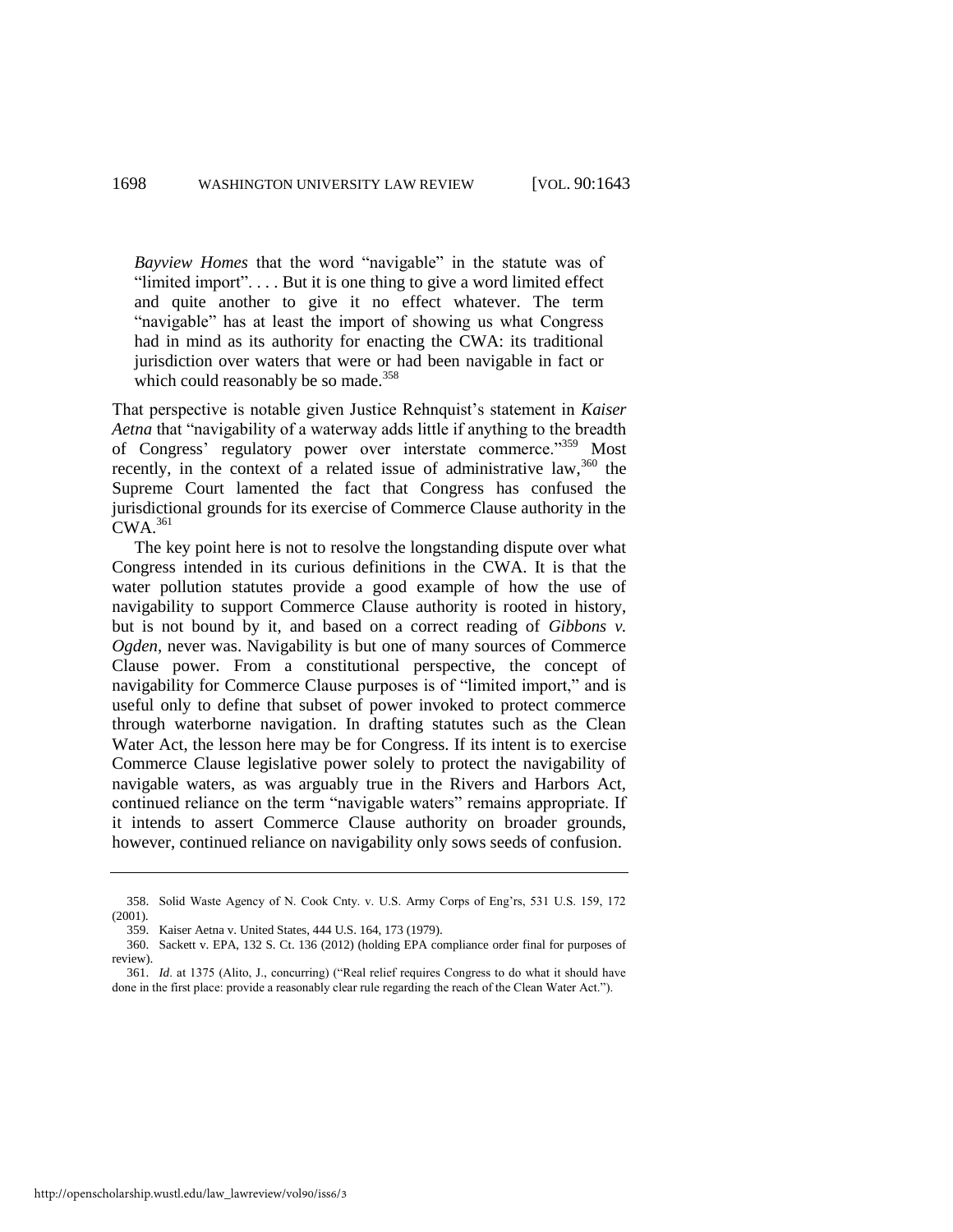> *Bayview Homes* that the word "navigable" in the statute was of "limited import". . . . But it is one thing to give a word limited effect and quite another to give it no effect whatever. The term "navigable" has at least the import of showing us what Congress had in mind as its authority for enacting the CWA: its traditional jurisdiction over waters that were or had been navigable in fact or which could reasonably be so made.[358]

That perspective is notable given Justice Rehnquist's statement in *Kaiser Aetna* that "navigability of a waterway adds little if anything to the breadth of Congress' regulatory power over interstate commerce."[359] Most recently, in the context of a related issue of administrative law,[360] the Supreme Court lamented the fact that Congress has confused the jurisdictional grounds for its exercise of Commerce Clause authority in the CWA.[361]

The key point here is not to resolve the longstanding dispute over what Congress intended in its curious definitions in the CWA. It is that the water pollution statutes provide a good example of how the use of navigability to support Commerce Clause authority is rooted in history, but is not bound by it, and based on a correct reading of *Gibbons v. Ogden*, never was. Navigability is but one of many sources of Commerce Clause power. From a constitutional perspective, the concept of navigability for Commerce Clause purposes is of "limited import," and is useful only to define that subset of power invoked to protect commerce through waterborne navigation. In drafting statutes such as the Clean Water Act, the lesson here may be for Congress. If its intent is to exercise Commerce Clause legislative power solely to protect the navigability of navigable waters, as was arguably true in the Rivers and Harbors Act, continued reliance on the term "navigable waters" remains appropriate. If it intends to assert Commerce Clause authority on broader grounds, however, continued reliance on navigability only sows seeds of confusion.

---

358. Solid Waste Agency of N. Cook Cnty. v. U.S. Army Corps of Eng'rs, 531 U.S. 159, 172 (2001).

359. Kaiser Aetna v. United States, 444 U.S. 164, 173 (1979).

360. Sackett v. EPA, 132 S. Ct. 136 (2012) (holding EPA compliance order final for purposes of review).

361. *Id*. at 1375 (Alito, J., concurring) ("Real relief requires Congress to do what it should have done in the first place: provide a reasonably clear rule regarding the reach of the Clean Water Act.").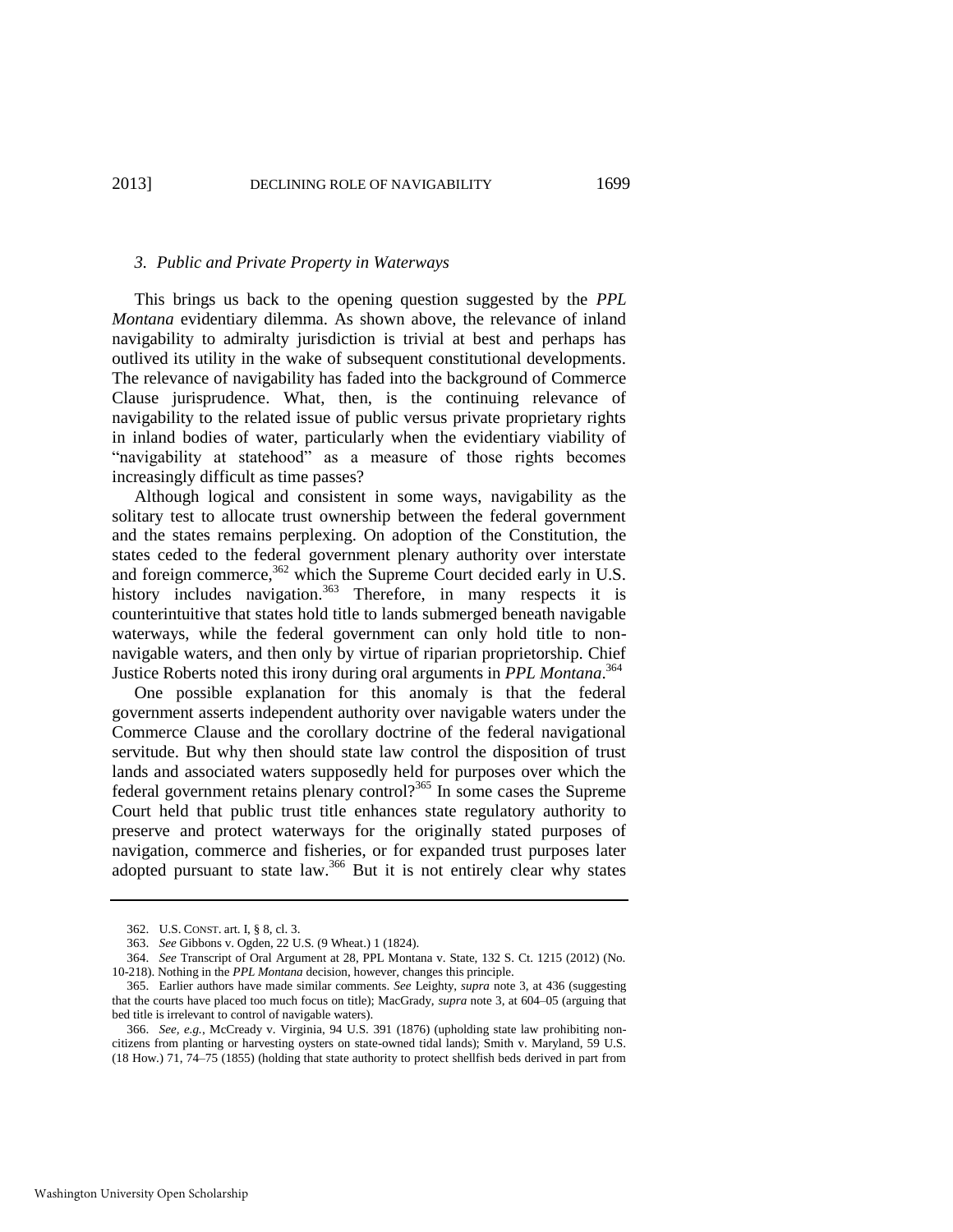### *3. Public and Private Property in Waterways*

This brings us back to the opening question suggested by the *PPL Montana* evidentiary dilemma. As shown above, the relevance of inland navigability to admiralty jurisdiction is trivial at best and perhaps has outlived its utility in the wake of subsequent constitutional developments. The relevance of navigability has faded into the background of Commerce Clause jurisprudence. What, then, is the continuing relevance of navigability to the related issue of public versus private proprietary rights in inland bodies of water, particularly when the evidentiary viability of "navigability at statehood" as a measure of those rights becomes increasingly difficult as time passes?

Although logical and consistent in some ways, navigability as the solitary test to allocate trust ownership between the federal government and the states remains perplexing. On adoption of the Constitution, the states ceded to the federal government plenary authority over interstate and foreign commerce,[362] which the Supreme Court decided early in U.S. history includes navigation.[363] Therefore, in many respects it is counterintuitive that states hold title to lands submerged beneath navigable waterways, while the federal government can only hold title to non-navigable waters, and then only by virtue of riparian proprietorship. Chief Justice Roberts noted this irony during oral arguments in *PPL Montana*.[364]

One possible explanation for this anomaly is that the federal government asserts independent authority over navigable waters under the Commerce Clause and the corollary doctrine of the federal navigational servitude. But why then should state law control the disposition of trust lands and associated waters supposedly held for purposes over which the federal government retains plenary control?[365] In some cases the Supreme Court held that public trust title enhances state regulatory authority to preserve and protect waterways for the originally stated purposes of navigation, commerce and fisheries, or for expanded trust purposes later adopted pursuant to state law.[366] But it is not entirely clear why states

---

362. U.S. CONST. art. I, § 8, cl. 3.

363. *See* Gibbons v. Ogden, 22 U.S. (9 Wheat.) 1 (1824).

364. *See* Transcript of Oral Argument at 28, PPL Montana v. State, 132 S. Ct. 1215 (2012) (No. 10-218). Nothing in the *PPL Montana* decision, however, changes this principle.

365. Earlier authors have made similar comments. *See* Leighty, *supra* note 3, at 436 (suggesting that the courts have placed too much focus on title); MacGrady, *supra* note 3, at 604–05 (arguing that bed title is irrelevant to control of navigable waters).

366. *See, e.g.*, McCready v. Virginia, 94 U.S. 391 (1876) (upholding state law prohibiting non-citizens from planting or harvesting oysters on state-owned tidal lands); Smith v. Maryland, 59 U.S. (18 How.) 71, 74–75 (1855) (holding that state authority to protect shellfish beds derived in part from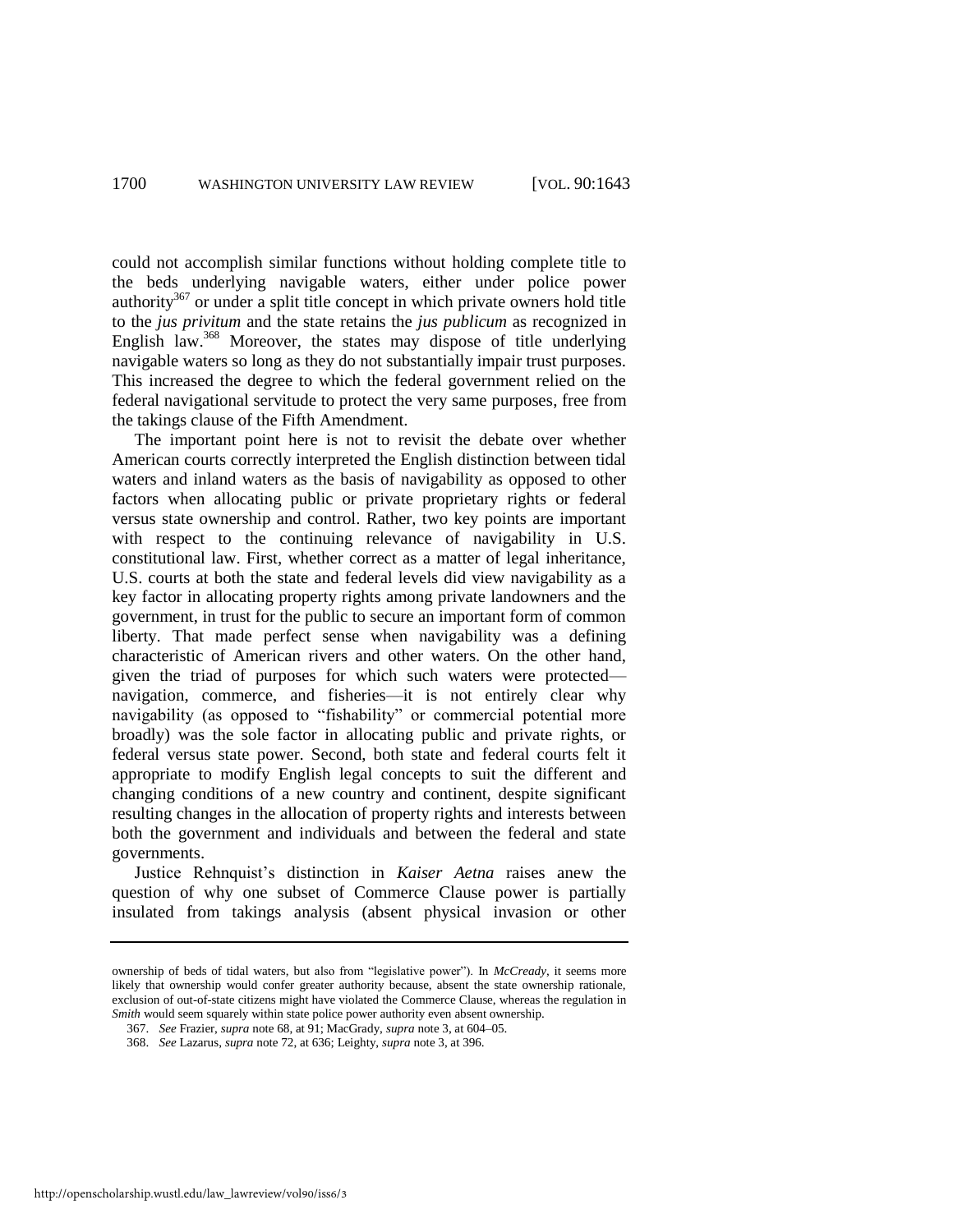could not accomplish similar functions without holding complete title to the beds underlying navigable waters, either under police power authority[367] or under a split title concept in which private owners hold title to the *jus privitum* and the state retains the *jus publicum* as recognized in English law.[368] Moreover, the states may dispose of title underlying navigable waters so long as they do not substantially impair trust purposes. This increased the degree to which the federal government relied on the federal navigational servitude to protect the very same purposes, free from the takings clause of the Fifth Amendment.

The important point here is not to revisit the debate over whether American courts correctly interpreted the English distinction between tidal waters and inland waters as the basis of navigability as opposed to other factors when allocating public or private proprietary rights or federal versus state ownership and control. Rather, two key points are important with respect to the continuing relevance of navigability in U.S. constitutional law. First, whether correct as a matter of legal inheritance, U.S. courts at both the state and federal levels did view navigability as a key factor in allocating property rights among private landowners and the government, in trust for the public to secure an important form of common liberty. That made perfect sense when navigability was a defining characteristic of American rivers and other waters. On the other hand, given the triad of purposes for which such waters were protected—navigation, commerce, and fisheries—it is not entirely clear why navigability (as opposed to "fishability" or commercial potential more broadly) was the sole factor in allocating public and private rights, or federal versus state power. Second, both state and federal courts felt it appropriate to modify English legal concepts to suit the different and changing conditions of a new country and continent, despite significant resulting changes in the allocation of property rights and interests between both the government and individuals and between the federal and state governments.

Justice Rehnquist's distinction in *Kaiser Aetna* raises anew the question of why one subset of Commerce Clause power is partially insulated from takings analysis (absent physical invasion or other

---

ownership of beds of tidal waters, but also from "legislative power"). In *McCready*, it seems more likely that ownership would confer greater authority because, absent the state ownership rationale, exclusion of out-of-state citizens might have violated the Commerce Clause, whereas the regulation in *Smith* would seem squarely within state police power authority even absent ownership.

367. *See* Frazier, *supra* note 68, at 91; MacGrady, *supra* note 3, at 604–05.

368. *See* Lazarus, *supra* note 72, at 636; Leighty, *supra* note 3, at 396.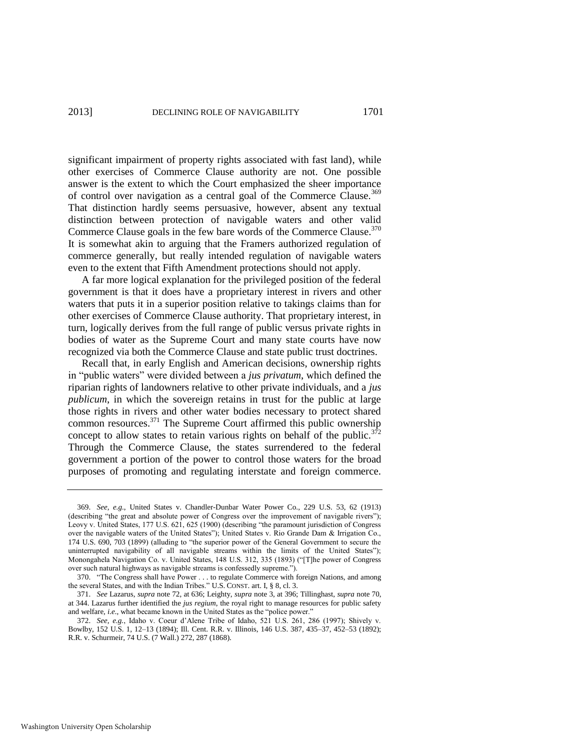significant impairment of property rights associated with fast land), while other exercises of Commerce Clause authority are not. One possible answer is the extent to which the Court emphasized the sheer importance of control over navigation as a central goal of the Commerce Clause.[369] That distinction hardly seems persuasive, however, absent any textual distinction between protection of navigable waters and other valid Commerce Clause goals in the few bare words of the Commerce Clause.[370] It is somewhat akin to arguing that the Framers authorized regulation of commerce generally, but really intended regulation of navigable waters even to the extent that Fifth Amendment protections should not apply.

A far more logical explanation for the privileged position of the federal government is that it does have a proprietary interest in rivers and other waters that puts it in a superior position relative to takings claims than for other exercises of Commerce Clause authority. That proprietary interest, in turn, logically derives from the full range of public versus private rights in bodies of water as the Supreme Court and many state courts have now recognized via both the Commerce Clause and state public trust doctrines.

Recall that, in early English and American decisions, ownership rights in "public waters" were divided between a *jus privatum*, which defined the riparian rights of landowners relative to other private individuals, and a *jus publicum*, in which the sovereign retains in trust for the public at large those rights in rivers and other water bodies necessary to protect shared common resources.[371] The Supreme Court affirmed this public ownership concept to allow states to retain various rights on behalf of the public.[372] Through the Commerce Clause, the states surrendered to the federal government a portion of the power to control those waters for the broad purposes of promoting and regulating interstate and foreign commerce.

---

369. *See, e.g.*, United States v. Chandler-Dunbar Water Power Co., 229 U.S. 53, 62 (1913) (describing "the great and absolute power of Congress over the improvement of navigable rivers"); Leovy v. United States, 177 U.S. 621, 625 (1900) (describing "the paramount jurisdiction of Congress over the navigable waters of the United States"); United States v. Rio Grande Dam & Irrigation Co., 174 U.S. 690, 703 (1899) (alluding to "the superior power of the General Government to secure the uninterrupted navigability of all navigable streams within the limits of the United States"); Monongahela Navigation Co. v. United States, 148 U.S. 312, 335 (1893) ("[T]he power of Congress over such natural highways as navigable streams is confessedly supreme.").

370. "The Congress shall have Power . . . to regulate Commerce with foreign Nations, and among the several States, and with the Indian Tribes." U.S. CONST. art. I, § 8, cl. 3.

371. *See* Lazarus, *supra* note 72, at 636; Leighty, *supra* note 3, at 396; Tillinghast, *supra* note 70, at 344. Lazarus further identified the *jus regium*, the royal right to manage resources for public safety and welfare, *i.e.*, what became known in the United States as the "police power."

372. *See, e.g.*, Idaho v. Coeur d'Alene Tribe of Idaho, 521 U.S. 261, 286 (1997); Shively v. Bowlby, 152 U.S. 1, 12–13 (1894); Ill. Cent. R.R. v. Illinois, 146 U.S. 387, 435–37, 452–53 (1892); R.R. v. Schurmeir, 74 U.S. (7 Wall.) 272, 287 (1868).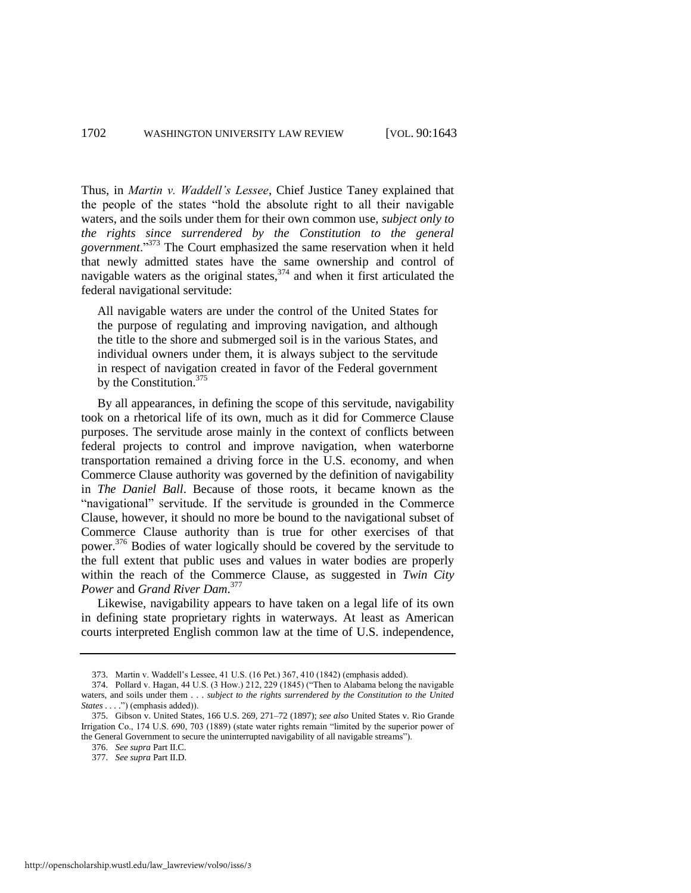Thus, in *Martin v. Waddell's Lessee*, Chief Justice Taney explained that the people of the states "hold the absolute right to all their navigable waters, and the soils under them for their own common use, *subject only to the rights since surrendered by the Constitution to the general government*."[373] The Court emphasized the same reservation when it held that newly admitted states have the same ownership and control of navigable waters as the original states,[374] and when it first articulated the federal navigational servitude:

> All navigable waters are under the control of the United States for the purpose of regulating and improving navigation, and although the title to the shore and submerged soil is in the various States, and individual owners under them, it is always subject to the servitude in respect of navigation created in favor of the Federal government by the Constitution.[375]

By all appearances, in defining the scope of this servitude, navigability took on a rhetorical life of its own, much as it did for Commerce Clause purposes. The servitude arose mainly in the context of conflicts between federal projects to control and improve navigation, when waterborne transportation remained a driving force in the U.S. economy, and when Commerce Clause authority was governed by the definition of navigability in *The Daniel Ball*. Because of those roots, it became known as the "navigational" servitude. If the servitude is grounded in the Commerce Clause, however, it should no more be bound to the navigational subset of Commerce Clause authority than is true for other exercises of that power.[376] Bodies of water logically should be covered by the servitude to the full extent that public uses and values in water bodies are properly within the reach of the Commerce Clause, as suggested in *Twin City Power* and *Grand River Dam*.[377]

Likewise, navigability appears to have taken on a legal life of its own in defining state proprietary rights in waterways. At least as American courts interpreted English common law at the time of U.S. independence,

---

373. Martin v. Waddell's Lessee, 41 U.S. (16 Pet.) 367, 410 (1842) (emphasis added).

374. Pollard v. Hagan, 44 U.S. (3 How.) 212, 229 (1845) ("Then to Alabama belong the navigable waters, and soils under them . . . *subject to the rights surrendered by the Constitution to the United States* . . . .") (emphasis added)).

375. Gibson v. United States, 166 U.S. 269, 271–72 (1897); *see also* United States v. Rio Grande Irrigation Co., 174 U.S. 690, 703 (1889) (state water rights remain "limited by the superior power of the General Government to secure the uninterrupted navigability of all navigable streams").

376. *See supra* Part II.C.

377. *See supra* Part II.D.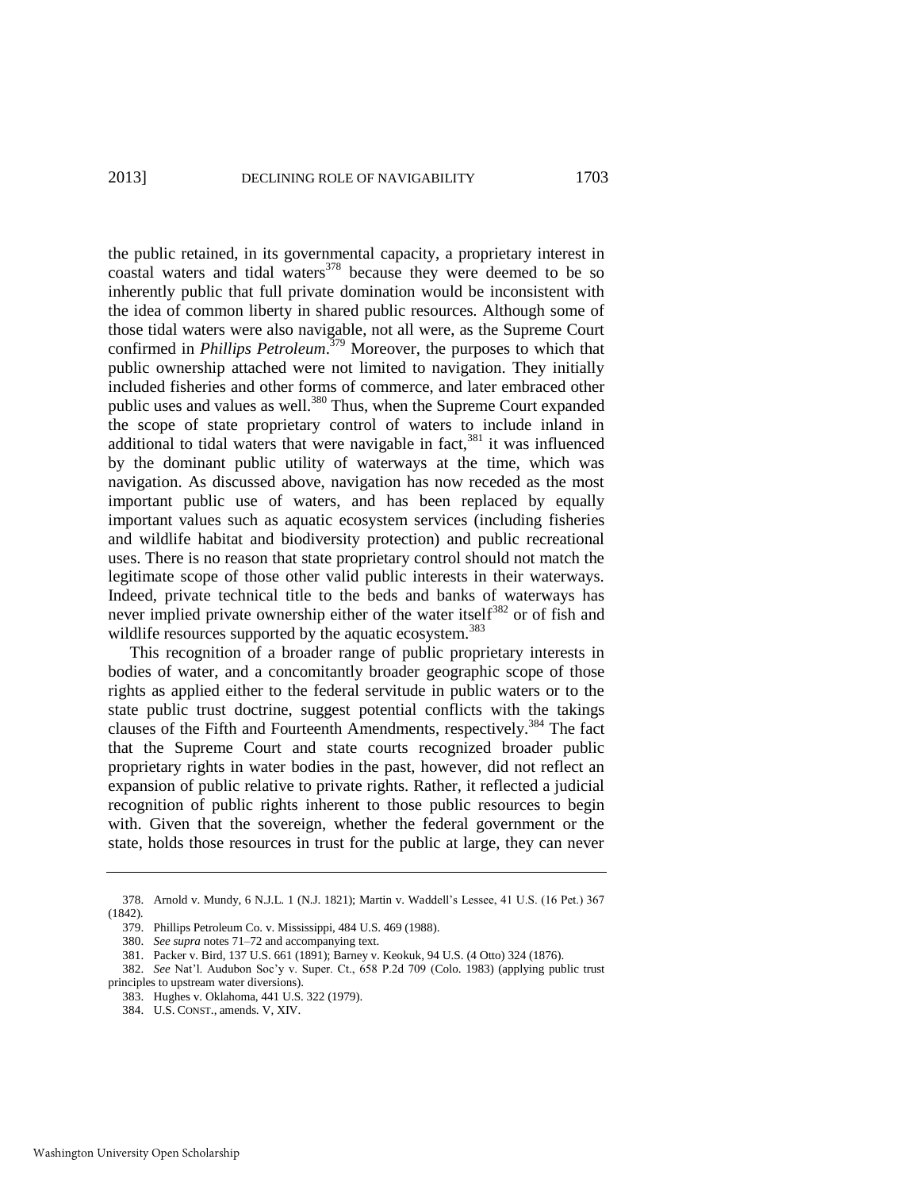the public retained, in its governmental capacity, a proprietary interest in coastal waters and tidal waters[378] because they were deemed to be so inherently public that full private domination would be inconsistent with the idea of common liberty in shared public resources. Although some of those tidal waters were also navigable, not all were, as the Supreme Court confirmed in *Phillips Petroleum*.[379] Moreover, the purposes to which that public ownership attached were not limited to navigation. They initially included fisheries and other forms of commerce, and later embraced other public uses and values as well.[380] Thus, when the Supreme Court expanded the scope of state proprietary control of waters to include inland in additional to tidal waters that were navigable in fact,[381] it was influenced by the dominant public utility of waterways at the time, which was navigation. As discussed above, navigation has now receded as the most important public use of waters, and has been replaced by equally important values such as aquatic ecosystem services (including fisheries and wildlife habitat and biodiversity protection) and public recreational uses. There is no reason that state proprietary control should not match the legitimate scope of those other valid public interests in their waterways. Indeed, private technical title to the beds and banks of waterways has never implied private ownership either of the water itself[382] or of fish and wildlife resources supported by the aquatic ecosystem.[383]

This recognition of a broader range of public proprietary interests in bodies of water, and a concomitantly broader geographic scope of those rights as applied either to the federal servitude in public waters or to the state public trust doctrine, suggest potential conflicts with the takings clauses of the Fifth and Fourteenth Amendments, respectively.[384] The fact that the Supreme Court and state courts recognized broader public proprietary rights in water bodies in the past, however, did not reflect an expansion of public relative to private rights. Rather, it reflected a judicial recognition of public rights inherent to those public resources to begin with. Given that the sovereign, whether the federal government or the state, holds those resources in trust for the public at large, they can never

---

378. Arnold v. Mundy, 6 N.J.L. 1 (N.J. 1821); Martin v. Waddell's Lessee, 41 U.S. (16 Pet.) 367 (1842).

379. Phillips Petroleum Co. v. Mississippi, 484 U.S. 469 (1988).

380. *See supra* notes 71–72 and accompanying text.

381. Packer v. Bird, 137 U.S. 661 (1891); Barney v. Keokuk, 94 U.S. (4 Otto) 324 (1876).

382. *See* Nat'l. Audubon Soc'y v. Super. Ct., 658 P.2d 709 (Colo. 1983) (applying public trust principles to upstream water diversions).

383. Hughes v. Oklahoma, 441 U.S. 322 (1979).

384. U.S. CONST., amends. V, XIV.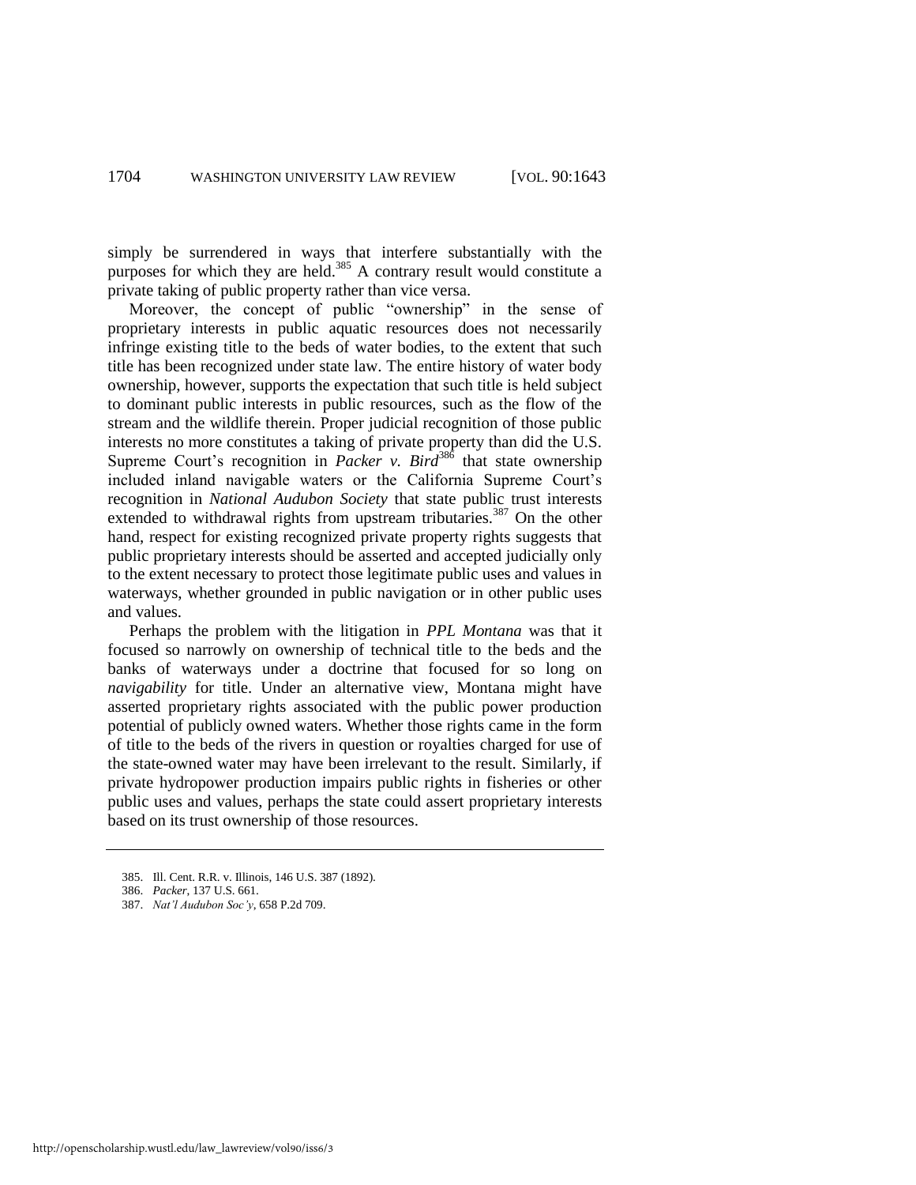simply be surrendered in ways that interfere substantially with the purposes for which they are held.[385] A contrary result would constitute a private taking of public property rather than vice versa.

Moreover, the concept of public "ownership" in the sense of proprietary interests in public aquatic resources does not necessarily infringe existing title to the beds of water bodies, to the extent that such title has been recognized under state law. The entire history of water body ownership, however, supports the expectation that such title is held subject to dominant public interests in public resources, such as the flow of the stream and the wildlife therein. Proper judicial recognition of those public interests no more constitutes a taking of private property than did the U.S. Supreme Court's recognition in *Packer v. Bird*[386] that state ownership included inland navigable waters or the California Supreme Court's recognition in *National Audubon Society* that state public trust interests extended to withdrawal rights from upstream tributaries.[387] On the other hand, respect for existing recognized private property rights suggests that public proprietary interests should be asserted and accepted judicially only to the extent necessary to protect those legitimate public uses and values in waterways, whether grounded in public navigation or in other public uses and values.

Perhaps the problem with the litigation in *PPL Montana* was that it focused so narrowly on ownership of technical title to the beds and the banks of waterways under a doctrine that focused for so long on *navigability* for title. Under an alternative view, Montana might have asserted proprietary rights associated with the public power production potential of publicly owned waters. Whether those rights came in the form of title to the beds of the rivers in question or royalties charged for use of the state-owned water may have been irrelevant to the result. Similarly, if private hydropower production impairs public rights in fisheries or other public uses and values, perhaps the state could assert proprietary interests based on its trust ownership of those resources.

---

385. Ill. Cent. R.R. v. Illinois, 146 U.S. 387 (1892).

386. *Packer*, 137 U.S. 661.

387. *Nat'l Audubon Soc'y*, 658 P.2d 709.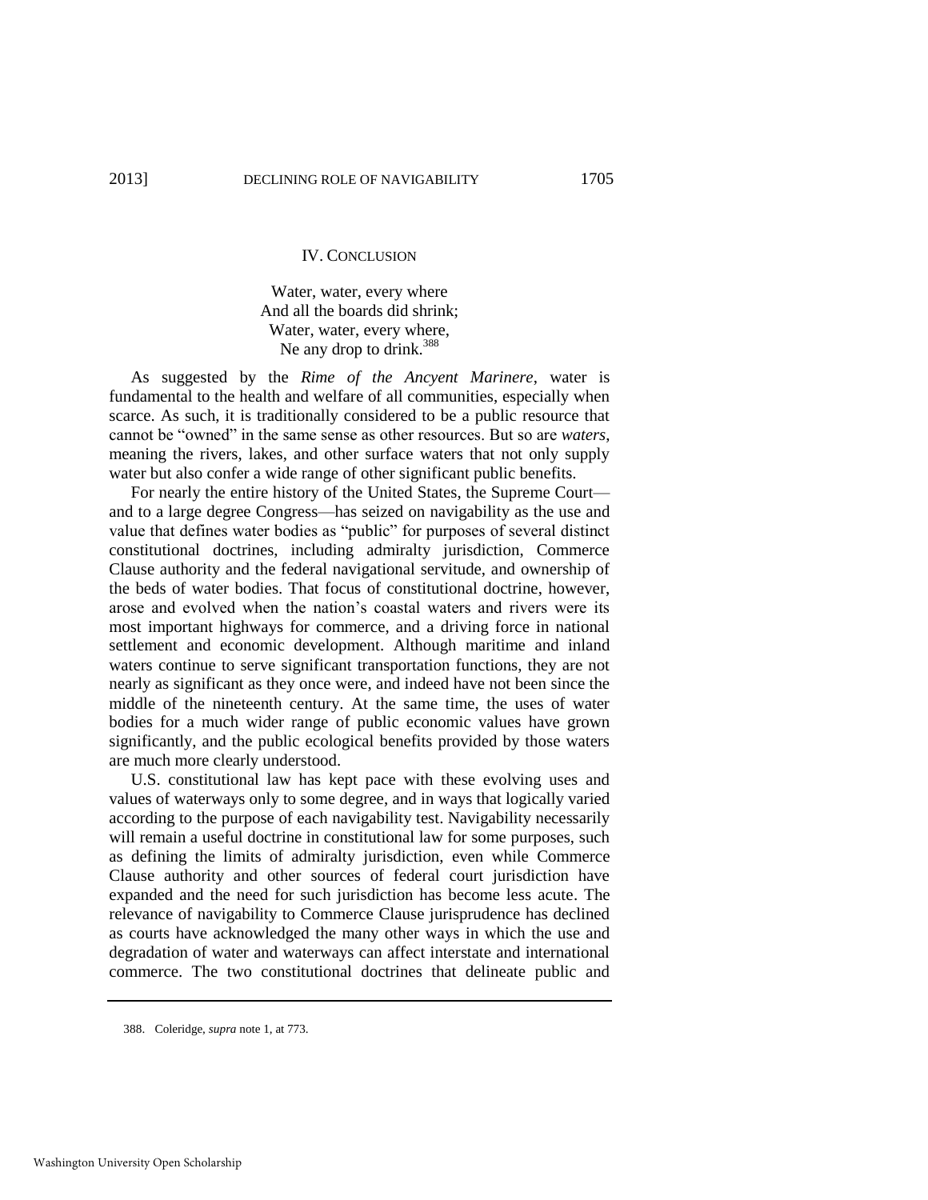## IV. CONCLUSION

Water, water, every where
And all the boards did shrink;
Water, water, every where,
Ne any drop to drink.[388]

As suggested by the *Rime of the Ancyent Marinere*, water is fundamental to the health and welfare of all communities, especially when scarce. As such, it is traditionally considered to be a public resource that cannot be "owned" in the same sense as other resources. But so are *waters*, meaning the rivers, lakes, and other surface waters that not only supply water but also confer a wide range of other significant public benefits.

For nearly the entire history of the United States, the Supreme Court—and to a large degree Congress—has seized on navigability as the use and value that defines water bodies as "public" for purposes of several distinct constitutional doctrines, including admiralty jurisdiction, Commerce Clause authority and the federal navigational servitude, and ownership of the beds of water bodies. That focus of constitutional doctrine, however, arose and evolved when the nation's coastal waters and rivers were its most important highways for commerce, and a driving force in national settlement and economic development. Although maritime and inland waters continue to serve significant transportation functions, they are not nearly as significant as they once were, and indeed have not been since the middle of the nineteenth century. At the same time, the uses of water bodies for a much wider range of public economic values have grown significantly, and the public ecological benefits provided by those waters are much more clearly understood.

U.S. constitutional law has kept pace with these evolving uses and values of waterways only to some degree, and in ways that logically varied according to the purpose of each navigability test. Navigability necessarily will remain a useful doctrine in constitutional law for some purposes, such as defining the limits of admiralty jurisdiction, even while Commerce Clause authority and other sources of federal court jurisdiction have expanded and the need for such jurisdiction has become less acute. The relevance of navigability to Commerce Clause jurisprudence has declined as courts have acknowledged the many other ways in which the use and degradation of water and waterways can affect interstate and international commerce. The two constitutional doctrines that delineate public and

388. Coleridge, *supra* note 1, at 773.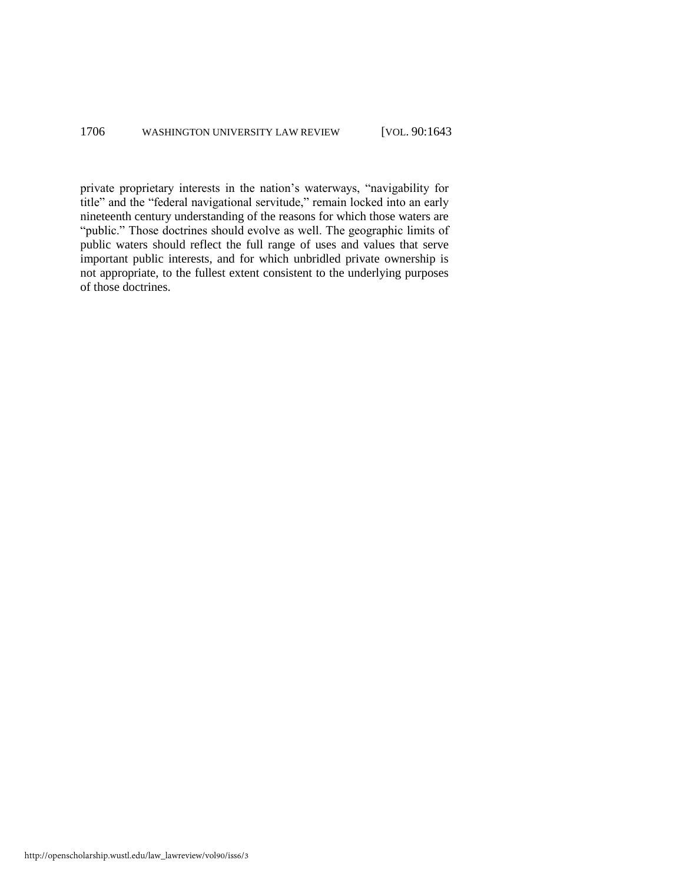private proprietary interests in the nation's waterways, "navigability for title" and the "federal navigational servitude," remain locked into an early nineteenth century understanding of the reasons for which those waters are "public." Those doctrines should evolve as well. The geographic limits of public waters should reflect the full range of uses and values that serve important public interests, and for which unbridled private ownership is not appropriate, to the fullest extent consistent to the underlying purposes of those doctrines.